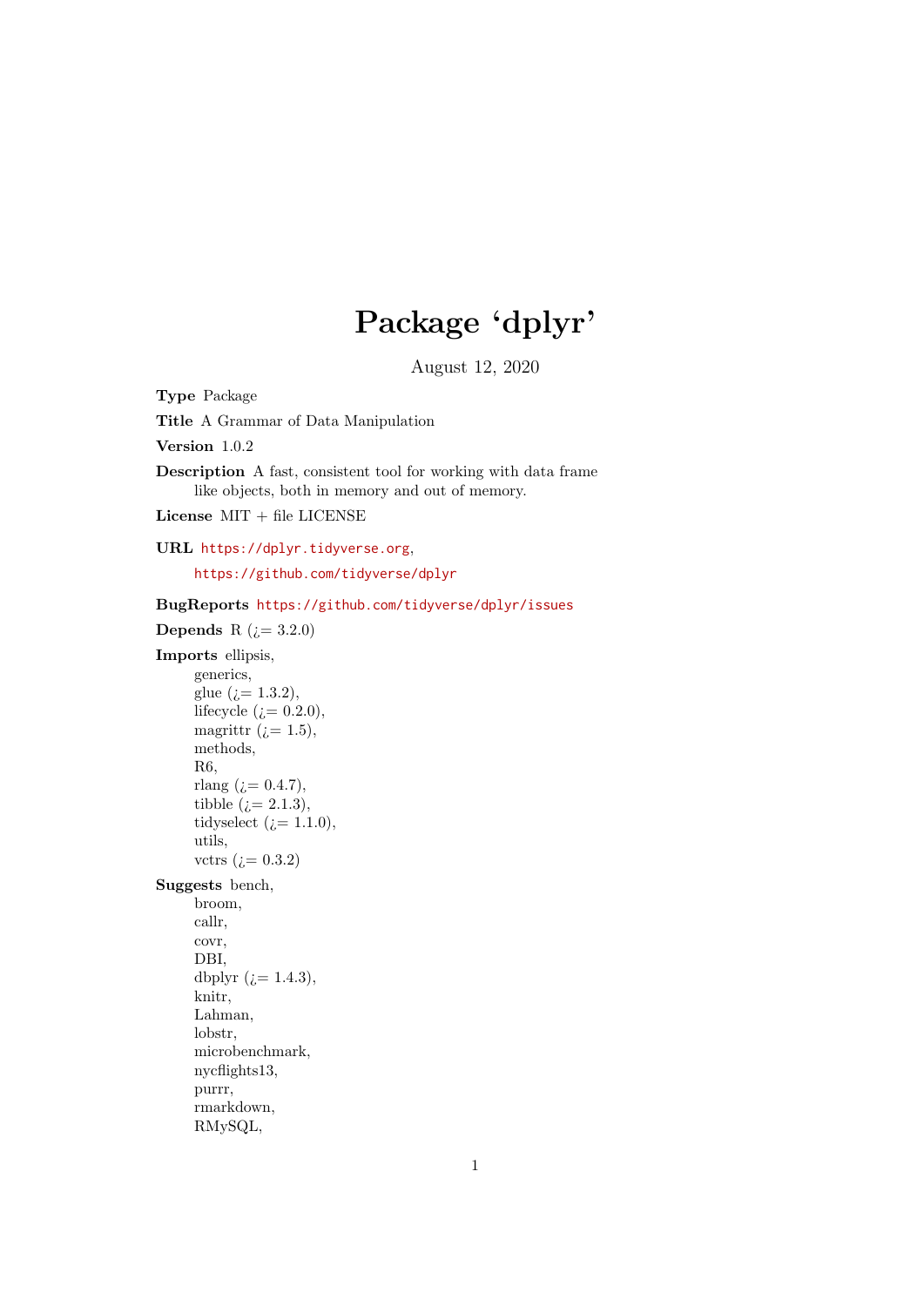# Package 'dplyr'

August 12, 2020

**Type** Package

**Title** A Grammar of Data Manipulation

**Version** 1.0.2

**Description** A fast, consistent tool for working with data frame like objects, both in memory and out of memory.

**License** MIT + file LICENSE

**URL** https://dplyr.tidyverse.org,

https://github.com/tidyverse/dplyr

**BugReports** https://github.com/tidyverse/dplyr/issues

**Depends** R (¿= 3.2.0)

**Imports** ellipsis,
generics,
glue (¿= 1.3.2),
lifecycle (¿= 0.2.0),
magrittr (¿= 1.5),
methods,
R6,
rlang (¿= 0.4.7),
tibble (¿= 2.1.3),
tidyselect (¿= 1.1.0),
utils,
vctrs (¿= 0.3.2)

**Suggests** bench,
broom,
callr,
covr,
DBI,
dbplyr (¿= 1.4.3),
knitr,
Lahman,
lobstr,
microbenchmark,
nycflights13,
purrr,
rmarkdown,
RMySQL,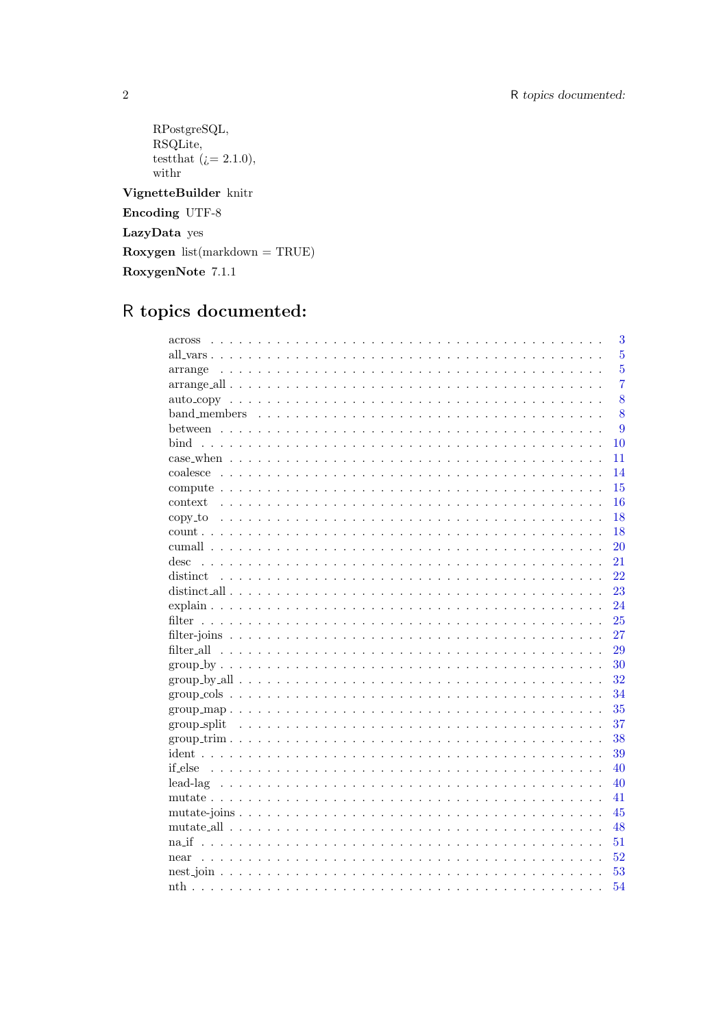RPostgreSQL,
RSQLite,
testthat (¿= 2.1.0),
withr

**VignetteBuilder** knitr

**Encoding** UTF-8

**LazyData** yes

**Roxygen** list(markdown = TRUE)

**RoxygenNote** 7.1.1

# R topics documented:

across . . . . . . . . . . . . . . . . . . . . . . . . . . . . . . . . . . . . . . . . . . 3
all_vars . . . . . . . . . . . . . . . . . . . . . . . . . . . . . . . . . . . . . . . . . . 5
arrange . . . . . . . . . . . . . . . . . . . . . . . . . . . . . . . . . . . . . . . . . . 5
arrange_all . . . . . . . . . . . . . . . . . . . . . . . . . . . . . . . . . . . . . . . . 7
auto_copy . . . . . . . . . . . . . . . . . . . . . . . . . . . . . . . . . . . . . . . . 8
band_members . . . . . . . . . . . . . . . . . . . . . . . . . . . . . . . . . . . . . 8
between . . . . . . . . . . . . . . . . . . . . . . . . . . . . . . . . . . . . . . . . . 9
bind . . . . . . . . . . . . . . . . . . . . . . . . . . . . . . . . . . . . . . . . . . . 10
case_when . . . . . . . . . . . . . . . . . . . . . . . . . . . . . . . . . . . . . . . 11
coalesce . . . . . . . . . . . . . . . . . . . . . . . . . . . . . . . . . . . . . . . . 14
compute . . . . . . . . . . . . . . . . . . . . . . . . . . . . . . . . . . . . . . . . 15
context . . . . . . . . . . . . . . . . . . . . . . . . . . . . . . . . . . . . . . . . . 16
copy_to . . . . . . . . . . . . . . . . . . . . . . . . . . . . . . . . . . . . . . . . . 18
count . . . . . . . . . . . . . . . . . . . . . . . . . . . . . . . . . . . . . . . . . . 18
cumall . . . . . . . . . . . . . . . . . . . . . . . . . . . . . . . . . . . . . . . . . 20
desc . . . . . . . . . . . . . . . . . . . . . . . . . . . . . . . . . . . . . . . . . . . 21
distinct . . . . . . . . . . . . . . . . . . . . . . . . . . . . . . . . . . . . . . . . . 22
distinct_all . . . . . . . . . . . . . . . . . . . . . . . . . . . . . . . . . . . . . . . 23
explain . . . . . . . . . . . . . . . . . . . . . . . . . . . . . . . . . . . . . . . . . 24
filter . . . . . . . . . . . . . . . . . . . . . . . . . . . . . . . . . . . . . . . . . . . 25
filter-joins . . . . . . . . . . . . . . . . . . . . . . . . . . . . . . . . . . . . . . . 27
filter_all . . . . . . . . . . . . . . . . . . . . . . . . . . . . . . . . . . . . . . . . 29
group_by . . . . . . . . . . . . . . . . . . . . . . . . . . . . . . . . . . . . . . . . 30
group_by_all . . . . . . . . . . . . . . . . . . . . . . . . . . . . . . . . . . . . . . 32
group_cols . . . . . . . . . . . . . . . . . . . . . . . . . . . . . . . . . . . . . . . 34
group_map . . . . . . . . . . . . . . . . . . . . . . . . . . . . . . . . . . . . . . . 35
group_split . . . . . . . . . . . . . . . . . . . . . . . . . . . . . . . . . . . . . . . 37
group_trim . . . . . . . . . . . . . . . . . . . . . . . . . . . . . . . . . . . . . . . 38
ident . . . . . . . . . . . . . . . . . . . . . . . . . . . . . . . . . . . . . . . . . . . 39
if_else . . . . . . . . . . . . . . . . . . . . . . . . . . . . . . . . . . . . . . . . . . 40
lead-lag . . . . . . . . . . . . . . . . . . . . . . . . . . . . . . . . . . . . . . . . . 40
mutate . . . . . . . . . . . . . . . . . . . . . . . . . . . . . . . . . . . . . . . . . . 41
mutate-joins . . . . . . . . . . . . . . . . . . . . . . . . . . . . . . . . . . . . . . 45
mutate_all . . . . . . . . . . . . . . . . . . . . . . . . . . . . . . . . . . . . . . . 48
na_if . . . . . . . . . . . . . . . . . . . . . . . . . . . . . . . . . . . . . . . . . . . 51
near . . . . . . . . . . . . . . . . . . . . . . . . . . . . . . . . . . . . . . . . . . . 52
nest_join . . . . . . . . . . . . . . . . . . . . . . . . . . . . . . . . . . . . . . . . 53
nth . . . . . . . . . . . . . . . . . . . . . . . . . . . . . . . . . . . . . . . . . . . . 54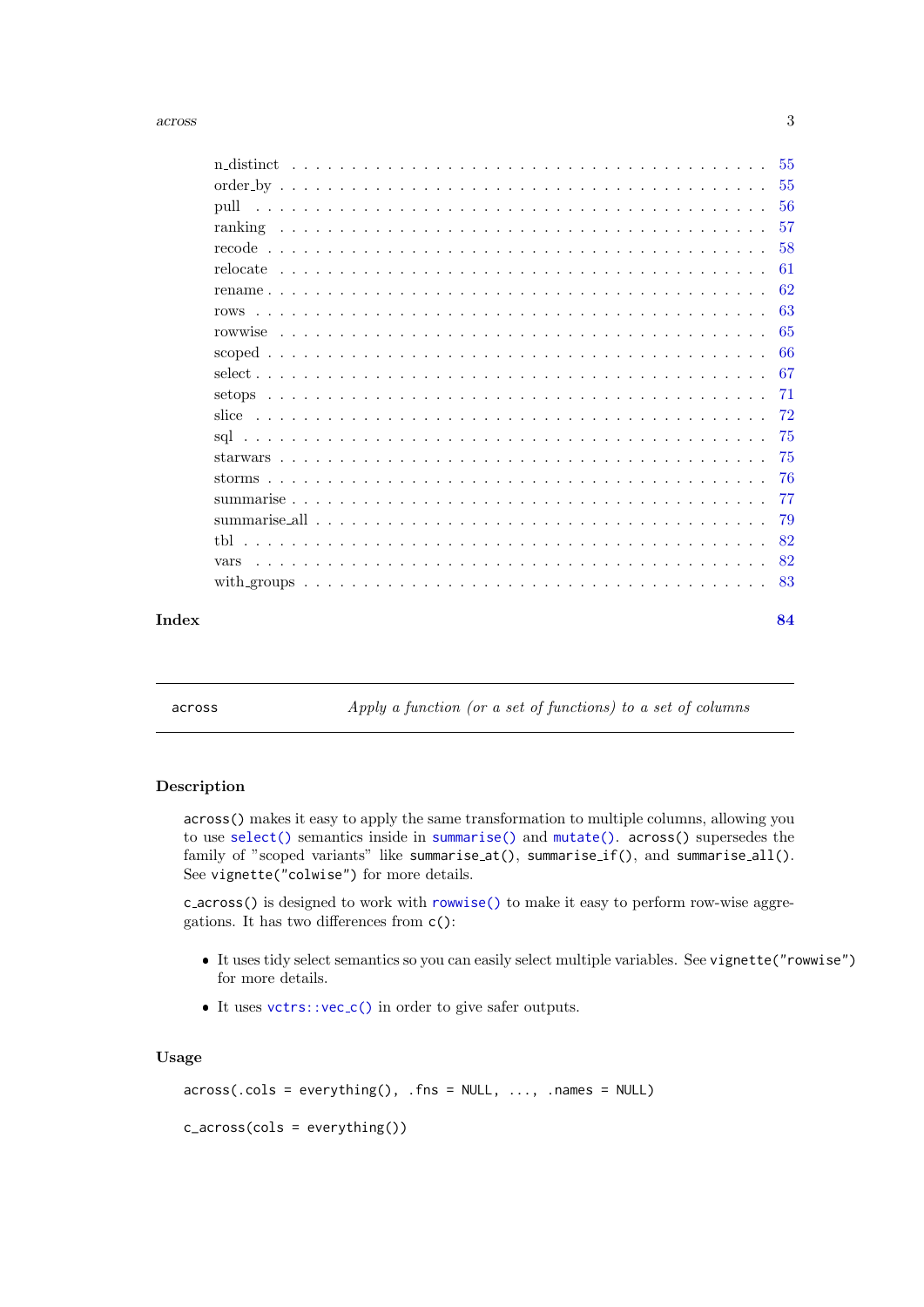n_distinct . . . . . . . . . . . . . . . . . . . . . . . . . . . . . . . . . . . . 55
order_by . . . . . . . . . . . . . . . . . . . . . . . . . . . . . . . . . . . . . 55
pull . . . . . . . . . . . . . . . . . . . . . . . . . . . . . . . . . . . . . . . . 56
ranking . . . . . . . . . . . . . . . . . . . . . . . . . . . . . . . . . . . . . . 57
recode . . . . . . . . . . . . . . . . . . . . . . . . . . . . . . . . . . . . . . . 58
relocate . . . . . . . . . . . . . . . . . . . . . . . . . . . . . . . . . . . . . . 61
rename . . . . . . . . . . . . . . . . . . . . . . . . . . . . . . . . . . . . . . . 62
rows . . . . . . . . . . . . . . . . . . . . . . . . . . . . . . . . . . . . . . . . 63
rowwise . . . . . . . . . . . . . . . . . . . . . . . . . . . . . . . . . . . . . . 65
scoped . . . . . . . . . . . . . . . . . . . . . . . . . . . . . . . . . . . . . . . 66
select . . . . . . . . . . . . . . . . . . . . . . . . . . . . . . . . . . . . . . . 67
setops . . . . . . . . . . . . . . . . . . . . . . . . . . . . . . . . . . . . . . . 71
slice . . . . . . . . . . . . . . . . . . . . . . . . . . . . . . . . . . . . . . . . 72
sql . . . . . . . . . . . . . . . . . . . . . . . . . . . . . . . . . . . . . . . . . 75
starwars . . . . . . . . . . . . . . . . . . . . . . . . . . . . . . . . . . . . . . 75
storms . . . . . . . . . . . . . . . . . . . . . . . . . . . . . . . . . . . . . . . 76
summarise . . . . . . . . . . . . . . . . . . . . . . . . . . . . . . . . . . . . . 77
summarise_all . . . . . . . . . . . . . . . . . . . . . . . . . . . . . . . . . . . 79
tbl . . . . . . . . . . . . . . . . . . . . . . . . . . . . . . . . . . . . . . . . . 82
vars . . . . . . . . . . . . . . . . . . . . . . . . . . . . . . . . . . . . . . . . 82
with_groups . . . . . . . . . . . . . . . . . . . . . . . . . . . . . . . . . . . . 83

**Index** **84**

---

## across — *Apply a function (or a set of functions) to a set of columns*

### Description

`across()` makes it easy to apply the same transformation to multiple columns, allowing you to use `select()` semantics inside in `summarise()` and `mutate()`. `across()` supersedes the family of "scoped variants" like `summarise_at()`, `summarise_if()`, and `summarise_all()`. See `vignette("colwise")` for more details.

`c_across()` is designed to work with `rowwise()` to make it easy to perform row-wise aggregations. It has two differences from `c()`:

- It uses tidy select semantics so you can easily select multiple variables. See `vignette("rowwise")` for more details.
- It uses `vctrs::vec_c()` in order to give safer outputs.

### Usage

```
across(.cols = everything(), .fns = NULL, ..., .names = NULL)

c_across(cols = everything())
```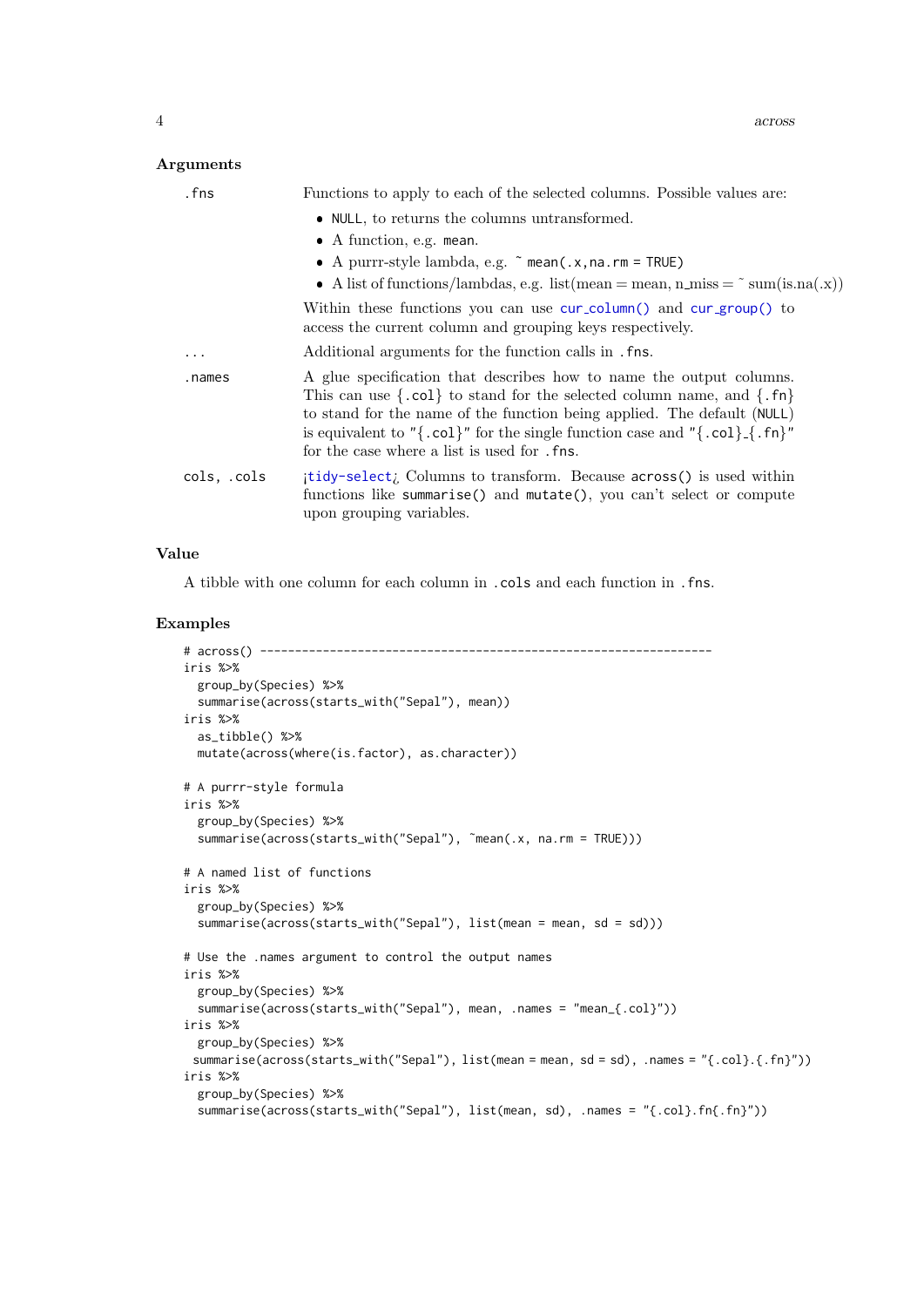### Arguments

| | |
|---|---|
| `.fns` | Functions to apply to each of the selected columns. Possible values are:<br>• `NULL`, to returns the columns untransformed.<br>• A function, e.g. `mean`.<br>• A purrr-style lambda, e.g. `~ mean(.x,na.rm = TRUE)`<br>• A list of functions/lambdas, e.g. list(mean = mean, n_miss = ~ sum(is.na(.x))<br><br>Within these functions you can use `cur_column()` and `cur_group()` to access the current column and grouping keys respectively. |
| `...` | Additional arguments for the function calls in `.fns`. |
| `.names` | A glue specification that describes how to name the output columns. This can use `{.col}` to stand for the selected column name, and `{.fn}` to stand for the name of the function being applied. The default (`NULL`) is equivalent to `"{.col}"` for the single function case and `"{.col}_{.fn}"` for the case where a list is used for `.fns`. |
| `cols, .cols` | ¡`tidy-select`¿ Columns to transform. Because `across()` is used within functions like `summarise()` and `mutate()`, you can't select or compute upon grouping variables. |

### Value

A tibble with one column for each column in `.cols` and each function in `.fns`.

### Examples

```
# across() ----------------------------------------------------------------
iris %>%
  group_by(Species) %>%
  summarise(across(starts_with("Sepal"), mean))
iris %>%
  as_tibble() %>%
  mutate(across(where(is.factor), as.character))

# A purrr-style formula
iris %>%
  group_by(Species) %>%
  summarise(across(starts_with("Sepal"), ~mean(.x, na.rm = TRUE)))

# A named list of functions
iris %>%
  group_by(Species) %>%
  summarise(across(starts_with("Sepal"), list(mean = mean, sd = sd)))

# Use the .names argument to control the output names
iris %>%
  group_by(Species) %>%
  summarise(across(starts_with("Sepal"), mean, .names = "mean_{.col}"))
iris %>%
  group_by(Species) %>%
 summarise(across(starts_with("Sepal"), list(mean = mean, sd = sd), .names = "{.col}.{.fn}"))
iris %>%
  group_by(Species) %>%
  summarise(across(starts_with("Sepal"), list(mean, sd), .names = "{.col}.fn{.fn}"))
```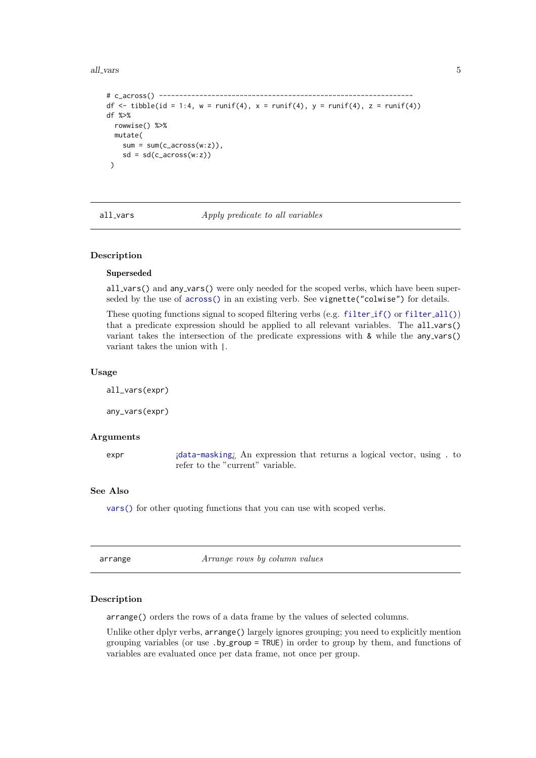```
# c_across() ---------------------------------------------------------------
df <- tibble(id = 1:4, w = runif(4), x = runif(4), y = runif(4), z = runif(4))
df %>%
  rowwise() %>%
  mutate(
    sum = sum(c_across(w:z)),
    sd = sd(c_across(w:z))
 )
```

## all_vars — *Apply predicate to all variables*

### Description

**Superseded**

all_vars() and any_vars() were only needed for the scoped verbs, which have been superseded by the use of across() in an existing verb. See vignette("colwise") for details.

These quoting functions signal to scoped filtering verbs (e.g. filter_if() or filter_all()) that a predicate expression should be applied to all relevant variables. The all_vars() variant takes the intersection of the predicate expressions with & while the any_vars() variant takes the union with |.

### Usage

```
all_vars(expr)

any_vars(expr)
```

### Arguments

| | |
|---|---|
| expr | <data-masking> An expression that returns a logical vector, using . to refer to the "current" variable. |

### See Also

vars() for other quoting functions that you can use with scoped verbs.

## arrange — *Arrange rows by column values*

### Description

arrange() orders the rows of a data frame by the values of selected columns.

Unlike other dplyr verbs, arrange() largely ignores grouping; you need to explicitly mention grouping variables (or use .by_group = TRUE) in order to group by them, and functions of variables are evaluated once per data frame, not once per group.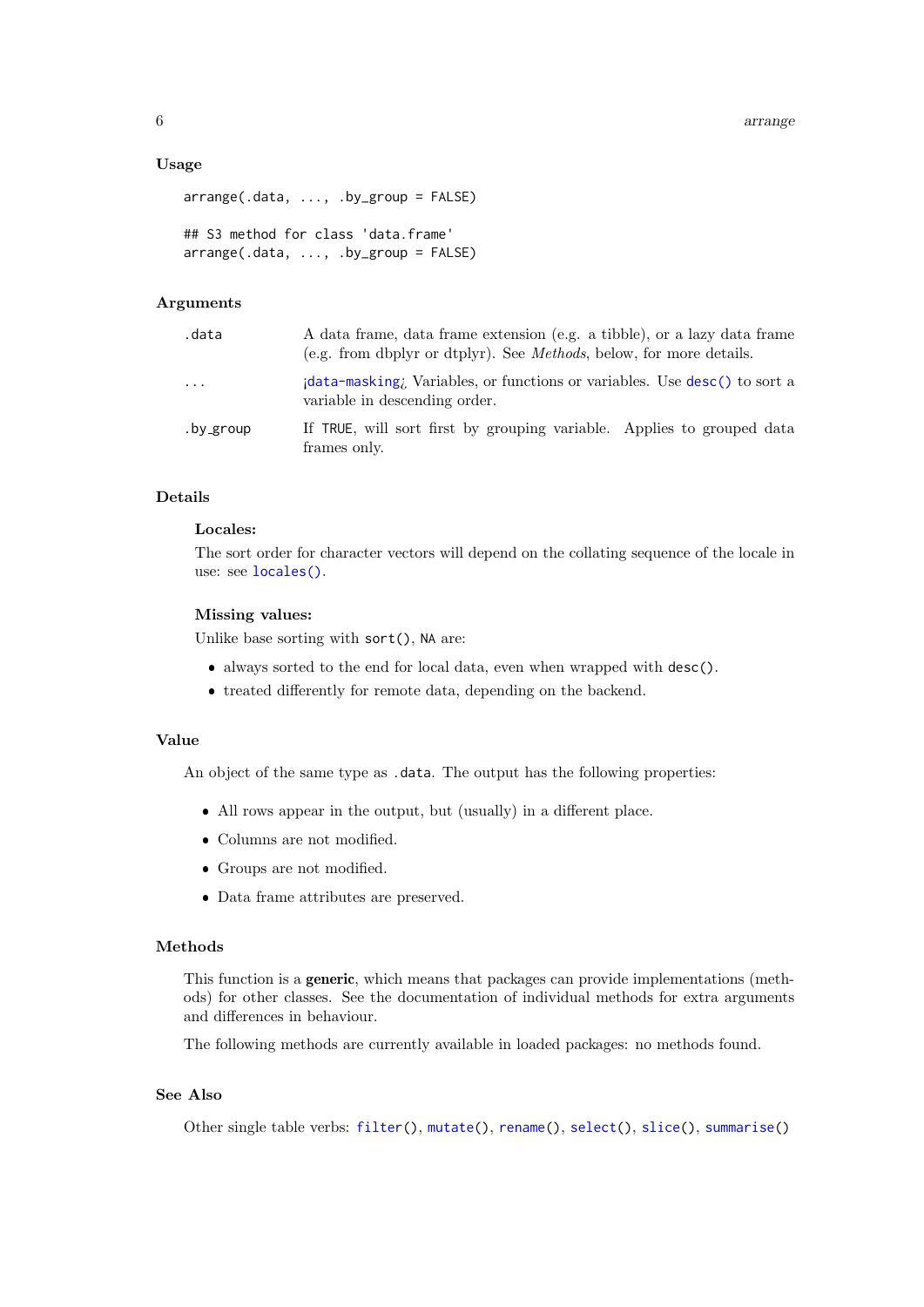### Usage

```
arrange(.data, ..., .by_group = FALSE)

## S3 method for class 'data.frame'
arrange(.data, ..., .by_group = FALSE)
```

### Arguments

| | |
|---|---|
| `.data` | A data frame, data frame extension (e.g. a tibble), or a lazy data frame (e.g. from dbplyr or dtplyr). See *Methods*, below, for more details. |
| `...` | ¡`data-masking`¿ Variables, or functions or variables. Use `desc()` to sort a variable in descending order. |
| `.by_group` | If `TRUE`, will sort first by grouping variable. Applies to grouped data frames only. |

### Details

**Locales:**

The sort order for character vectors will depend on the collating sequence of the locale in use: see `locales()`.

**Missing values:**

Unlike base sorting with `sort()`, `NA` are:

- always sorted to the end for local data, even when wrapped with `desc()`.
- treated differently for remote data, depending on the backend.

### Value

An object of the same type as `.data`. The output has the following properties:

- All rows appear in the output, but (usually) in a different place.
- Columns are not modified.
- Groups are not modified.
- Data frame attributes are preserved.

### Methods

This function is a **generic**, which means that packages can provide implementations (methods) for other classes. See the documentation of individual methods for extra arguments and differences in behaviour.

The following methods are currently available in loaded packages: no methods found.

### See Also

Other single table verbs: `filter()`, `mutate()`, `rename()`, `select()`, `slice()`, `summarise()`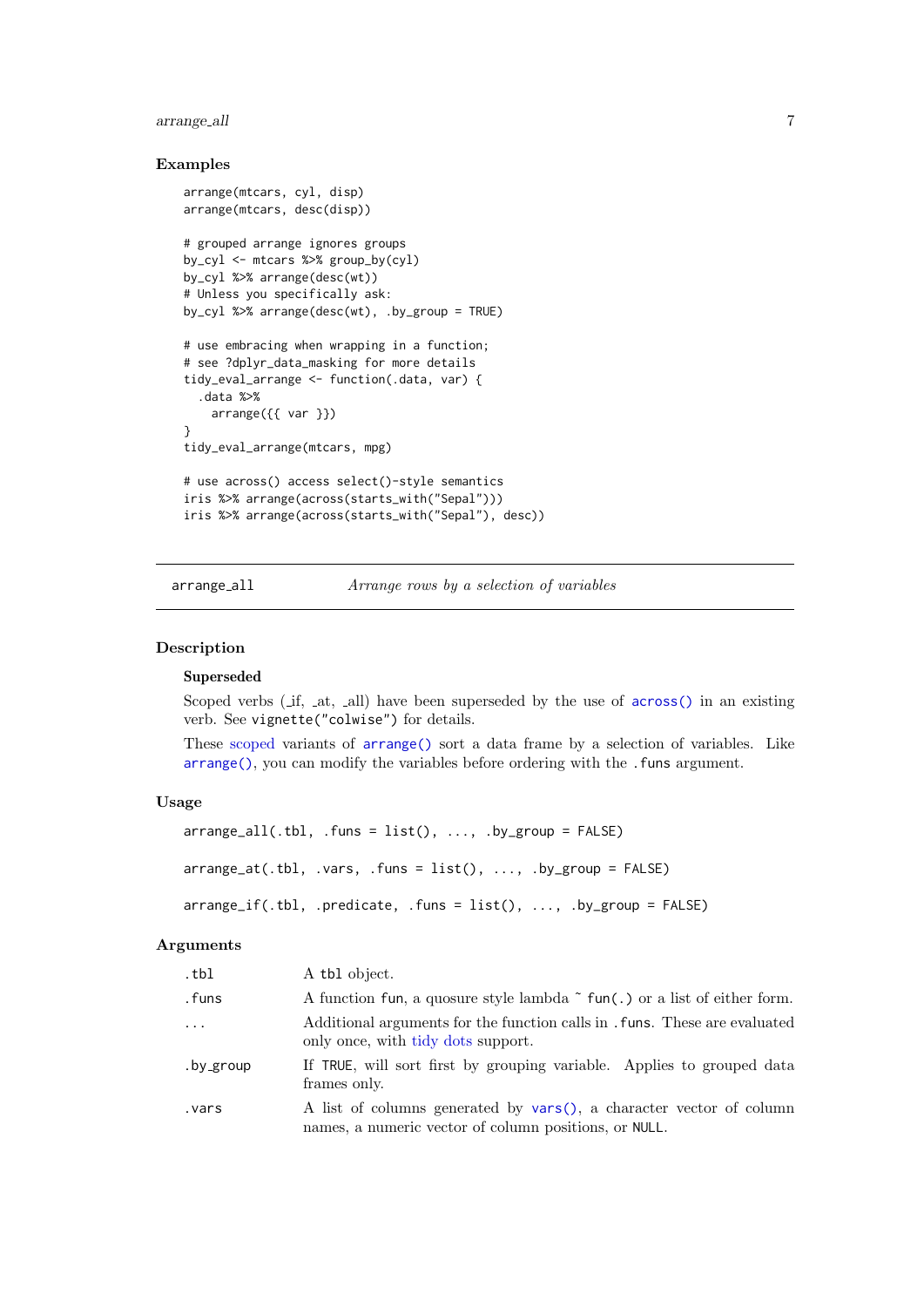## Examples

```
arrange(mtcars, cyl, disp)
arrange(mtcars, desc(disp))

# grouped arrange ignores groups
by_cyl <- mtcars %>% group_by(cyl)
by_cyl %>% arrange(desc(wt))
# Unless you specifically ask:
by_cyl %>% arrange(desc(wt), .by_group = TRUE)

# use embracing when wrapping in a function;
# see ?dplyr_data_masking for more details
tidy_eval_arrange <- function(.data, var) {
  .data %>%
    arrange({{ var }})
}
tidy_eval_arrange(mtcars, mpg)

# use across() access select()-style semantics
iris %>% arrange(across(starts_with("Sepal")))
iris %>% arrange(across(starts_with("Sepal"), desc))
```

---

`arrange_all` *Arrange rows by a selection of variables*

---

## Description

### Superseded

Scoped verbs (_if, _at, _all) have been superseded by the use of `across()` in an existing verb. See `vignette("colwise")` for details.

These scoped variants of `arrange()` sort a data frame by a selection of variables. Like `arrange()`, you can modify the variables before ordering with the `.funs` argument.

## Usage

```
arrange_all(.tbl, .funs = list(), ..., .by_group = FALSE)

arrange_at(.tbl, .vars, .funs = list(), ..., .by_group = FALSE)

arrange_if(.tbl, .predicate, .funs = list(), ..., .by_group = FALSE)
```

## Arguments

| | |
|---|---|
| `.tbl` | A `tbl` object. |
| `.funs` | A function `fun`, a quosure style lambda `~ fun(.)` or a list of either form. |
| `...` | Additional arguments for the function calls in `.funs`. These are evaluated only once, with tidy dots support. |
| `.by_group` | If `TRUE`, will sort first by grouping variable. Applies to grouped data frames only. |
| `.vars` | A list of columns generated by `vars()`, a character vector of column names, a numeric vector of column positions, or `NULL`. |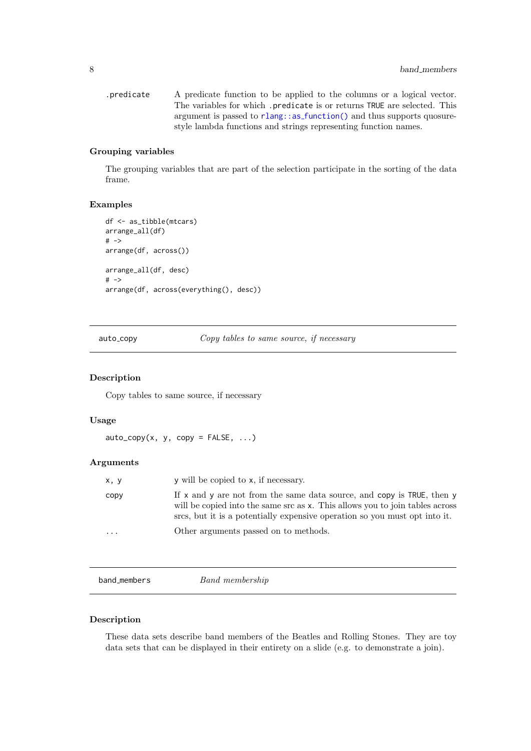| | |
|---|---|
| `.predicate` | A predicate function to be applied to the columns or a logical vector. The variables for which `.predicate` is or returns `TRUE` are selected. This argument is passed to `rlang::as_function()` and thus supports quosure-style lambda functions and strings representing function names. |

### Grouping variables

The grouping variables that are part of the selection participate in the sorting of the data frame.

### Examples

```
df <- as_tibble(mtcars)
arrange_all(df)
# ->
arrange(df, across())

arrange_all(df, desc)
# ->
arrange(df, across(everything(), desc))
```

---

## auto_copy — *Copy tables to same source, if necessary*

### Description

Copy tables to same source, if necessary

### Usage

```
auto_copy(x, y, copy = FALSE, ...)
```

### Arguments

| | |
|---|---|
| `x, y` | y will be copied to x, if necessary. |
| `copy` | If x and y are not from the same data source, and `copy` is `TRUE`, then y will be copied into the same src as x. This allows you to join tables across srcs, but it is a potentially expensive operation so you must opt into it. |
| `...` | Other arguments passed on to methods. |

---

## band_members — *Band membership*

### Description

These data sets describe band members of the Beatles and Rolling Stones. They are toy data sets that can be displayed in their entirety on a slide (e.g. to demonstrate a join).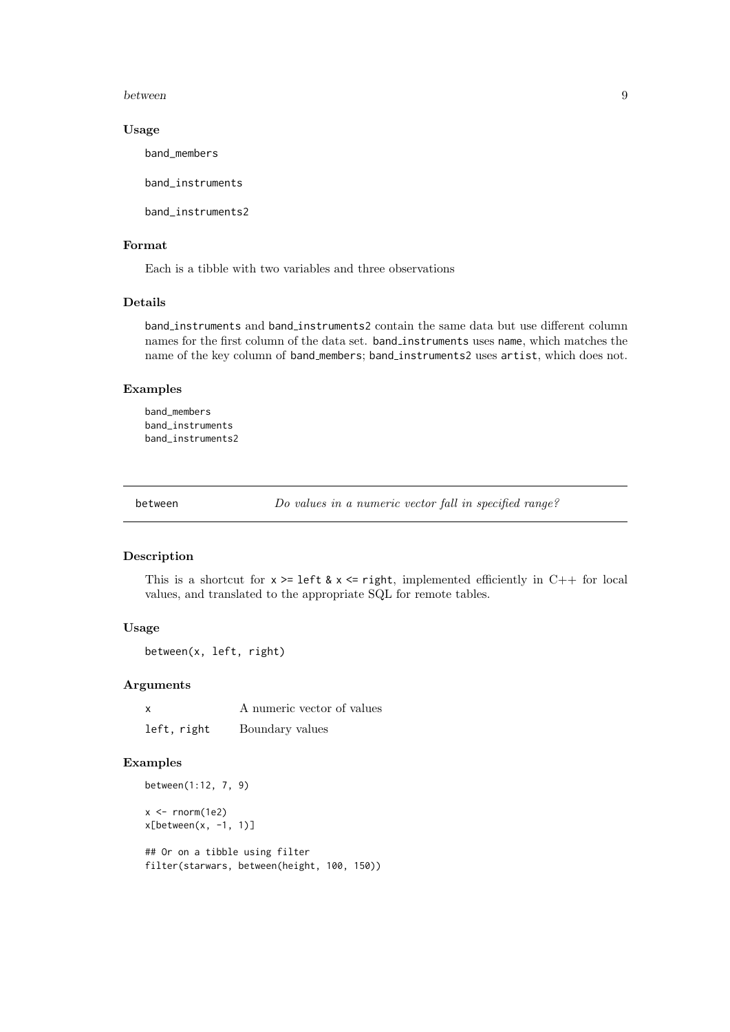### Usage

```
band_members

band_instruments

band_instruments2
```

### Format

Each is a tibble with two variables and three observations

### Details

band_instruments and band_instruments2 contain the same data but use different column names for the first column of the data set. band_instruments uses name, which matches the name of the key column of band_members; band_instruments2 uses artist, which does not.

### Examples

```
band_members
band_instruments
band_instruments2
```

---

## between — *Do values in a numeric vector fall in specified range?*

---

### Description

This is a shortcut for x >= left & x <= right, implemented efficiently in C++ for local values, and translated to the appropriate SQL for remote tables.

### Usage

```
between(x, left, right)
```

### Arguments

| | |
|---|---|
| x | A numeric vector of values |
| left, right | Boundary values |

### Examples

```
between(1:12, 7, 9)

x <- rnorm(1e2)
x[between(x, -1, 1)]

## Or on a tibble using filter
filter(starwars, between(height, 100, 150))
```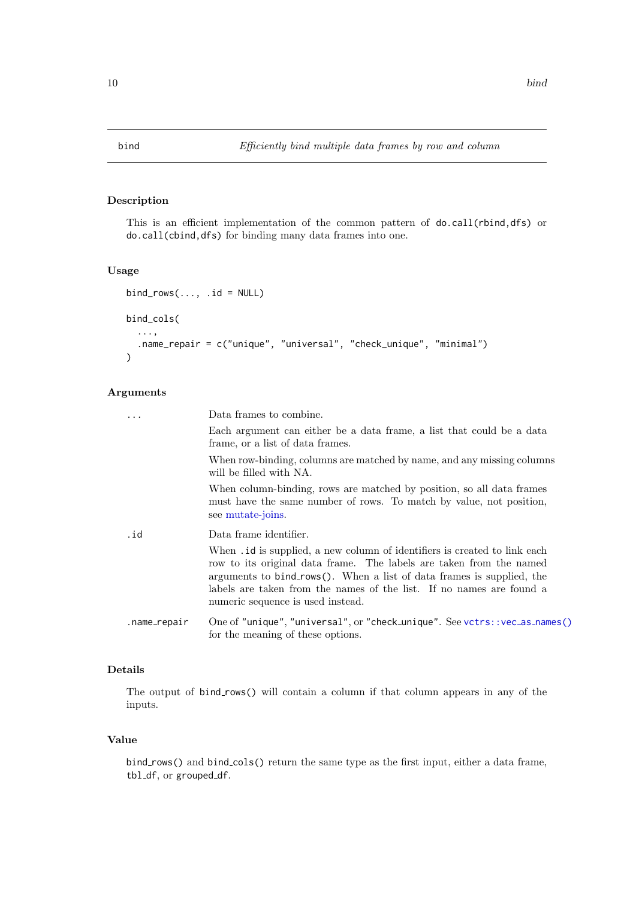## bind — *Efficiently bind multiple data frames by row and column*

### Description

This is an efficient implementation of the common pattern of `do.call(rbind,dfs)` or `do.call(cbind,dfs)` for binding many data frames into one.

### Usage

```
bind_rows(..., .id = NULL)

bind_cols(
  ...,
  .name_repair = c("unique", "universal", "check_unique", "minimal")
)
```

### Arguments

`...` Data frames to combine.

Each argument can either be a data frame, a list that could be a data frame, or a list of data frames.

When row-binding, columns are matched by name, and any missing columns will be filled with NA.

When column-binding, rows are matched by position, so all data frames must have the same number of rows. To match by value, not position, see mutate-joins.

`.id` Data frame identifier.

When `.id` is supplied, a new column of identifiers is created to link each row to its original data frame. The labels are taken from the named arguments to `bind_rows()`. When a list of data frames is supplied, the labels are taken from the names of the list. If no names are found a numeric sequence is used instead.

`.name_repair` One of `"unique"`, `"universal"`, or `"check_unique"`. See `vctrs::vec_as_names()` for the meaning of these options.

### Details

The output of `bind_rows()` will contain a column if that column appears in any of the inputs.

### Value

`bind_rows()` and `bind_cols()` return the same type as the first input, either a data frame, `tbl_df`, or `grouped_df`.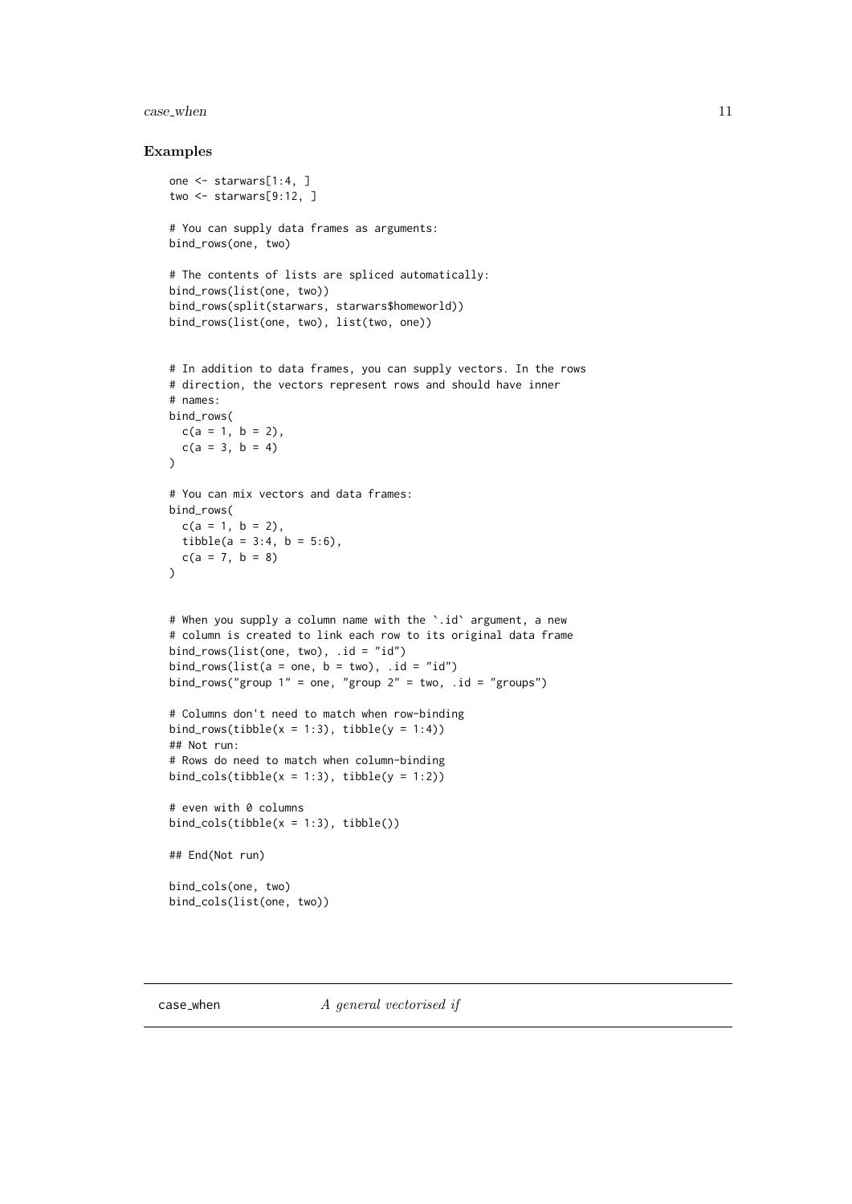### Examples

```
one <- starwars[1:4, ]
two <- starwars[9:12, ]

# You can supply data frames as arguments:
bind_rows(one, two)

# The contents of lists are spliced automatically:
bind_rows(list(one, two))
bind_rows(split(starwars, starwars$homeworld))
bind_rows(list(one, two), list(two, one))


# In addition to data frames, you can supply vectors. In the rows
# direction, the vectors represent rows and should have inner
# names:
bind_rows(
  c(a = 1, b = 2),
  c(a = 3, b = 4)
)

# You can mix vectors and data frames:
bind_rows(
  c(a = 1, b = 2),
  tibble(a = 3:4, b = 5:6),
  c(a = 7, b = 8)
)


# When you supply a column name with the `.id` argument, a new
# column is created to link each row to its original data frame
bind_rows(list(one, two), .id = "id")
bind_rows(list(a = one, b = two), .id = "id")
bind_rows("group 1" = one, "group 2" = two, .id = "groups")

# Columns don't need to match when row-binding
bind_rows(tibble(x = 1:3), tibble(y = 1:4))
## Not run:
# Rows do need to match when column-binding
bind_cols(tibble(x = 1:3), tibble(y = 1:2))

# even with 0 columns
bind_cols(tibble(x = 1:3), tibble())

## End(Not run)

bind_cols(one, two)
bind_cols(list(one, two))
```

---

## case_when — *A general vectorised if*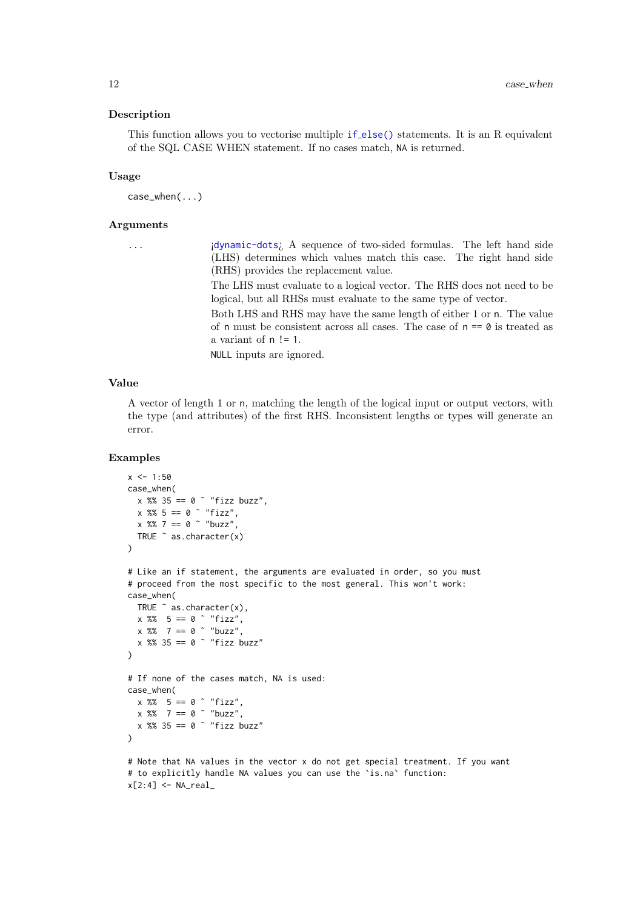### Description

This function allows you to vectorise multiple `if_else()` statements. It is an R equivalent of the SQL CASE WHEN statement. If no cases match, `NA` is returned.

### Usage

```
case_when(...)
```

### Arguments

`...` &lt;`dynamic-dots`&gt; A sequence of two-sided formulas. The left hand side (LHS) determines which values match this case. The right hand side (RHS) provides the replacement value.

The LHS must evaluate to a logical vector. The RHS does not need to be logical, but all RHSs must evaluate to the same type of vector.

Both LHS and RHS may have the same length of either 1 or `n`. The value of `n` must be consistent across all cases. The case of `n == 0` is treated as a variant of `n != 1`.

`NULL` inputs are ignored.

### Value

A vector of length 1 or `n`, matching the length of the logical input or output vectors, with the type (and attributes) of the first RHS. Inconsistent lengths or types will generate an error.

### Examples

```
x <- 1:50
case_when(
  x %% 35 == 0 ~ "fizz buzz",
  x %% 5 == 0 ~ "fizz",
  x %% 7 == 0 ~ "buzz",
  TRUE ~ as.character(x)
)

# Like an if statement, the arguments are evaluated in order, so you must
# proceed from the most specific to the most general. This won't work:
case_when(
  TRUE ~ as.character(x),
  x %%  5 == 0 ~ "fizz",
  x %%  7 == 0 ~ "buzz",
  x %% 35 == 0 ~ "fizz buzz"
)

# If none of the cases match, NA is used:
case_when(
  x %%  5 == 0 ~ "fizz",
  x %%  7 == 0 ~ "buzz",
  x %% 35 == 0 ~ "fizz buzz"
)

# Note that NA values in the vector x do not get special treatment. If you want
# to explicitly handle NA values you can use the `is.na` function:
x[2:4] <- NA_real_
```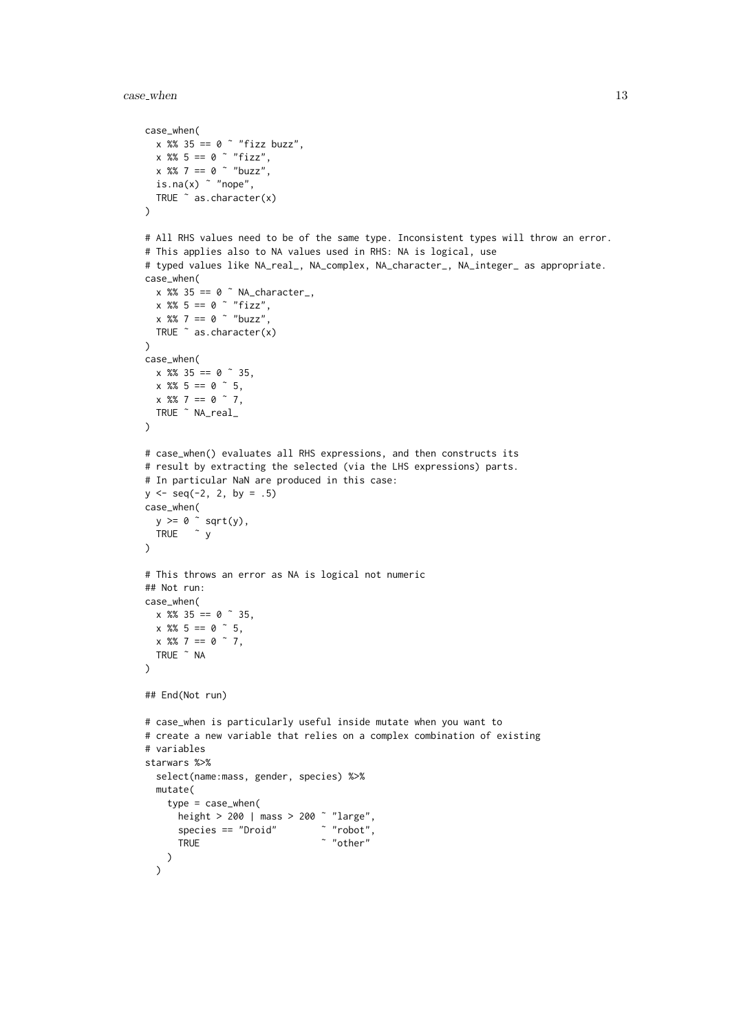```
case_when(
  x %% 35 == 0 ~ "fizz buzz",
  x %% 5 == 0 ~ "fizz",
  x %% 7 == 0 ~ "buzz",
  is.na(x) ~ "nope",
  TRUE ~ as.character(x)
)

# All RHS values need to be of the same type. Inconsistent types will throw an error.
# This applies also to NA values used in RHS: NA is logical, use
# typed values like NA_real_, NA_complex, NA_character_, NA_integer_ as appropriate.
case_when(
  x %% 35 == 0 ~ NA_character_,
  x %% 5 == 0 ~ "fizz",
  x %% 7 == 0 ~ "buzz",
  TRUE ~ as.character(x)
)
case_when(
  x %% 35 == 0 ~ 35,
  x %% 5 == 0 ~ 5,
  x %% 7 == 0 ~ 7,
  TRUE ~ NA_real_
)

# case_when() evaluates all RHS expressions, and then constructs its
# result by extracting the selected (via the LHS expressions) parts.
# In particular NaN are produced in this case:
y <- seq(-2, 2, by = .5)
case_when(
  y >= 0 ~ sqrt(y),
  TRUE   ~ y
)

# This throws an error as NA is logical not numeric
## Not run:
case_when(
  x %% 35 == 0 ~ 35,
  x %% 5 == 0 ~ 5,
  x %% 7 == 0 ~ 7,
  TRUE ~ NA
)

## End(Not run)

# case_when is particularly useful inside mutate when you want to
# create a new variable that relies on a complex combination of existing
# variables
starwars %>%
  select(name:mass, gender, species) %>%
  mutate(
    type = case_when(
      height > 200 | mass > 200 ~ "large",
      species == "Droid"        ~ "robot",
      TRUE                      ~ "other"
    )
  )
```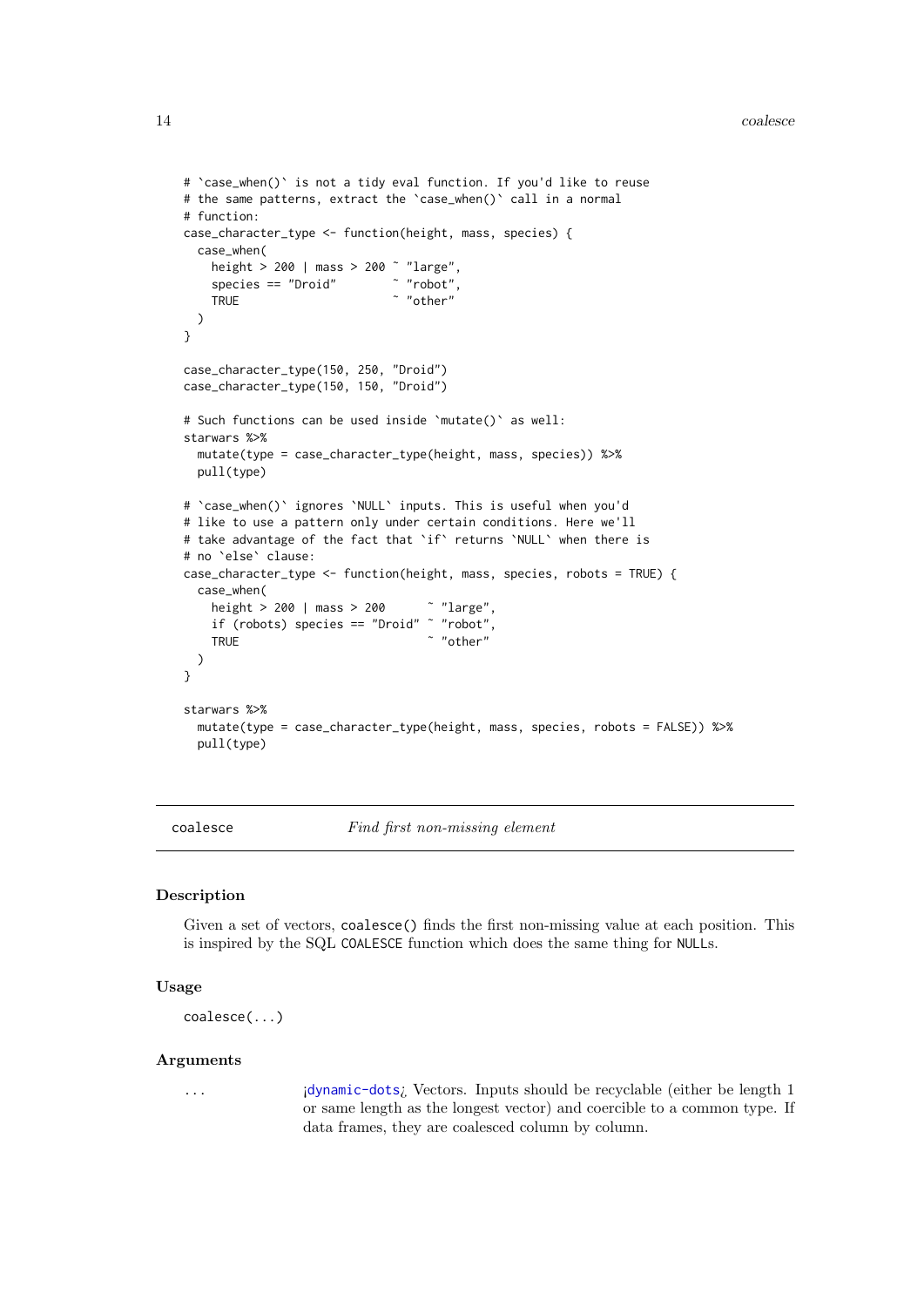```
# `case_when()` is not a tidy eval function. If you'd like to reuse
# the same patterns, extract the `case_when()` call in a normal
# function:
case_character_type <- function(height, mass, species) {
  case_when(
    height > 200 | mass > 200 ~ "large",
    species == "Droid"        ~ "robot",
    TRUE                      ~ "other"
  )
}

case_character_type(150, 250, "Droid")
case_character_type(150, 150, "Droid")

# Such functions can be used inside `mutate()` as well:
starwars %>%
  mutate(type = case_character_type(height, mass, species)) %>%
  pull(type)

# `case_when()` ignores `NULL` inputs. This is useful when you'd
# like to use a pattern only under certain conditions. Here we'll
# take advantage of the fact that `if` returns `NULL` when there is
# no `else` clause:
case_character_type <- function(height, mass, species, robots = TRUE) {
  case_when(
    height > 200 | mass > 200      ~ "large",
    if (robots) species == "Droid" ~ "robot",
    TRUE                           ~ "other"
  )
}

starwars %>%
  mutate(type = case_character_type(height, mass, species, robots = FALSE)) %>%
  pull(type)
```

---

`coalesce` *Find first non-missing element*

---

### Description

Given a set of vectors, `coalesce()` finds the first non-missing value at each position. This is inspired by the SQL `COALESCE` function which does the same thing for `NULL`s.

### Usage

```
coalesce(...)
```

### Arguments

| | |
|---|---|
| `...` | ¡dynamic-dots¿ Vectors. Inputs should be recyclable (either be length 1 or same length as the longest vector) and coercible to a common type. If data frames, they are coalesced column by column. |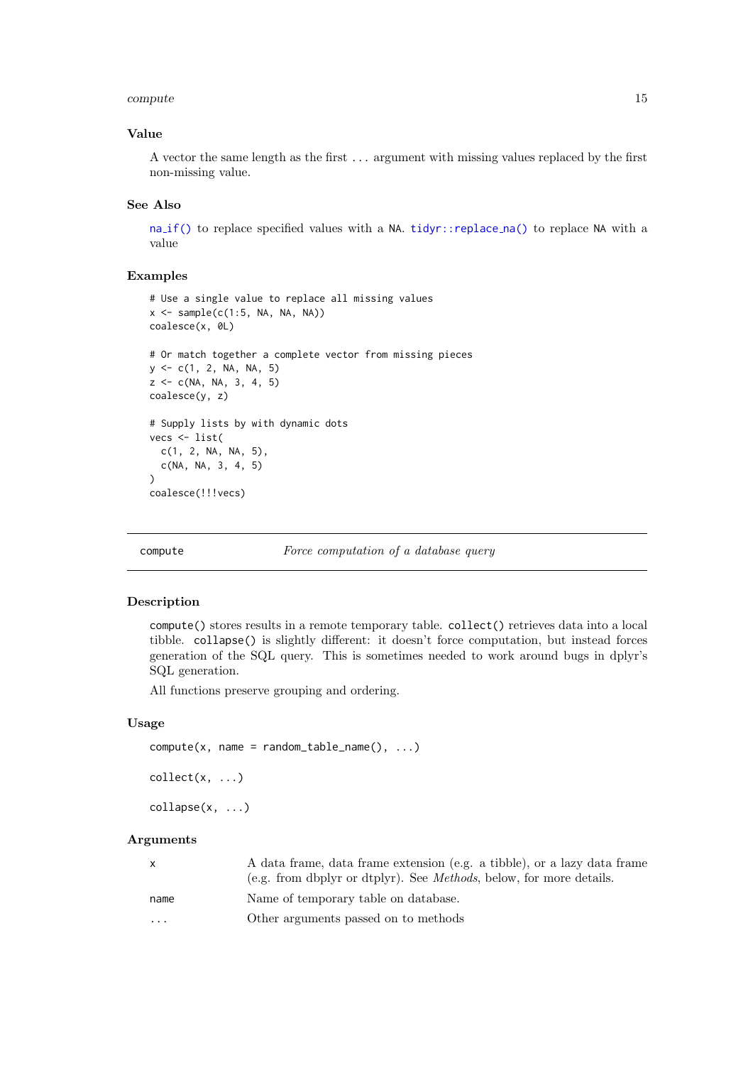### Value

A vector the same length as the first ... argument with missing values replaced by the first non-missing value.

### See Also

`na_if()` to replace specified values with a `NA`. `tidyr::replace_na()` to replace `NA` with a value

### Examples

```
# Use a single value to replace all missing values
x <- sample(c(1:5, NA, NA, NA))
coalesce(x, 0L)

# Or match together a complete vector from missing pieces
y <- c(1, 2, NA, NA, 5)
z <- c(NA, NA, 3, 4, 5)
coalesce(y, z)

# Supply lists by with dynamic dots
vecs <- list(
  c(1, 2, NA, NA, 5),
  c(NA, NA, 3, 4, 5)
)
coalesce(!!!vecs)
```

---

## compute — *Force computation of a database query*

---

### Description

`compute()` stores results in a remote temporary table. `collect()` retrieves data into a local tibble. `collapse()` is slightly different: it doesn't force computation, but instead forces generation of the SQL query. This is sometimes needed to work around bugs in dplyr's SQL generation.

All functions preserve grouping and ordering.

### Usage

```
compute(x, name = random_table_name(), ...)

collect(x, ...)

collapse(x, ...)
```

### Arguments

| | |
|---|---|
| `x` | A data frame, data frame extension (e.g. a tibble), or a lazy data frame (e.g. from dbplyr or dtplyr). See *Methods*, below, for more details. |
| `name` | Name of temporary table on database. |
| `...` | Other arguments passed on to methods |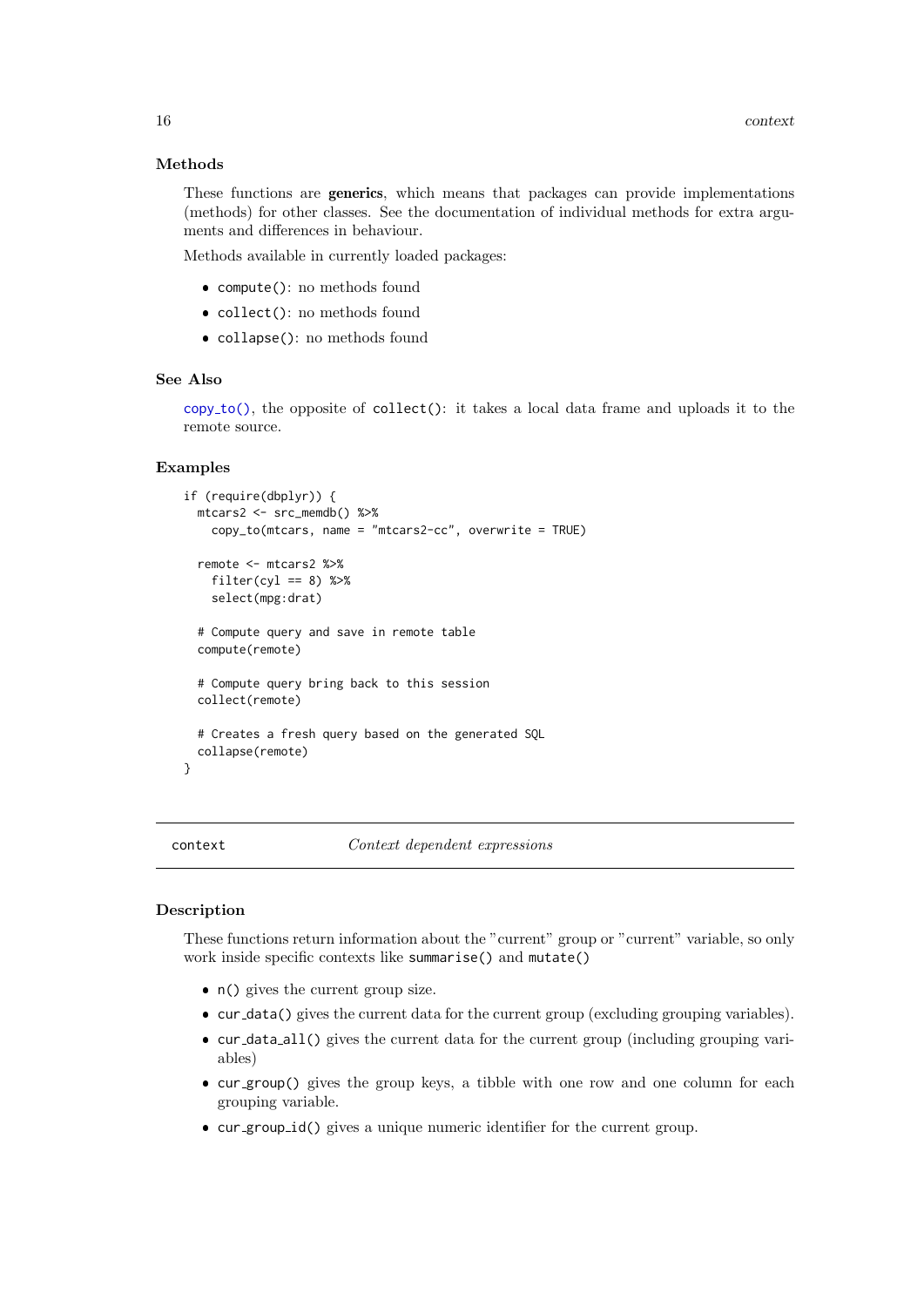### Methods

These functions are **generics**, which means that packages can provide implementations (methods) for other classes. See the documentation of individual methods for extra arguments and differences in behaviour.

Methods available in currently loaded packages:

- `compute()`: no methods found
- `collect()`: no methods found
- `collapse()`: no methods found

### See Also

`copy_to()`, the opposite of `collect()`: it takes a local data frame and uploads it to the remote source.

### Examples

```
if (require(dbplyr)) {
  mtcars2 <- src_memdb() %>%
    copy_to(mtcars, name = "mtcars2-cc", overwrite = TRUE)

  remote <- mtcars2 %>%
    filter(cyl == 8) %>%
    select(mpg:drat)

  # Compute query and save in remote table
  compute(remote)

  # Compute query bring back to this session
  collect(remote)

  # Creates a fresh query based on the generated SQL
  collapse(remote)
}
```

---

## context — *Context dependent expressions*

---

### Description

These functions return information about the "current" group or "current" variable, so only work inside specific contexts like `summarise()` and `mutate()`

- `n()` gives the current group size.
- `cur_data()` gives the current data for the current group (excluding grouping variables).
- `cur_data_all()` gives the current data for the current group (including grouping variables)
- `cur_group()` gives the group keys, a tibble with one row and one column for each grouping variable.
- `cur_group_id()` gives a unique numeric identifier for the current group.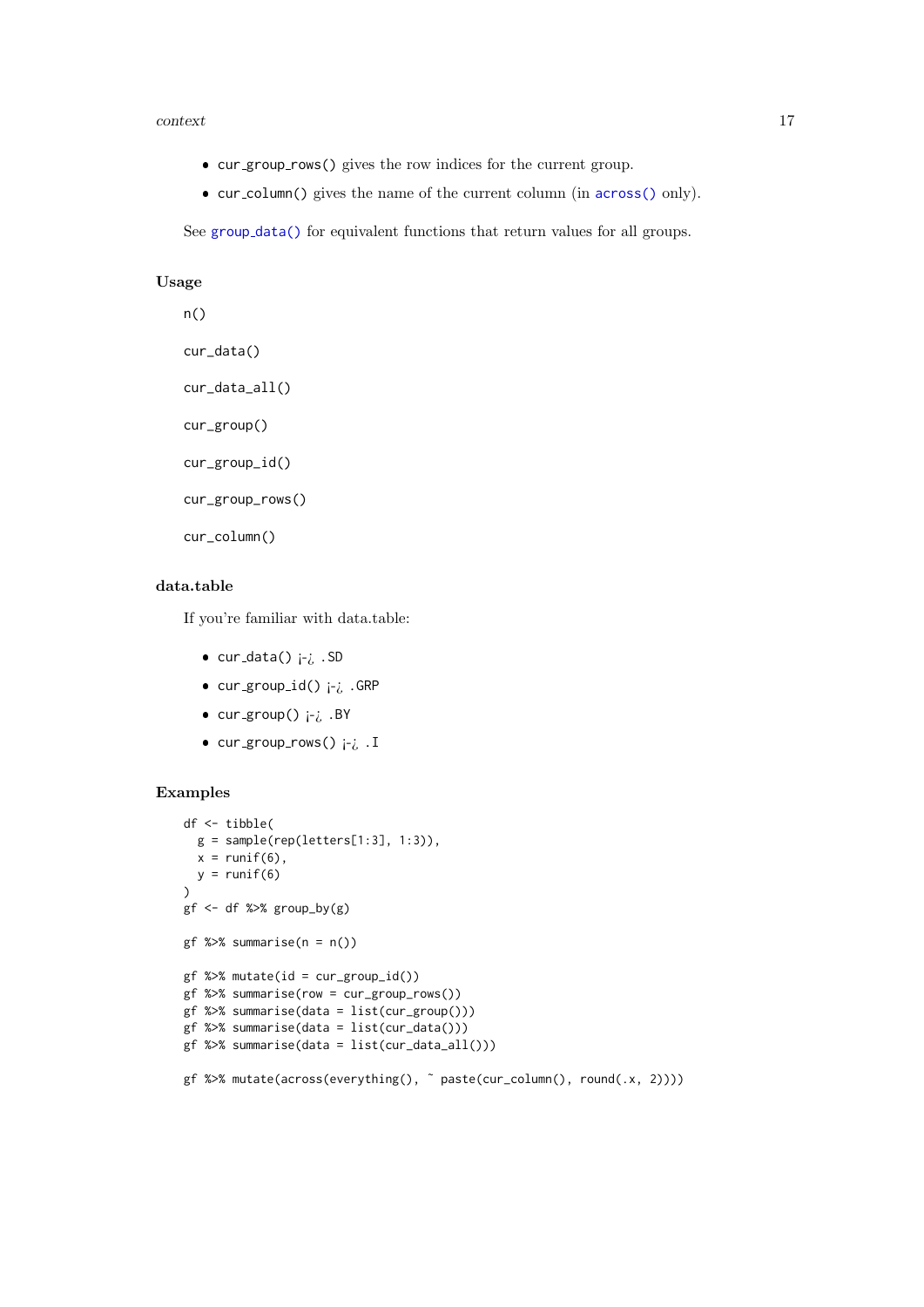- `cur_group_rows()` gives the row indices for the current group.
- `cur_column()` gives the name of the current column (in `across()` only).

See `group_data()` for equivalent functions that return values for all groups.

## Usage

```
n()

cur_data()

cur_data_all()

cur_group()

cur_group_id()

cur_group_rows()

cur_column()
```

## data.table

If you're familiar with data.table:

- `cur_data()` ¡-¿ `.SD`
- `cur_group_id()` ¡-¿ `.GRP`
- `cur_group()` ¡-¿ `.BY`
- `cur_group_rows()` ¡-¿ `.I`

## Examples

```
df <- tibble(
  g = sample(rep(letters[1:3], 1:3)),
  x = runif(6),
  y = runif(6)
)
gf <- df %>% group_by(g)

gf %>% summarise(n = n())

gf %>% mutate(id = cur_group_id())
gf %>% summarise(row = cur_group_rows())
gf %>% summarise(data = list(cur_group()))
gf %>% summarise(data = list(cur_data()))
gf %>% summarise(data = list(cur_data_all()))

gf %>% mutate(across(everything(), ~ paste(cur_column(), round(.x, 2))))
```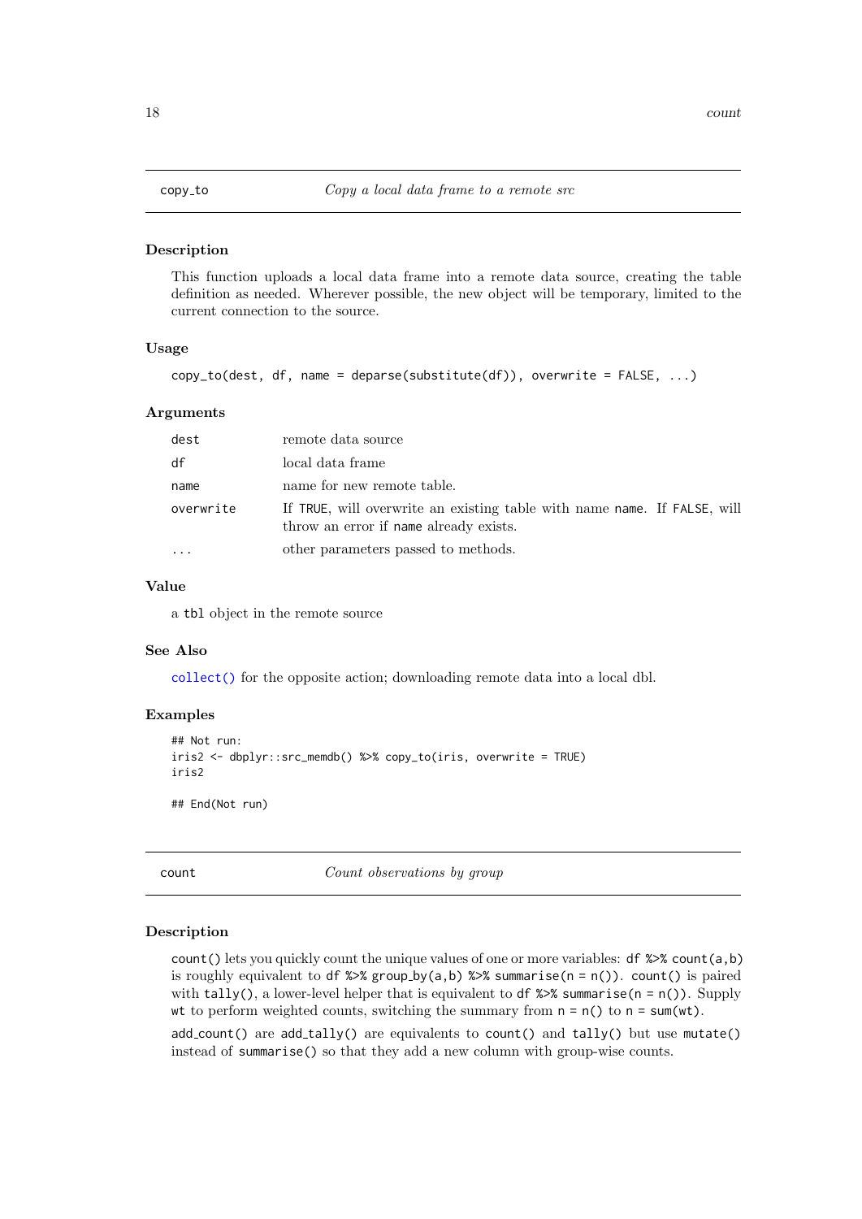## copy_to — *Copy a local data frame to a remote src*

### Description

This function uploads a local data frame into a remote data source, creating the table definition as needed. Wherever possible, the new object will be temporary, limited to the current connection to the source.

### Usage

```
copy_to(dest, df, name = deparse(substitute(df)), overwrite = FALSE, ...)
```

### Arguments

| | |
|---|---|
| `dest` | remote data source |
| `df` | local data frame |
| `name` | name for new remote table. |
| `overwrite` | If `TRUE`, will overwrite an existing table with name `name`. If `FALSE`, will throw an error if `name` already exists. |
| `...` | other parameters passed to methods. |

### Value

a `tbl` object in the remote source

### See Also

`collect()` for the opposite action; downloading remote data into a local dbl.

### Examples

```
## Not run:
iris2 <- dbplyr::src_memdb() %>% copy_to(iris, overwrite = TRUE)
iris2

## End(Not run)
```

## count — *Count observations by group*

### Description

`count()` lets you quickly count the unique values of one or more variables: `df %>% count(a,b)` is roughly equivalent to `df %>% group_by(a,b) %>% summarise(n = n())`. `count()` is paired with `tally()`, a lower-level helper that is equivalent to `df %>% summarise(n = n())`. Supply `wt` to perform weighted counts, switching the summary from `n = n()` to `n = sum(wt)`.

`add_count()` are `add_tally()` are equivalents to `count()` and `tally()` but use `mutate()` instead of `summarise()` so that they add a new column with group-wise counts.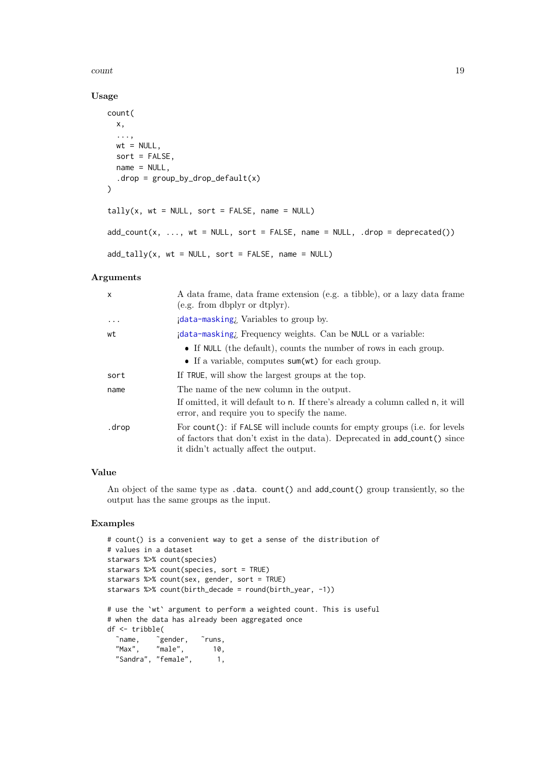### Usage

```
count(
  x,
  ...,
  wt = NULL,
  sort = FALSE,
  name = NULL,
  .drop = group_by_drop_default(x)
)

tally(x, wt = NULL, sort = FALSE, name = NULL)

add_count(x, ..., wt = NULL, sort = FALSE, name = NULL, .drop = deprecated())

add_tally(x, wt = NULL, sort = FALSE, name = NULL)
```

### Arguments

| | |
|---|---|
| `x` | A data frame, data frame extension (e.g. a tibble), or a lazy data frame (e.g. from dbplyr or dtplyr). |
| `...` | ¡data-masking¿ Variables to group by. |
| `wt` | ¡data-masking¿ Frequency weights. Can be `NULL` or a variable: <br>• If `NULL` (the default), counts the number of rows in each group. <br>• If a variable, computes `sum(wt)` for each group. |
| `sort` | If `TRUE`, will show the largest groups at the top. |
| `name` | The name of the new column in the output. <br>If omitted, it will default to `n`. If there's already a column called `n`, it will error, and require you to specify the name. |
| `.drop` | For `count()`: if `FALSE` will include counts for empty groups (i.e. for levels of factors that don't exist in the data). Deprecated in `add_count()` since it didn't actually affect the output. |

### Value

An object of the same type as `.data`. `count()` and `add_count()` group transiently, so the output has the same groups as the input.

### Examples

```
# count() is a convenient way to get a sense of the distribution of
# values in a dataset
starwars %>% count(species)
starwars %>% count(species, sort = TRUE)
starwars %>% count(sex, gender, sort = TRUE)
starwars %>% count(birth_decade = round(birth_year, -1))

# use the `wt` argument to perform a weighted count. This is useful
# when the data has already been aggregated once
df <- tribble(
  ~name,    ~gender,   ~runs,
  "Max",    "male",       10,
  "Sandra", "female",      1,
```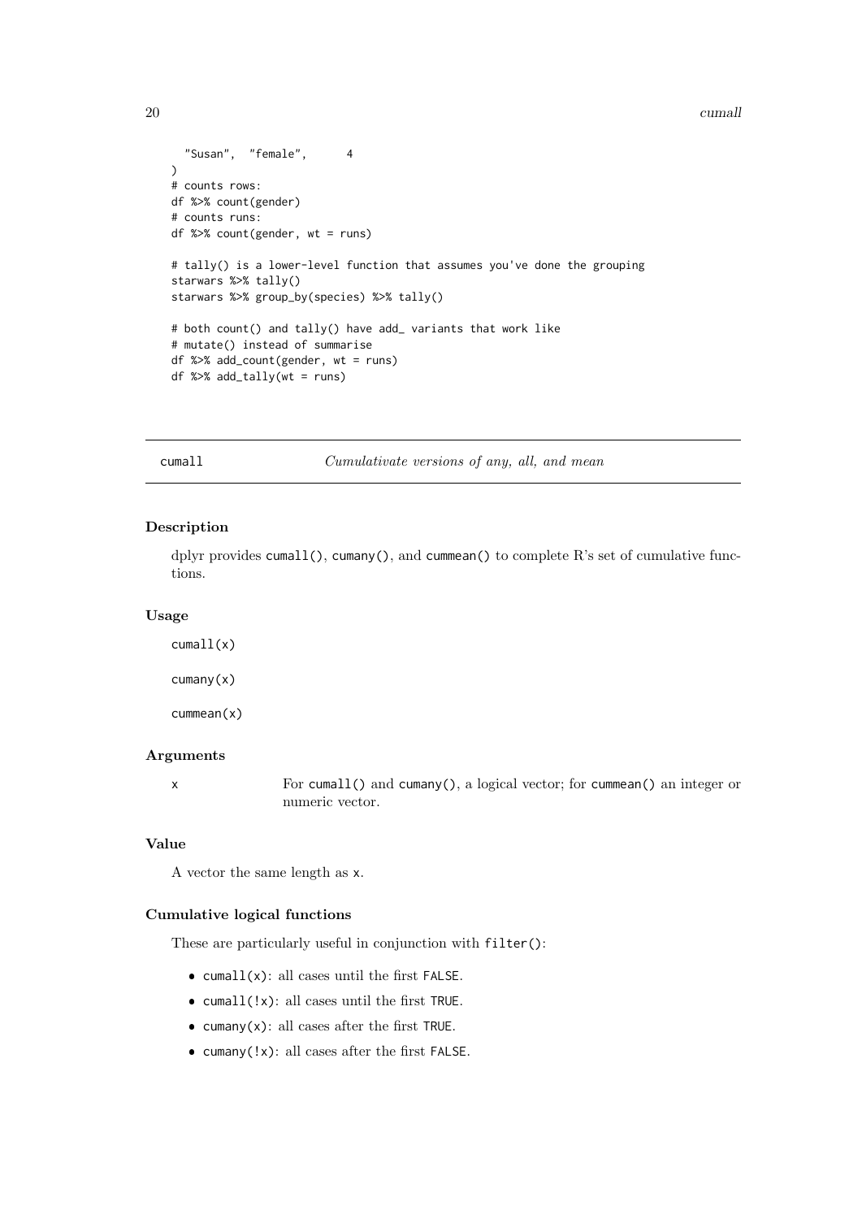```
  "Susan",  "female",      4
)
# counts rows:
df %>% count(gender)
# counts runs:
df %>% count(gender, wt = runs)

# tally() is a lower-level function that assumes you've done the grouping
starwars %>% tally()
starwars %>% group_by(species) %>% tally()

# both count() and tally() have add_ variants that work like
# mutate() instead of summarise
df %>% add_count(gender, wt = runs)
df %>% add_tally(wt = runs)
```

## cumall — *Cumulativate versions of any, all, and mean*

### Description

dplyr provides `cumall()`, `cumany()`, and `cummean()` to complete R's set of cumulative functions.

### Usage

```
cumall(x)

cumany(x)

cummean(x)
```

### Arguments

| | |
|---|---|
| x | For `cumall()` and `cumany()`, a logical vector; for `cummean()` an integer or numeric vector. |

### Value

A vector the same length as `x`.

### Cumulative logical functions

These are particularly useful in conjunction with `filter()`:

- `cumall(x)`: all cases until the first `FALSE`.
- `cumall(!x)`: all cases until the first `TRUE`.
- `cumany(x)`: all cases after the first `TRUE`.
- `cumany(!x)`: all cases after the first `FALSE`.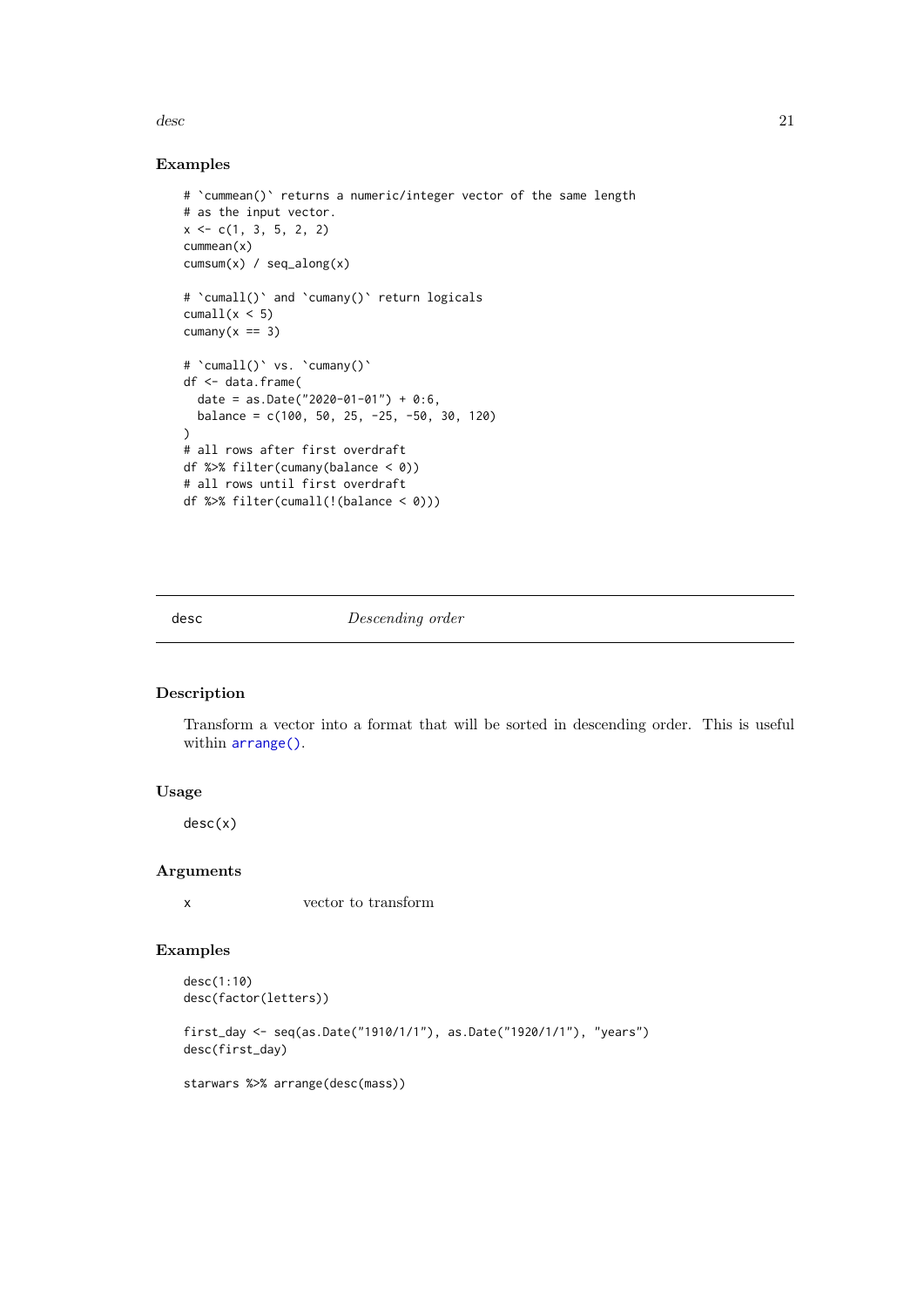### Examples

```
# `cummean()` returns a numeric/integer vector of the same length
# as the input vector.
x <- c(1, 3, 5, 2, 2)
cummean(x)
cumsum(x) / seq_along(x)

# `cumall()` and `cumany()` return logicals
cumall(x < 5)
cumany(x == 3)

# `cumall()` vs. `cumany()`
df <- data.frame(
  date = as.Date("2020-01-01") + 0:6,
  balance = c(100, 50, 25, -25, -50, 30, 120)
)
# all rows after first overdraft
df %>% filter(cumany(balance < 0))
# all rows until first overdraft
df %>% filter(cumall(!(balance < 0)))
```

---

## desc    *Descending order*

---

### Description

Transform a vector into a format that will be sorted in descending order. This is useful within `arrange()`.

### Usage

```
desc(x)
```

### Arguments

| | |
|---|---|
| `x` | vector to transform |

### Examples

```
desc(1:10)
desc(factor(letters))

first_day <- seq(as.Date("1910/1/1"), as.Date("1920/1/1"), "years")
desc(first_day)

starwars %>% arrange(desc(mass))
```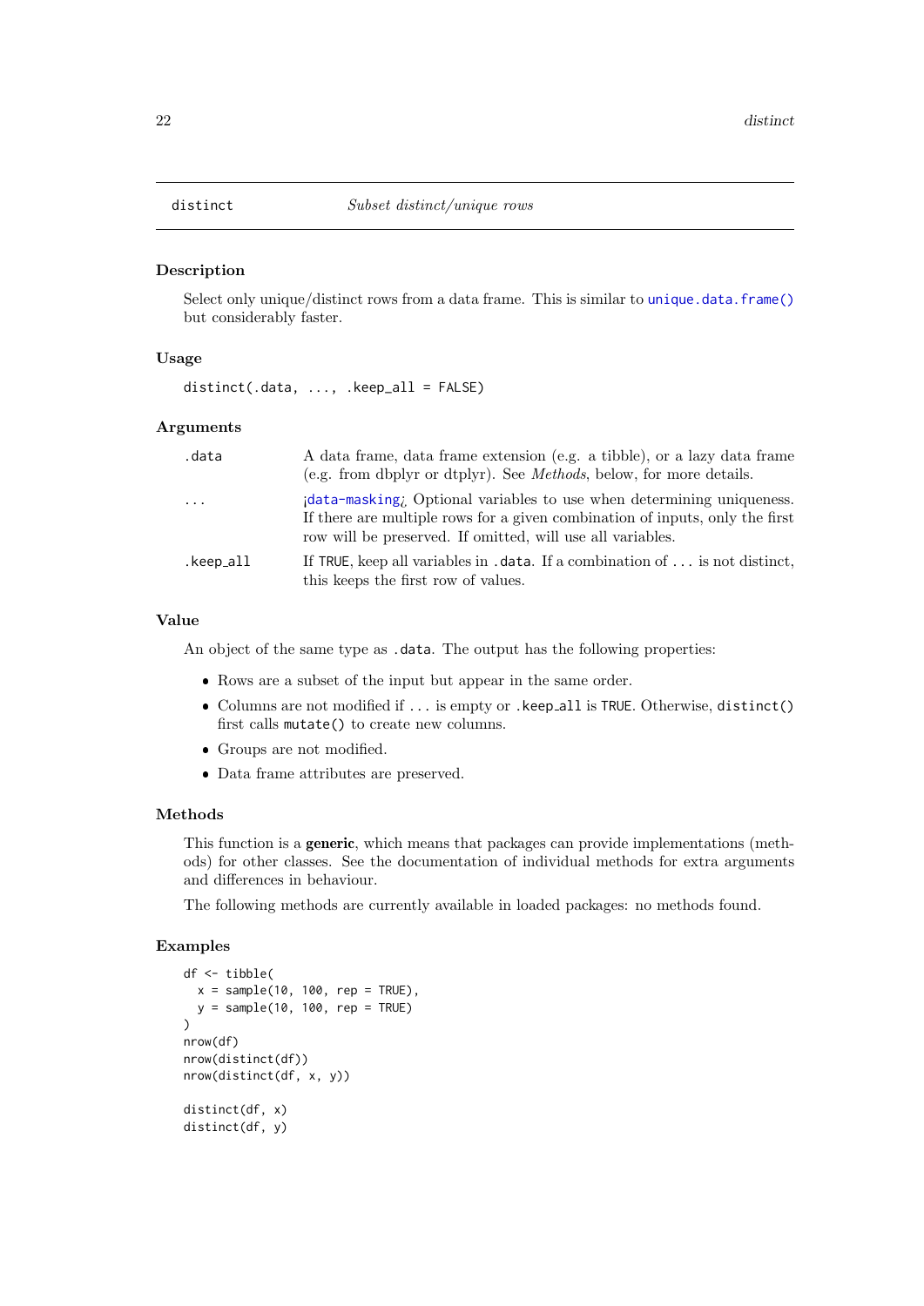## distinct — *Subset distinct/unique rows*

### Description

Select only unique/distinct rows from a data frame. This is similar to `unique.data.frame()` but considerably faster.

### Usage

```
distinct(.data, ..., .keep_all = FALSE)
```

### Arguments

| | |
|---|---|
| `.data` | A data frame, data frame extension (e.g. a tibble), or a lazy data frame (e.g. from dbplyr or dtplyr). See *Methods*, below, for more details. |
| `...` | ¡`data-masking`¿ Optional variables to use when determining uniqueness. If there are multiple rows for a given combination of inputs, only the first row will be preserved. If omitted, will use all variables. |
| `.keep_all` | If `TRUE`, keep all variables in `.data`. If a combination of `...` is not distinct, this keeps the first row of values. |

### Value

An object of the same type as `.data`. The output has the following properties:

- Rows are a subset of the input but appear in the same order.
- Columns are not modified if `...` is empty or `.keep_all` is `TRUE`. Otherwise, `distinct()` first calls `mutate()` to create new columns.
- Groups are not modified.
- Data frame attributes are preserved.

### Methods

This function is a **generic**, which means that packages can provide implementations (methods) for other classes. See the documentation of individual methods for extra arguments and differences in behaviour.

The following methods are currently available in loaded packages: no methods found.

### Examples

```
df <- tibble(
  x = sample(10, 100, rep = TRUE),
  y = sample(10, 100, rep = TRUE)
)
nrow(df)
nrow(distinct(df))
nrow(distinct(df, x, y))

distinct(df, x)
distinct(df, y)
```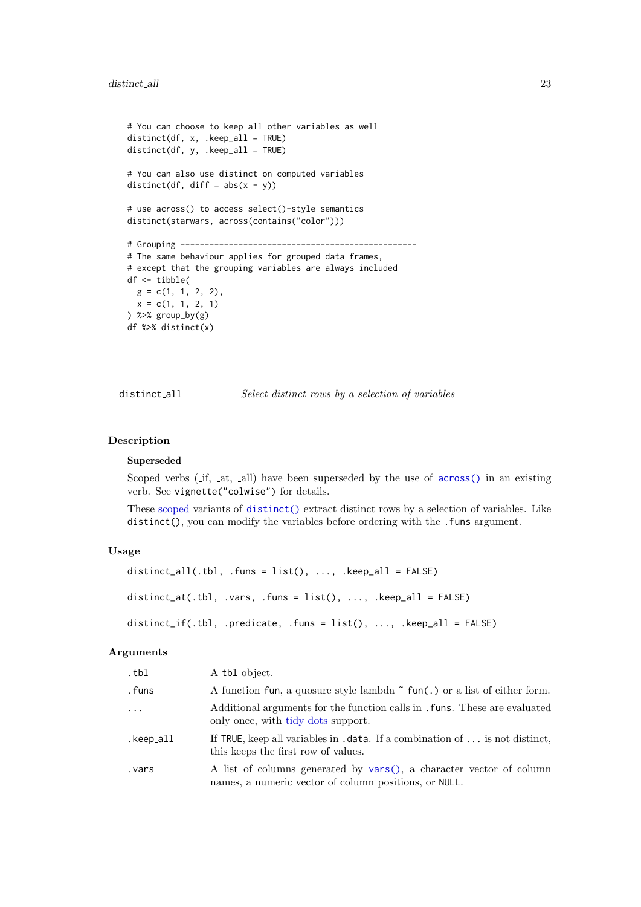```
# You can choose to keep all other variables as well
distinct(df, x, .keep_all = TRUE)
distinct(df, y, .keep_all = TRUE)

# You can also use distinct on computed variables
distinct(df, diff = abs(x - y))

# use across() to access select()-style semantics
distinct(starwars, across(contains("color")))

# Grouping -------------------------------------------------
# The same behaviour applies for grouped data frames,
# except that the grouping variables are always included
df <- tibble(
  g = c(1, 1, 2, 2),
  x = c(1, 1, 2, 1)
) %>% group_by(g)
df %>% distinct(x)
```

---

## distinct_all — *Select distinct rows by a selection of variables*

### Description

**Superseded**

Scoped verbs (_if, _at, _all) have been superseded by the use of `across()` in an existing verb. See `vignette("colwise")` for details.

These scoped variants of `distinct()` extract distinct rows by a selection of variables. Like `distinct()`, you can modify the variables before ordering with the `.funs` argument.

### Usage

```
distinct_all(.tbl, .funs = list(), ..., .keep_all = FALSE)

distinct_at(.tbl, .vars, .funs = list(), ..., .keep_all = FALSE)

distinct_if(.tbl, .predicate, .funs = list(), ..., .keep_all = FALSE)
```

### Arguments

| | |
|---|---|
| `.tbl` | A `tbl` object. |
| `.funs` | A function `fun`, a quosure style lambda `~ fun(.)` or a list of either form. |
| `...` | Additional arguments for the function calls in `.funs`. These are evaluated only once, with tidy dots support. |
| `.keep_all` | If `TRUE`, keep all variables in `.data`. If a combination of `...` is not distinct, this keeps the first row of values. |
| `.vars` | A list of columns generated by `vars()`, a character vector of column names, a numeric vector of column positions, or `NULL`. |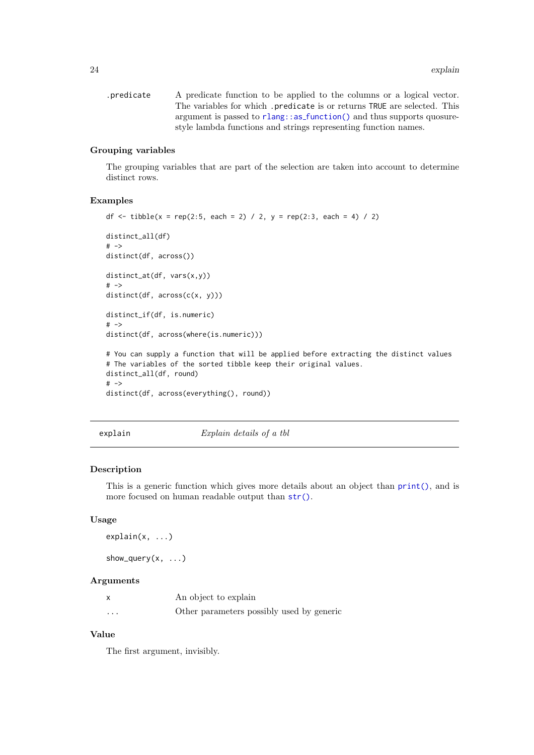`.predicate` A predicate function to be applied to the columns or a logical vector. The variables for which `.predicate` is or returns `TRUE` are selected. This argument is passed to `rlang::as_function()` and thus supports quosure-style lambda functions and strings representing function names.

### Grouping variables

The grouping variables that are part of the selection are taken into account to determine distinct rows.

### Examples

```
df <- tibble(x = rep(2:5, each = 2) / 2, y = rep(2:3, each = 4) / 2)

distinct_all(df)
# ->
distinct(df, across())

distinct_at(df, vars(x,y))
# ->
distinct(df, across(c(x, y)))

distinct_if(df, is.numeric)
# ->
distinct(df, across(where(is.numeric)))

# You can supply a function that will be applied before extracting the distinct values
# The variables of the sorted tibble keep their original values.
distinct_all(df, round)
# ->
distinct(df, across(everything(), round))
```

---

## explain *Explain details of a tbl*

---

### Description

This is a generic function which gives more details about an object than `print()`, and is more focused on human readable output than `str()`.

### Usage

```
explain(x, ...)

show_query(x, ...)
```

### Arguments

| | |
|---|---|
| x | An object to explain |
| ... | Other parameters possibly used by generic |

### Value

The first argument, invisibly.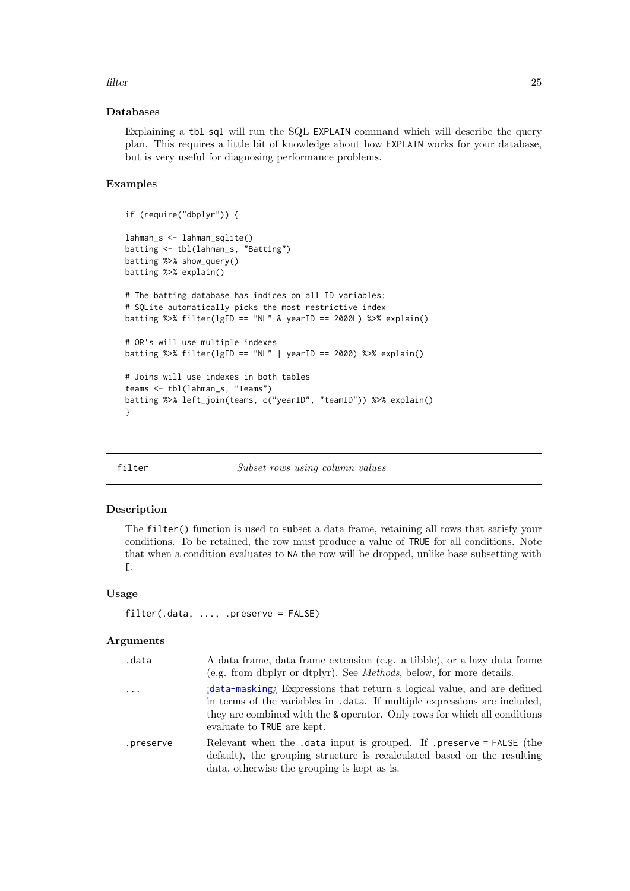### Databases

Explaining a `tbl_sql` will run the SQL `EXPLAIN` command which will describe the query plan. This requires a little bit of knowledge about how `EXPLAIN` works for your database, but is very useful for diagnosing performance problems.

### Examples

```
if (require("dbplyr")) {

lahman_s <- lahman_sqlite()
batting <- tbl(lahman_s, "Batting")
batting %>% show_query()
batting %>% explain()

# The batting database has indices on all ID variables:
# SQLite automatically picks the most restrictive index
batting %>% filter(lgID == "NL" & yearID == 2000L) %>% explain()

# OR's will use multiple indexes
batting %>% filter(lgID == "NL" | yearID == 2000) %>% explain()

# Joins will use indexes in both tables
teams <- tbl(lahman_s, "Teams")
batting %>% left_join(teams, c("yearID", "teamID")) %>% explain()
}
```

---

## filter    *Subset rows using column values*

---

### Description

The `filter()` function is used to subset a data frame, retaining all rows that satisfy your conditions. To be retained, the row must produce a value of `TRUE` for all conditions. Note that when a condition evaluates to `NA` the row will be dropped, unlike base subsetting with `[`.

### Usage

```
filter(.data, ..., .preserve = FALSE)
```

### Arguments

| | |
|---|---|
| `.data` | A data frame, data frame extension (e.g. a tibble), or a lazy data frame (e.g. from dbplyr or dtplyr). See *Methods*, below, for more details. |
| `...` | ¡`data-masking`¿ Expressions that return a logical value, and are defined in terms of the variables in `.data`. If multiple expressions are included, they are combined with the `&` operator. Only rows for which all conditions evaluate to `TRUE` are kept. |
| `.preserve` | Relevant when the `.data` input is grouped. If `.preserve = FALSE` (the default), the grouping structure is recalculated based on the resulting data, otherwise the grouping is kept as is. |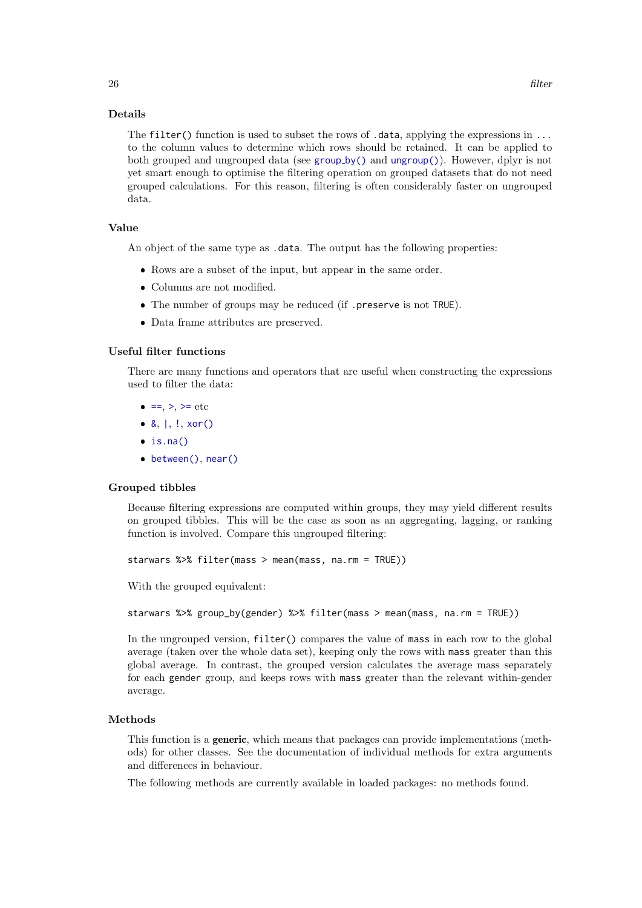### Details

The `filter()` function is used to subset the rows of `.data`, applying the expressions in `...` to the column values to determine which rows should be retained. It can be applied to both grouped and ungrouped data (see `group_by()` and `ungroup()`). However, dplyr is not yet smart enough to optimise the filtering operation on grouped datasets that do not need grouped calculations. For this reason, filtering is often considerably faster on ungrouped data.

### Value

An object of the same type as `.data`. The output has the following properties:

- Rows are a subset of the input, but appear in the same order.
- Columns are not modified.
- The number of groups may be reduced (if `.preserve` is not `TRUE`).
- Data frame attributes are preserved.

### Useful filter functions

There are many functions and operators that are useful when constructing the expressions used to filter the data:

- `==`, `>`, `>=` etc
- `&`, `|`, `!`, `xor()`
- `is.na()`
- `between()`, `near()`

### Grouped tibbles

Because filtering expressions are computed within groups, they may yield different results on grouped tibbles. This will be the case as soon as an aggregating, lagging, or ranking function is involved. Compare this ungrouped filtering:

```
starwars %>% filter(mass > mean(mass, na.rm = TRUE))
```

With the grouped equivalent:

```
starwars %>% group_by(gender) %>% filter(mass > mean(mass, na.rm = TRUE))
```

In the ungrouped version, `filter()` compares the value of `mass` in each row to the global average (taken over the whole data set), keeping only the rows with `mass` greater than this global average. In contrast, the grouped version calculates the average mass separately for each `gender` group, and keeps rows with `mass` greater than the relevant within-gender average.

### Methods

This function is a **generic**, which means that packages can provide implementations (methods) for other classes. See the documentation of individual methods for extra arguments and differences in behaviour.

The following methods are currently available in loaded packages: no methods found.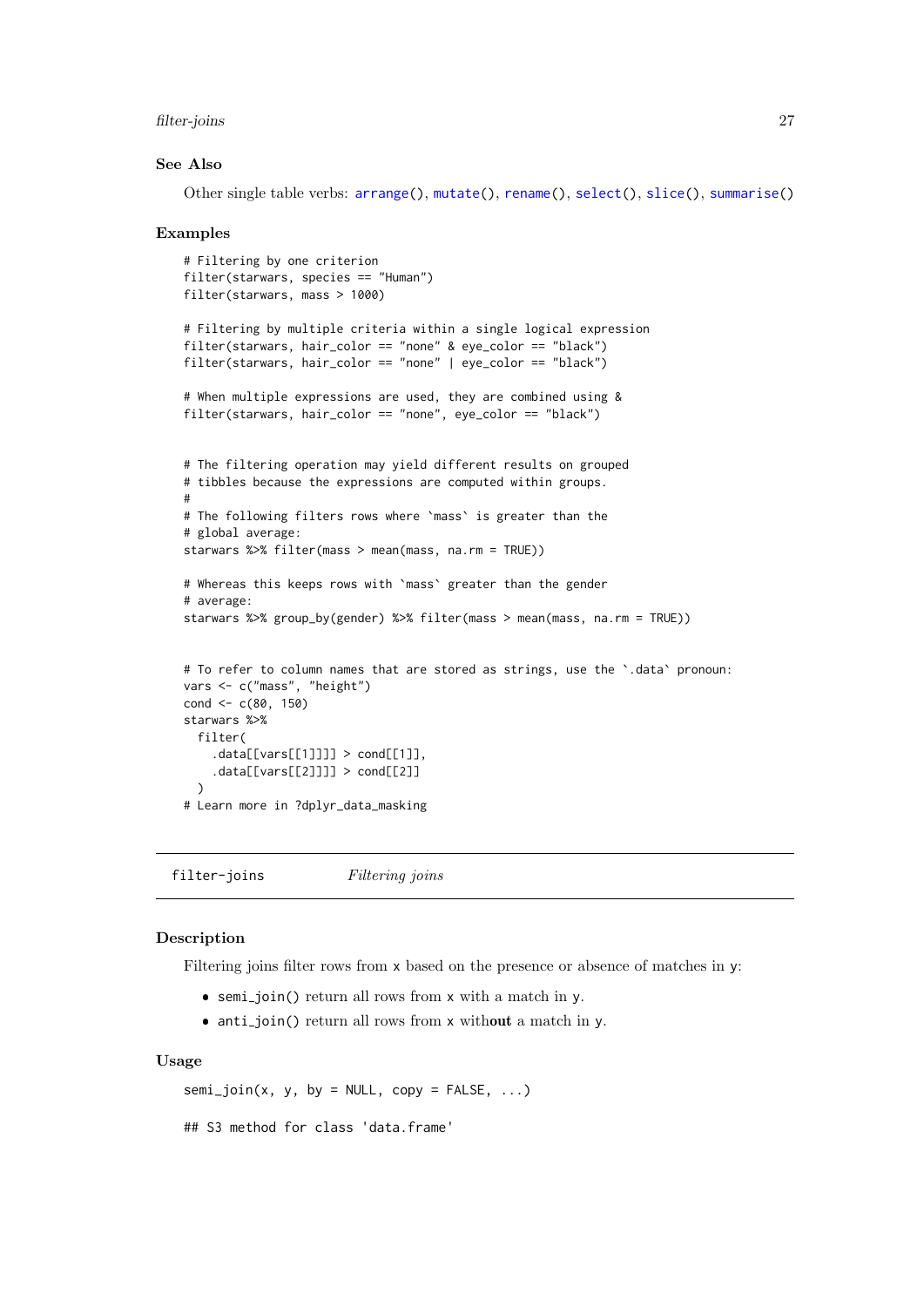### See Also

Other single table verbs: `arrange()`, `mutate()`, `rename()`, `select()`, `slice()`, `summarise()`

### Examples

```
# Filtering by one criterion
filter(starwars, species == "Human")
filter(starwars, mass > 1000)

# Filtering by multiple criteria within a single logical expression
filter(starwars, hair_color == "none" & eye_color == "black")
filter(starwars, hair_color == "none" | eye_color == "black")

# When multiple expressions are used, they are combined using &
filter(starwars, hair_color == "none", eye_color == "black")


# The filtering operation may yield different results on grouped
# tibbles because the expressions are computed within groups.
#
# The following filters rows where `mass` is greater than the
# global average:
starwars %>% filter(mass > mean(mass, na.rm = TRUE))

# Whereas this keeps rows with `mass` greater than the gender
# average:
starwars %>% group_by(gender) %>% filter(mass > mean(mass, na.rm = TRUE))


# To refer to column names that are stored as strings, use the `.data` pronoun:
vars <- c("mass", "height")
cond <- c(80, 150)
starwars %>%
  filter(
    .data[[vars[[1]]]] > cond[[1]],
    .data[[vars[[2]]]] > cond[[2]]
  )
# Learn more in ?dplyr_data_masking
```

---

## filter-joins *Filtering joins*

---

### Description

Filtering joins filter rows from `x` based on the presence or absence of matches in `y`:

- `semi_join()` return all rows from `x` with a match in `y`.
- `anti_join()` return all rows from `x` with**out** a match in `y`.

### Usage

```
semi_join(x, y, by = NULL, copy = FALSE, ...)

## S3 method for class 'data.frame'
```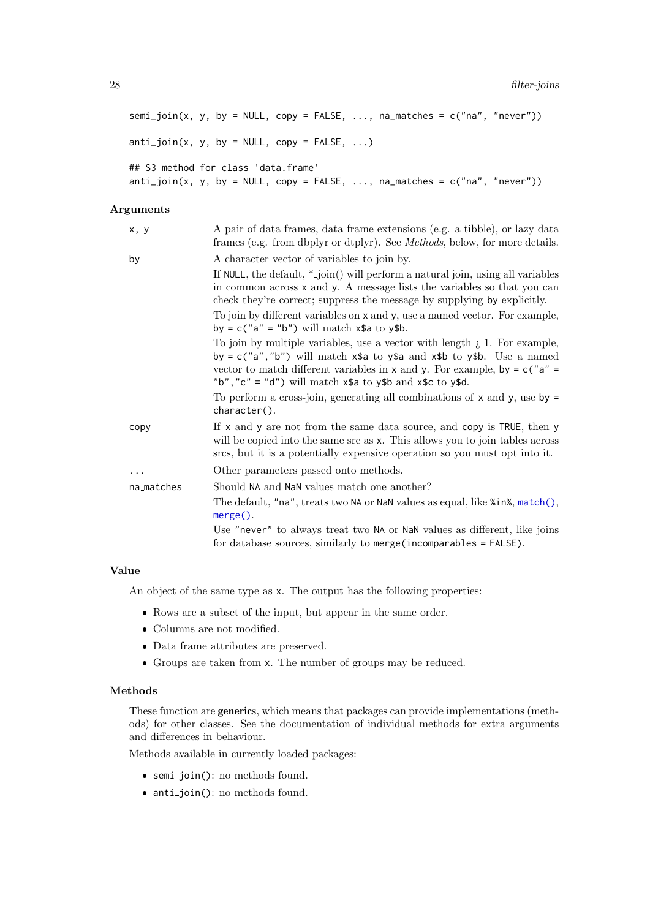```
semi_join(x, y, by = NULL, copy = FALSE, ..., na_matches = c("na", "never"))

anti_join(x, y, by = NULL, copy = FALSE, ...)

## S3 method for class 'data.frame'
anti_join(x, y, by = NULL, copy = FALSE, ..., na_matches = c("na", "never"))
```

### Arguments

| | |
|---|---|
| `x, y` | A pair of data frames, data frame extensions (e.g. a tibble), or lazy data frames (e.g. from dbplyr or dtplyr). See *Methods*, below, for more details. |
| `by` | A character vector of variables to join by.<br>If `NULL`, the default, `*_join()` will perform a natural join, using all variables in common across `x` and `y`. A message lists the variables so that you can check they're correct; suppress the message by supplying `by` explicitly.<br>To join by different variables on `x` and `y`, use a named vector. For example, `by = c("a" = "b")` will match `x$a` to `y$b`.<br>To join by multiple variables, use a vector with length ¿ 1. For example, `by = c("a","b")` will match `x$a` to `y$a` and `x$b` to `y$b`. Use a named vector to match different variables in `x` and `y`. For example, `by = c("a" = "b","c" = "d")` will match `x$a` to `y$b` and `x$c` to `y$d`.<br>To perform a cross-join, generating all combinations of `x` and `y`, use `by = character()`. |
| `copy` | If `x` and `y` are not from the same data source, and `copy` is `TRUE`, then `y` will be copied into the same src as `x`. This allows you to join tables across srcs, but it is a potentially expensive operation so you must opt into it. |
| `...` | Other parameters passed onto methods. |
| `na_matches` | Should `NA` and `NaN` values match one another?<br>The default, `"na"`, treats two `NA` or `NaN` values as equal, like `%in%`, `match()`, `merge()`.<br>Use `"never"` to always treat two `NA` or `NaN` values as different, like joins for database sources, similarly to `merge(incomparables = FALSE)`. |

### Value

An object of the same type as `x`. The output has the following properties:

- Rows are a subset of the input, but appear in the same order.
- Columns are not modified.
- Data frame attributes are preserved.
- Groups are taken from `x`. The number of groups may be reduced.

### Methods

These function are **generic**s, which means that packages can provide implementations (methods) for other classes. See the documentation of individual methods for extra arguments and differences in behaviour.

Methods available in currently loaded packages:

- `semi_join()`: no methods found.
- `anti_join()`: no methods found.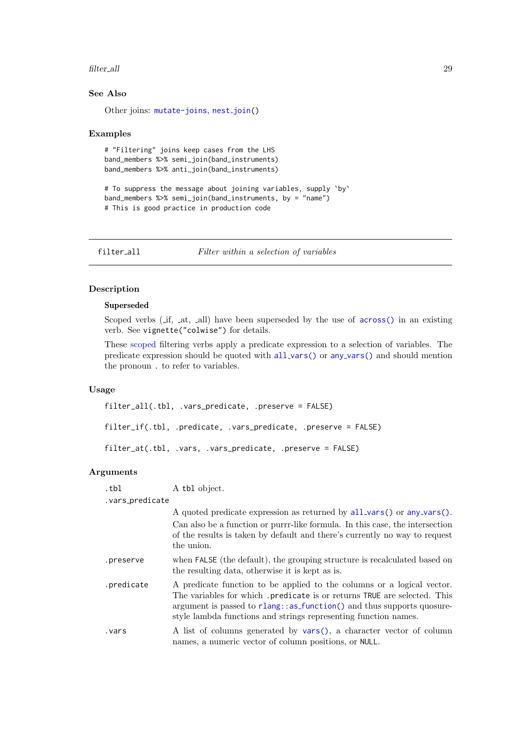### See Also

Other joins: `mutate-joins`, `nest_join()`

### Examples

```
# "Filtering" joins keep cases from the LHS
band_members %>% semi_join(band_instruments)
band_members %>% anti_join(band_instruments)

# To suppress the message about joining variables, supply `by`
band_members %>% semi_join(band_instruments, by = "name")
# This is good practice in production code
```

---

`filter_all` *Filter within a selection of variables*

---

## Description

**Superseded**

Scoped verbs (_if, _at, _all) have been superseded by the use of `across()` in an existing verb. See `vignette("colwise")` for details.

These scoped filtering verbs apply a predicate expression to a selection of variables. The predicate expression should be quoted with `all_vars()` or `any_vars()` and should mention the pronoun `.` to refer to variables.

## Usage

```
filter_all(.tbl, .vars_predicate, .preserve = FALSE)

filter_if(.tbl, .predicate, .vars_predicate, .preserve = FALSE)

filter_at(.tbl, .vars, .vars_predicate, .preserve = FALSE)
```

## Arguments

| | |
|---|---|
| `.tbl` | A `tbl` object. |
| `.vars_predicate` | A quoted predicate expression as returned by `all_vars()` or `any_vars()`. Can also be a function or purrr-like formula. In this case, the intersection of the results is taken by default and there's currently no way to request the union. |
| `.preserve` | when `FALSE` (the default), the grouping structure is recalculated based on the resulting data, otherwise it is kept as is. |
| `.predicate` | A predicate function to be applied to the columns or a logical vector. The variables for which `.predicate` is or returns `TRUE` are selected. This argument is passed to `rlang::as_function()` and thus supports quosure-style lambda functions and strings representing function names. |
| `.vars` | A list of columns generated by `vars()`, a character vector of column names, a numeric vector of column positions, or `NULL`. |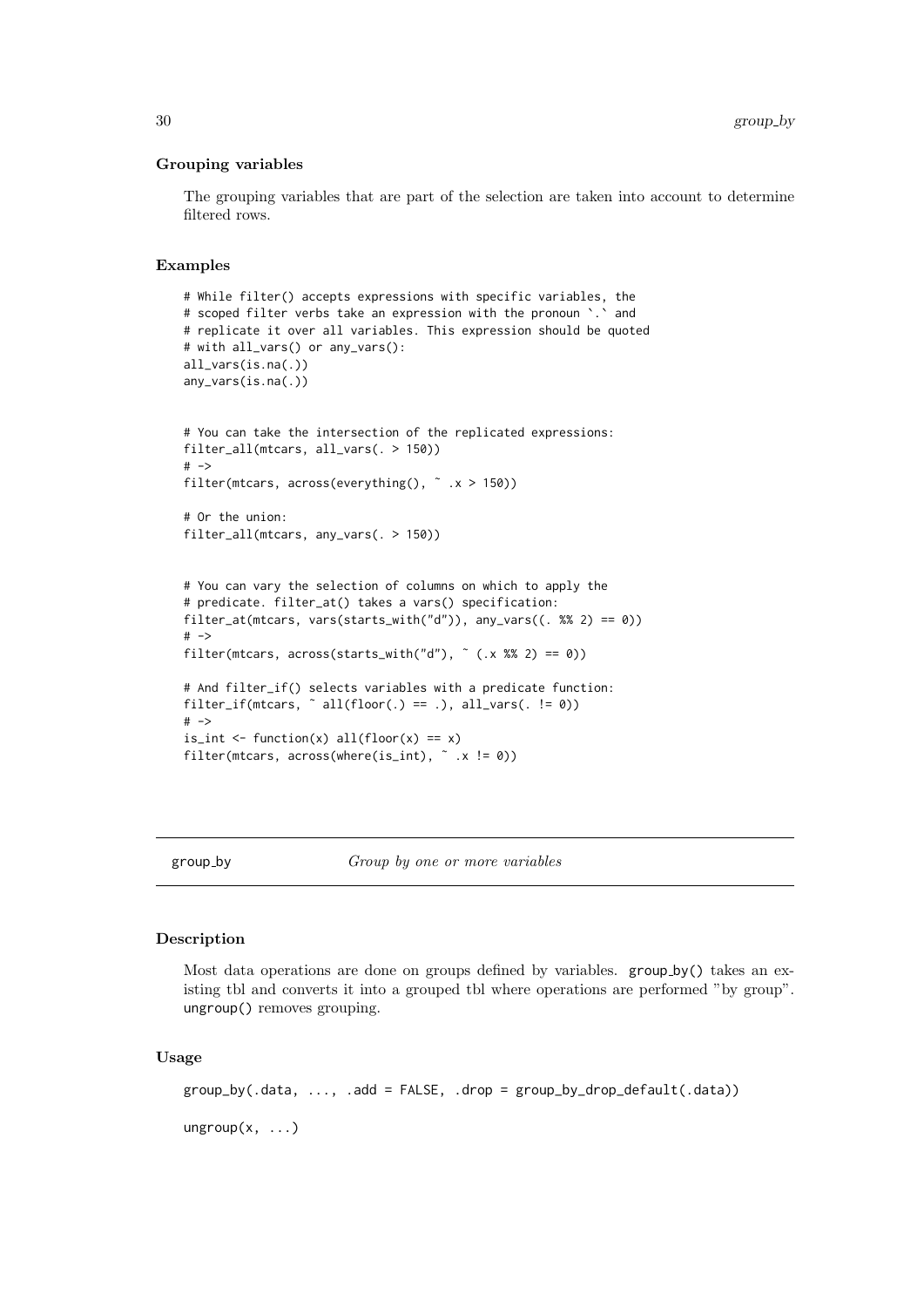### Grouping variables

The grouping variables that are part of the selection are taken into account to determine filtered rows.

### Examples

```
# While filter() accepts expressions with specific variables, the
# scoped filter verbs take an expression with the pronoun `.` and
# replicate it over all variables. This expression should be quoted
# with all_vars() or any_vars():
all_vars(is.na(.))
any_vars(is.na(.))


# You can take the intersection of the replicated expressions:
filter_all(mtcars, all_vars(. > 150))
# ->
filter(mtcars, across(everything(), ~ .x > 150))

# Or the union:
filter_all(mtcars, any_vars(. > 150))


# You can vary the selection of columns on which to apply the
# predicate. filter_at() takes a vars() specification:
filter_at(mtcars, vars(starts_with("d")), any_vars((. %% 2) == 0))
# ->
filter(mtcars, across(starts_with("d"), ~ (.x %% 2) == 0))

# And filter_if() selects variables with a predicate function:
filter_if(mtcars, ~ all(floor(.) == .), all_vars(. != 0))
# ->
is_int <- function(x) all(floor(x) == x)
filter(mtcars, across(where(is_int), ~ .x != 0))
```

---

## group_by — *Group by one or more variables*

---

### Description

Most data operations are done on groups defined by variables. `group_by()` takes an existing tbl and converts it into a grouped tbl where operations are performed "by group". `ungroup()` removes grouping.

### Usage

```
group_by(.data, ..., .add = FALSE, .drop = group_by_drop_default(.data))

ungroup(x, ...)
```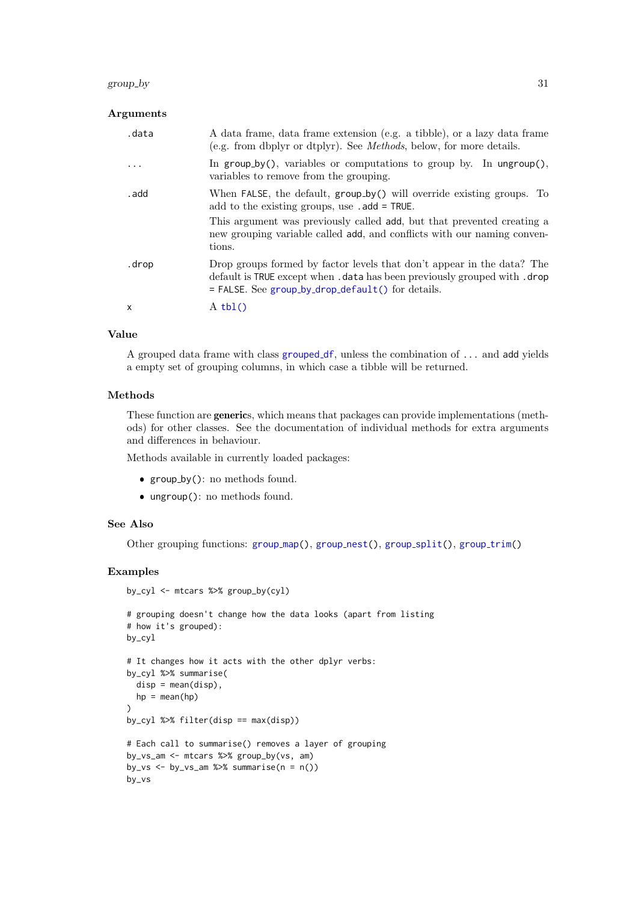### Arguments

| | |
|---|---|
| .data | A data frame, data frame extension (e.g. a tibble), or a lazy data frame (e.g. from dbplyr or dtplyr). See *Methods*, below, for more details. |
| ... | In group_by(), variables or computations to group by. In ungroup(), variables to remove from the grouping. |
| .add | When FALSE, the default, group_by() will override existing groups. To add to the existing groups, use .add = TRUE.<br>This argument was previously called add, but that prevented creating a new grouping variable called add, and conflicts with our naming conventions. |
| .drop | Drop groups formed by factor levels that don't appear in the data? The default is TRUE except when .data has been previously grouped with .drop = FALSE. See group_by_drop_default() for details. |
| x | A tbl() |

### Value

A grouped data frame with class grouped_df, unless the combination of ... and add yields a empty set of grouping columns, in which case a tibble will be returned.

### Methods

These function are **generic**s, which means that packages can provide implementations (methods) for other classes. See the documentation of individual methods for extra arguments and differences in behaviour.

Methods available in currently loaded packages:

- group_by(): no methods found.
- ungroup(): no methods found.

### See Also

Other grouping functions: group_map(), group_nest(), group_split(), group_trim()

### Examples

```
by_cyl <- mtcars %>% group_by(cyl)

# grouping doesn't change how the data looks (apart from listing
# how it's grouped):
by_cyl

# It changes how it acts with the other dplyr verbs:
by_cyl %>% summarise(
  disp = mean(disp),
  hp = mean(hp)
)
by_cyl %>% filter(disp == max(disp))

# Each call to summarise() removes a layer of grouping
by_vs_am <- mtcars %>% group_by(vs, am)
by_vs <- by_vs_am %>% summarise(n = n())
by_vs
```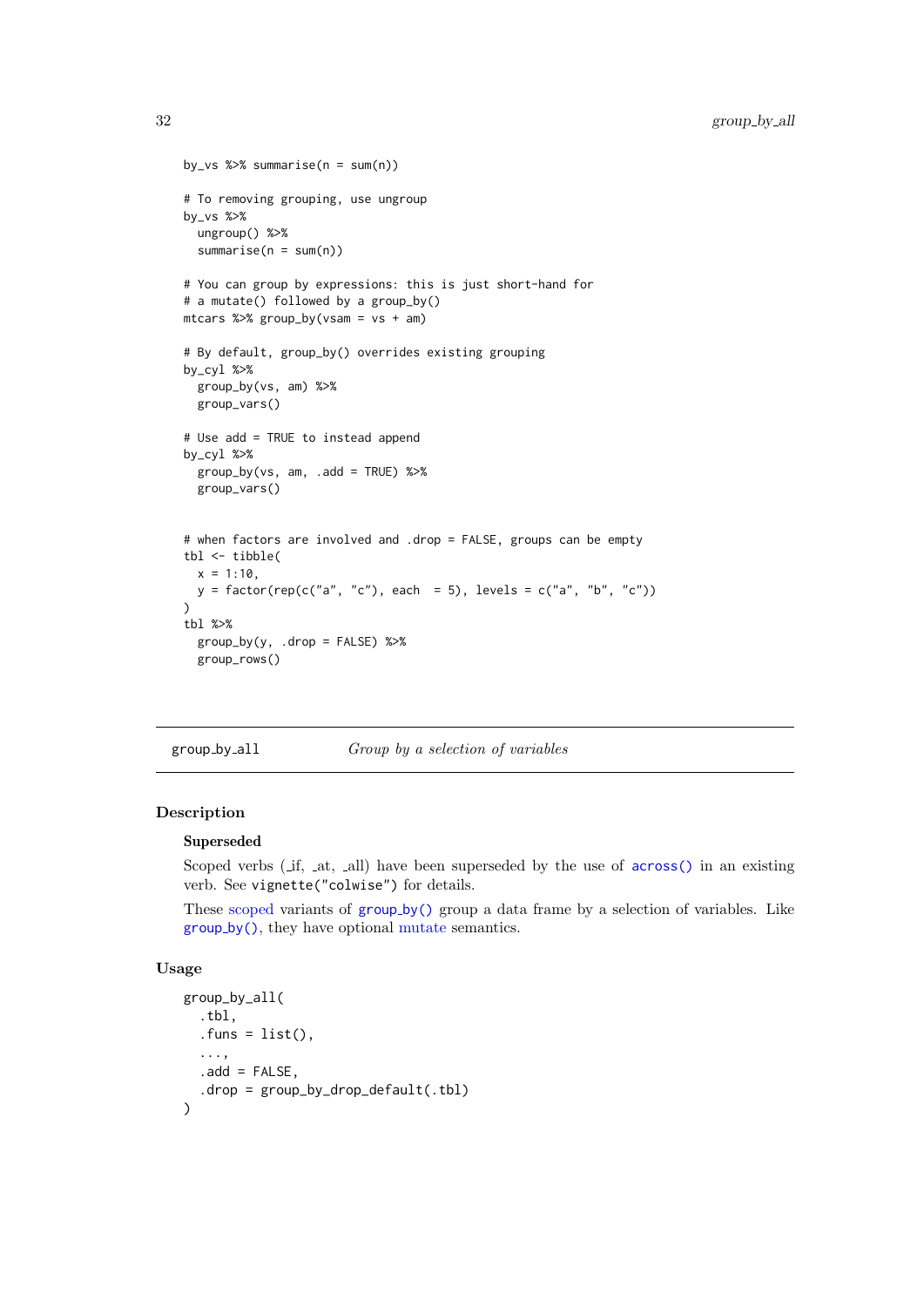```
by_vs %>% summarise(n = sum(n))

# To removing grouping, use ungroup
by_vs %>%
  ungroup() %>%
  summarise(n = sum(n))

# You can group by expressions: this is just short-hand for
# a mutate() followed by a group_by()
mtcars %>% group_by(vsam = vs + am)

# By default, group_by() overrides existing grouping
by_cyl %>%
  group_by(vs, am) %>%
  group_vars()

# Use add = TRUE to instead append
by_cyl %>%
  group_by(vs, am, .add = TRUE) %>%
  group_vars()


# when factors are involved and .drop = FALSE, groups can be empty
tbl <- tibble(
  x = 1:10,
  y = factor(rep(c("a", "c"), each  = 5), levels = c("a", "b", "c"))
)
tbl %>%
  group_by(y, .drop = FALSE) %>%
  group_rows()
```

---

`group_by_all` *Group by a selection of variables*

---

## Description

### Superseded

Scoped verbs (_if, _at, _all) have been superseded by the use of `across()` in an existing verb. See `vignette("colwise")` for details.

These scoped variants of `group_by()` group a data frame by a selection of variables. Like `group_by()`, they have optional mutate semantics.

## Usage

```
group_by_all(
  .tbl,
  .funs = list(),
  ...,
  .add = FALSE,
  .drop = group_by_drop_default(.tbl)
)
```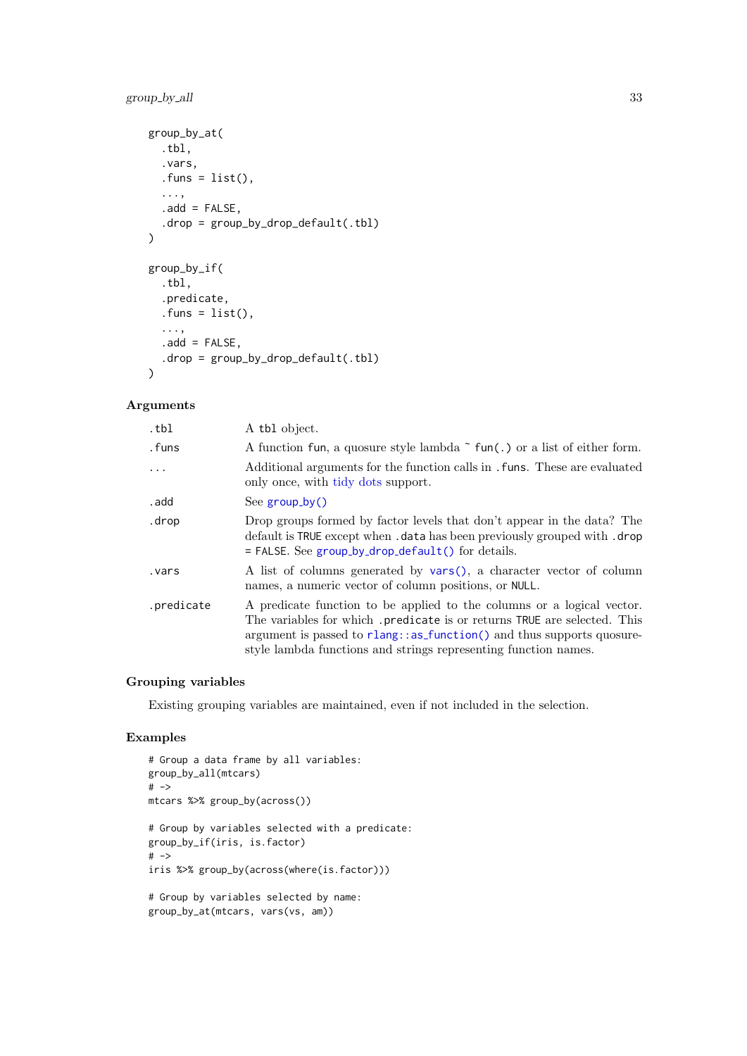```
group_by_at(
  .tbl,
  .vars,
  .funs = list(),
  ...,
  .add = FALSE,
  .drop = group_by_drop_default(.tbl)
)

group_by_if(
  .tbl,
  .predicate,
  .funs = list(),
  ...,
  .add = FALSE,
  .drop = group_by_drop_default(.tbl)
)
```

### Arguments

| | |
|---|---|
| `.tbl` | A `tbl` object. |
| `.funs` | A function `fun`, a quosure style lambda `~ fun(.)` or a list of either form. |
| `...` | Additional arguments for the function calls in `.funs`. These are evaluated only once, with tidy dots support. |
| `.add` | See `group_by()` |
| `.drop` | Drop groups formed by factor levels that don't appear in the data? The default is `TRUE` except when `.data` has been previously grouped with `.drop = FALSE`. See `group_by_drop_default()` for details. |
| `.vars` | A list of columns generated by `vars()`, a character vector of column names, a numeric vector of column positions, or `NULL`. |
| `.predicate` | A predicate function to be applied to the columns or a logical vector. The variables for which `.predicate` is or returns `TRUE` are selected. This argument is passed to `rlang::as_function()` and thus supports quosure-style lambda functions and strings representing function names. |

### Grouping variables

Existing grouping variables are maintained, even if not included in the selection.

### Examples

```
# Group a data frame by all variables:
group_by_all(mtcars)
# ->
mtcars %>% group_by(across())

# Group by variables selected with a predicate:
group_by_if(iris, is.factor)
# ->
iris %>% group_by(across(where(is.factor)))

# Group by variables selected by name:
group_by_at(mtcars, vars(vs, am))
```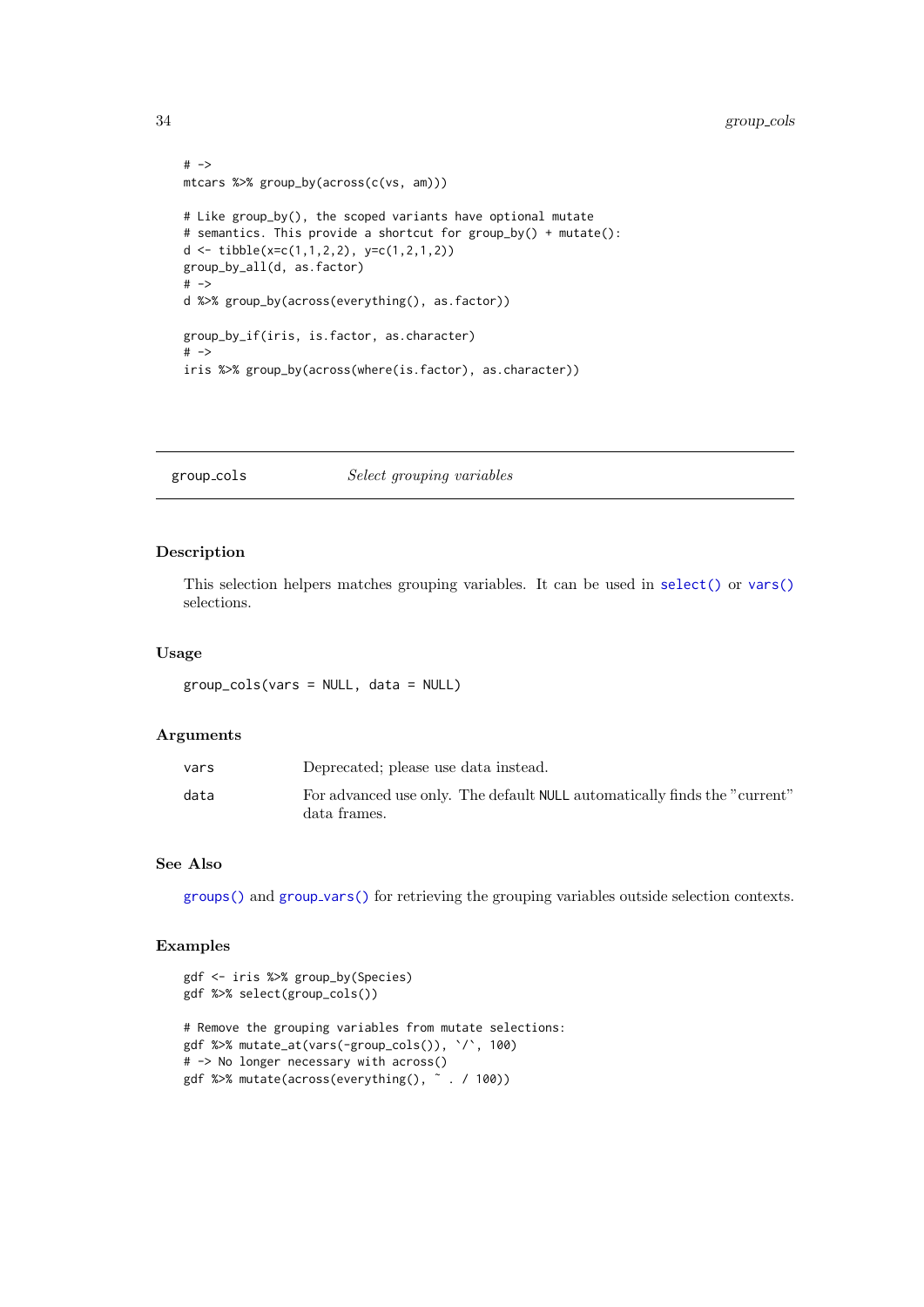```
# ->
mtcars %>% group_by(across(c(vs, am)))

# Like group_by(), the scoped variants have optional mutate
# semantics. This provide a shortcut for group_by() + mutate():
d <- tibble(x=c(1,1,2,2), y=c(1,2,1,2))
group_by_all(d, as.factor)
# ->
d %>% group_by(across(everything(), as.factor))

group_by_if(iris, is.factor, as.character)
# ->
iris %>% group_by(across(where(is.factor), as.character))
```

---

## group_cols — *Select grouping variables*

---

### Description

This selection helpers matches grouping variables. It can be used in `select()` or `vars()` selections.

### Usage

```
group_cols(vars = NULL, data = NULL)
```

### Arguments

| | |
|---|---|
| `vars` | Deprecated; please use data instead. |
| `data` | For advanced use only. The default `NULL` automatically finds the "current" data frames. |

### See Also

`groups()` and `group_vars()` for retrieving the grouping variables outside selection contexts.

### Examples

```
gdf <- iris %>% group_by(Species)
gdf %>% select(group_cols())

# Remove the grouping variables from mutate selections:
gdf %>% mutate_at(vars(-group_cols()), `/`, 100)
# -> No longer necessary with across()
gdf %>% mutate(across(everything(), ~ . / 100))
```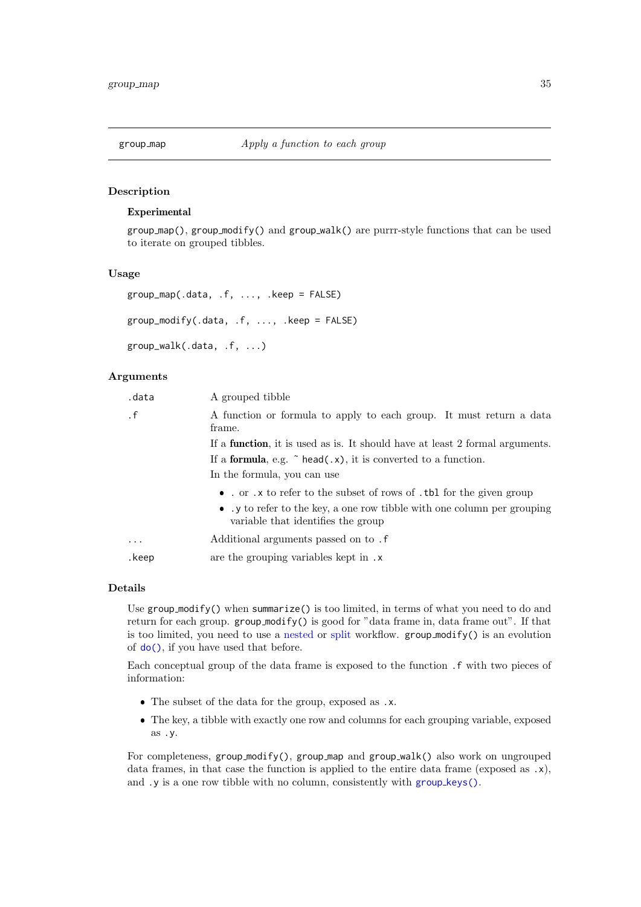## group_map — *Apply a function to each group*

### Description

**Experimental**

`group_map()`, `group_modify()` and `group_walk()` are purrr-style functions that can be used to iterate on grouped tibbles.

### Usage

```
group_map(.data, .f, ..., .keep = FALSE)

group_modify(.data, .f, ..., .keep = FALSE)

group_walk(.data, .f, ...)
```

### Arguments

| | |
|---|---|
| `.data` | A grouped tibble |
| `.f` | A function or formula to apply to each group. It must return a data frame. If a **function**, it is used as is. It should have at least 2 formal arguments. If a **formula**, e.g. `~ head(.x)`, it is converted to a function. In the formula, you can use: • `.` or `.x` to refer to the subset of rows of `.tbl` for the given group • `.y` to refer to the key, a one row tibble with one column per grouping variable that identifies the group |
| `...` | Additional arguments passed on to `.f` |
| `.keep` | are the grouping variables kept in `.x` |

### Details

Use `group_modify()` when `summarize()` is too limited, in terms of what you need to do and return for each group. `group_modify()` is good for "data frame in, data frame out". If that is too limited, you need to use a nested or split workflow. `group_modify()` is an evolution of `do()`, if you have used that before.

Each conceptual group of the data frame is exposed to the function `.f` with two pieces of information:

- The subset of the data for the group, exposed as `.x`.
- The key, a tibble with exactly one row and columns for each grouping variable, exposed as `.y`.

For completeness, `group_modify()`, `group_map` and `group_walk()` also work on ungrouped data frames, in that case the function is applied to the entire data frame (exposed as `.x`), and `.y` is a one row tibble with no column, consistently with `group_keys()`.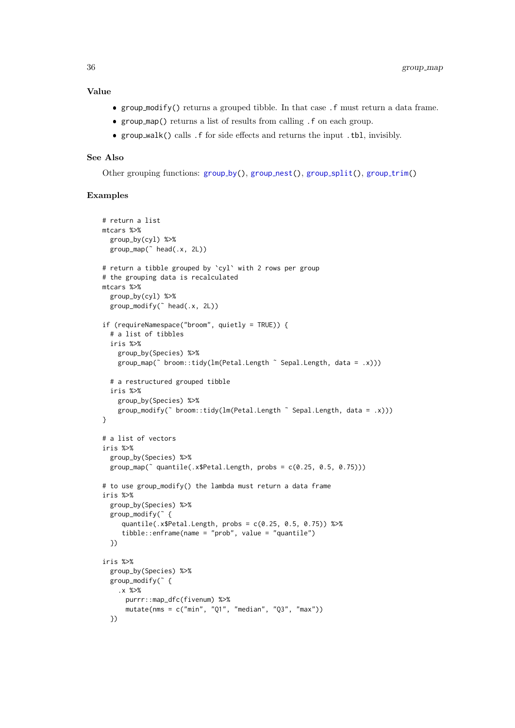### Value

- `group_modify()` returns a grouped tibble. In that case `.f` must return a data frame.
- `group_map()` returns a list of results from calling `.f` on each group.
- `group_walk()` calls `.f` for side effects and returns the input `.tbl`, invisibly.

### See Also

Other grouping functions: `group_by()`, `group_nest()`, `group_split()`, `group_trim()`

### Examples

```
# return a list
mtcars %>%
  group_by(cyl) %>%
  group_map(~ head(.x, 2L))

# return a tibble grouped by `cyl` with 2 rows per group
# the grouping data is recalculated
mtcars %>%
  group_by(cyl) %>%
  group_modify(~ head(.x, 2L))

if (requireNamespace("broom", quietly = TRUE)) {
  # a list of tibbles
  iris %>%
    group_by(Species) %>%
    group_map(~ broom::tidy(lm(Petal.Length ~ Sepal.Length, data = .x)))

  # a restructured grouped tibble
  iris %>%
    group_by(Species) %>%
    group_modify(~ broom::tidy(lm(Petal.Length ~ Sepal.Length, data = .x)))
}

# a list of vectors
iris %>%
  group_by(Species) %>%
  group_map(~ quantile(.x$Petal.Length, probs = c(0.25, 0.5, 0.75)))

# to use group_modify() the lambda must return a data frame
iris %>%
  group_by(Species) %>%
  group_modify(~ {
     quantile(.x$Petal.Length, probs = c(0.25, 0.5, 0.75)) %>%
     tibble::enframe(name = "prob", value = "quantile")
  })

iris %>%
  group_by(Species) %>%
  group_modify(~ {
    .x %>%
      purrr::map_dfc(fivenum) %>%
      mutate(nms = c("min", "Q1", "median", "Q3", "max"))
  })
```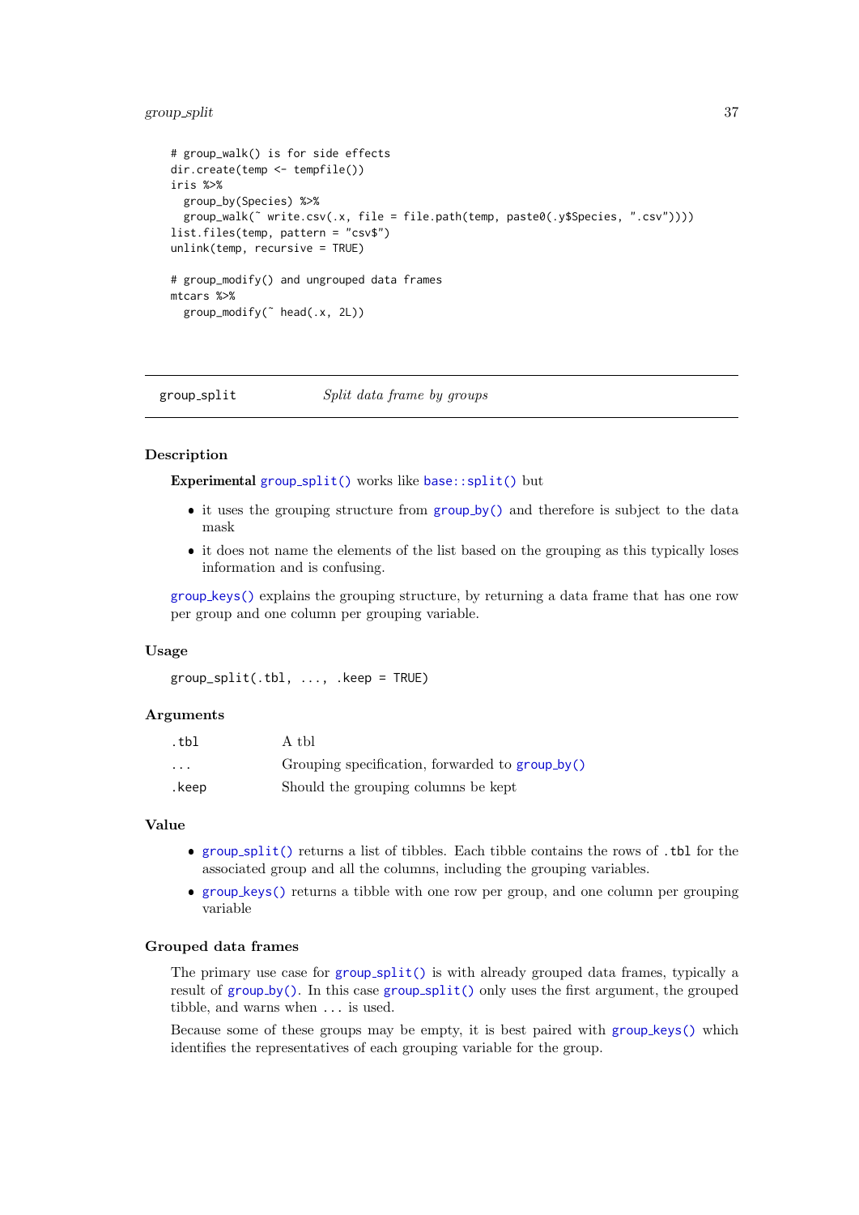```
# group_walk() is for side effects
dir.create(temp <- tempfile())
iris %>%
  group_by(Species) %>%
  group_walk(~ write.csv(.x, file = file.path(temp, paste0(.y$Species, ".csv"))))
list.files(temp, pattern = "csv$")
unlink(temp, recursive = TRUE)

# group_modify() and ungrouped data frames
mtcars %>%
  group_modify(~ head(.x, 2L))
```

---

## group_split    *Split data frame by groups*

---

### Description

**Experimental** group_split() works like base::split() but

- it uses the grouping structure from group_by() and therefore is subject to the data mask
- it does not name the elements of the list based on the grouping as this typically loses information and is confusing.

group_keys() explains the grouping structure, by returning a data frame that has one row per group and one column per grouping variable.

### Usage

```
group_split(.tbl, ..., .keep = TRUE)
```

### Arguments

| | |
|---|---|
| .tbl | A tbl |
| ... | Grouping specification, forwarded to group_by() |
| .keep | Should the grouping columns be kept |

### Value

- group_split() returns a list of tibbles. Each tibble contains the rows of .tbl for the associated group and all the columns, including the grouping variables.
- group_keys() returns a tibble with one row per group, and one column per grouping variable

### Grouped data frames

The primary use case for group_split() is with already grouped data frames, typically a result of group_by(). In this case group_split() only uses the first argument, the grouped tibble, and warns when ... is used.

Because some of these groups may be empty, it is best paired with group_keys() which identifies the representatives of each grouping variable for the group.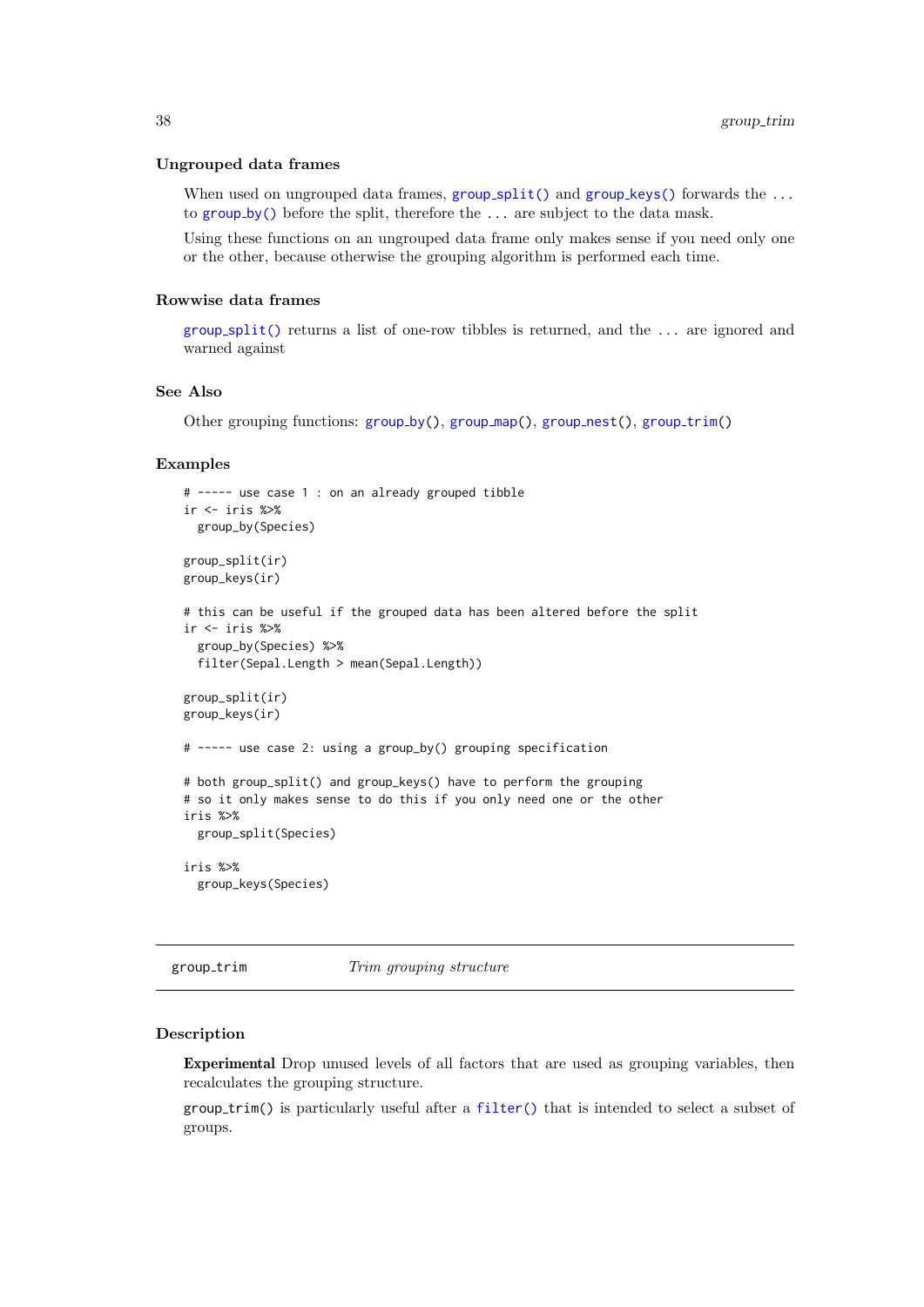### Ungrouped data frames

When used on ungrouped data frames, group_split() and group_keys() forwards the ... to group_by() before the split, therefore the ... are subject to the data mask.

Using these functions on an ungrouped data frame only makes sense if you need only one or the other, because otherwise the grouping algorithm is performed each time.

### Rowwise data frames

group_split() returns a list of one-row tibbles is returned, and the ... are ignored and warned against

### See Also

Other grouping functions: group_by(), group_map(), group_nest(), group_trim()

### Examples

```
# ----- use case 1 : on an already grouped tibble
ir <- iris %>%
  group_by(Species)

group_split(ir)
group_keys(ir)

# this can be useful if the grouped data has been altered before the split
ir <- iris %>%
  group_by(Species) %>%
  filter(Sepal.Length > mean(Sepal.Length))

group_split(ir)
group_keys(ir)

# ----- use case 2: using a group_by() grouping specification

# both group_split() and group_keys() have to perform the grouping
# so it only makes sense to do this if you only need one or the other
iris %>%
  group_split(Species)

iris %>%
  group_keys(Species)
```

---

## group_trim — *Trim grouping structure*

### Description

**Experimental** Drop unused levels of all factors that are used as grouping variables, then recalculates the grouping structure.

group_trim() is particularly useful after a filter() that is intended to select a subset of groups.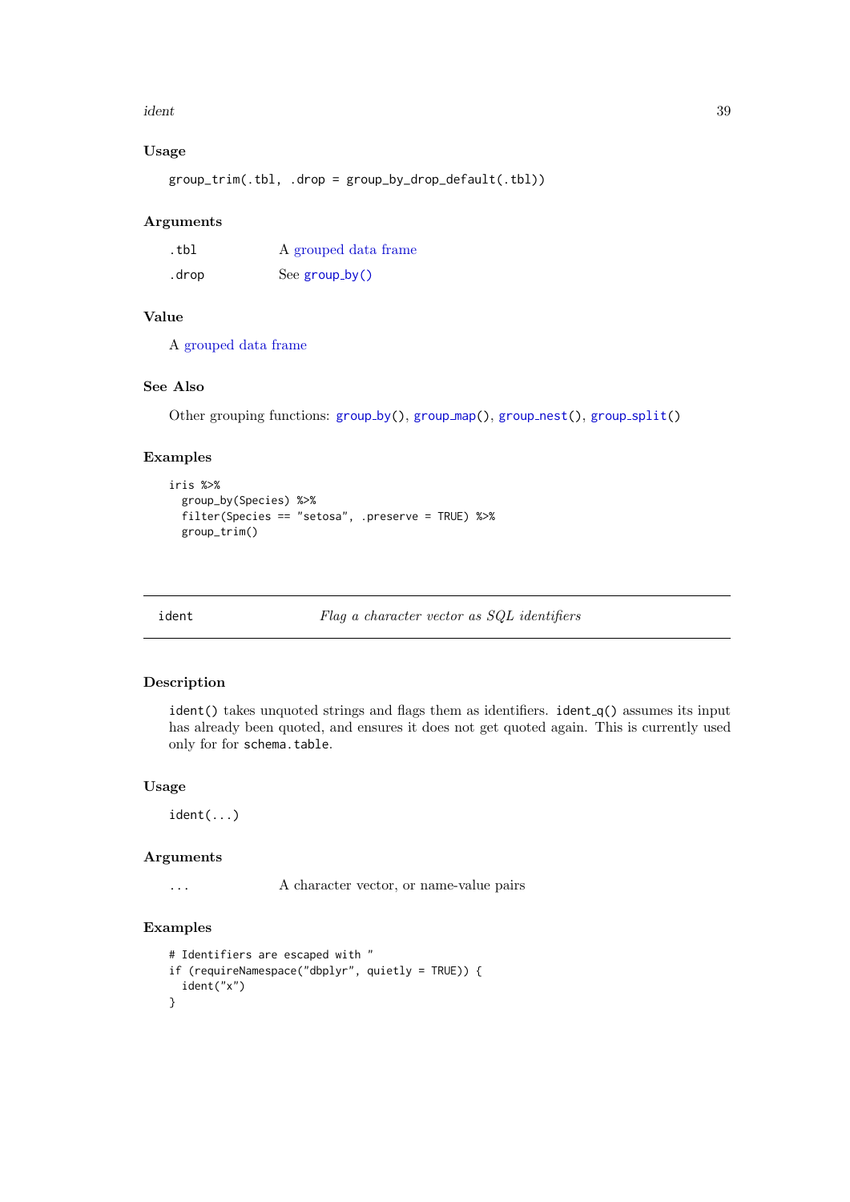### Usage

```
group_trim(.tbl, .drop = group_by_drop_default(.tbl))
```

### Arguments

| | |
|---|---|
| .tbl | A grouped data frame |
| .drop | See group_by() |

### Value

A grouped data frame

### See Also

Other grouping functions: group_by(), group_map(), group_nest(), group_split()

### Examples

```
iris %>%
  group_by(Species) %>%
  filter(Species == "setosa", .preserve = TRUE) %>%
  group_trim()
```

---

## ident    *Flag a character vector as SQL identifiers*

---

### Description

ident() takes unquoted strings and flags them as identifiers. ident_q() assumes its input has already been quoted, and ensures it does not get quoted again. This is currently used only for for schema.table.

### Usage

```
ident(...)
```

### Arguments

| | |
|---|---|
| ... | A character vector, or name-value pairs |

### Examples

```
# Identifiers are escaped with "
if (requireNamespace("dbplyr", quietly = TRUE)) {
  ident("x")
}
```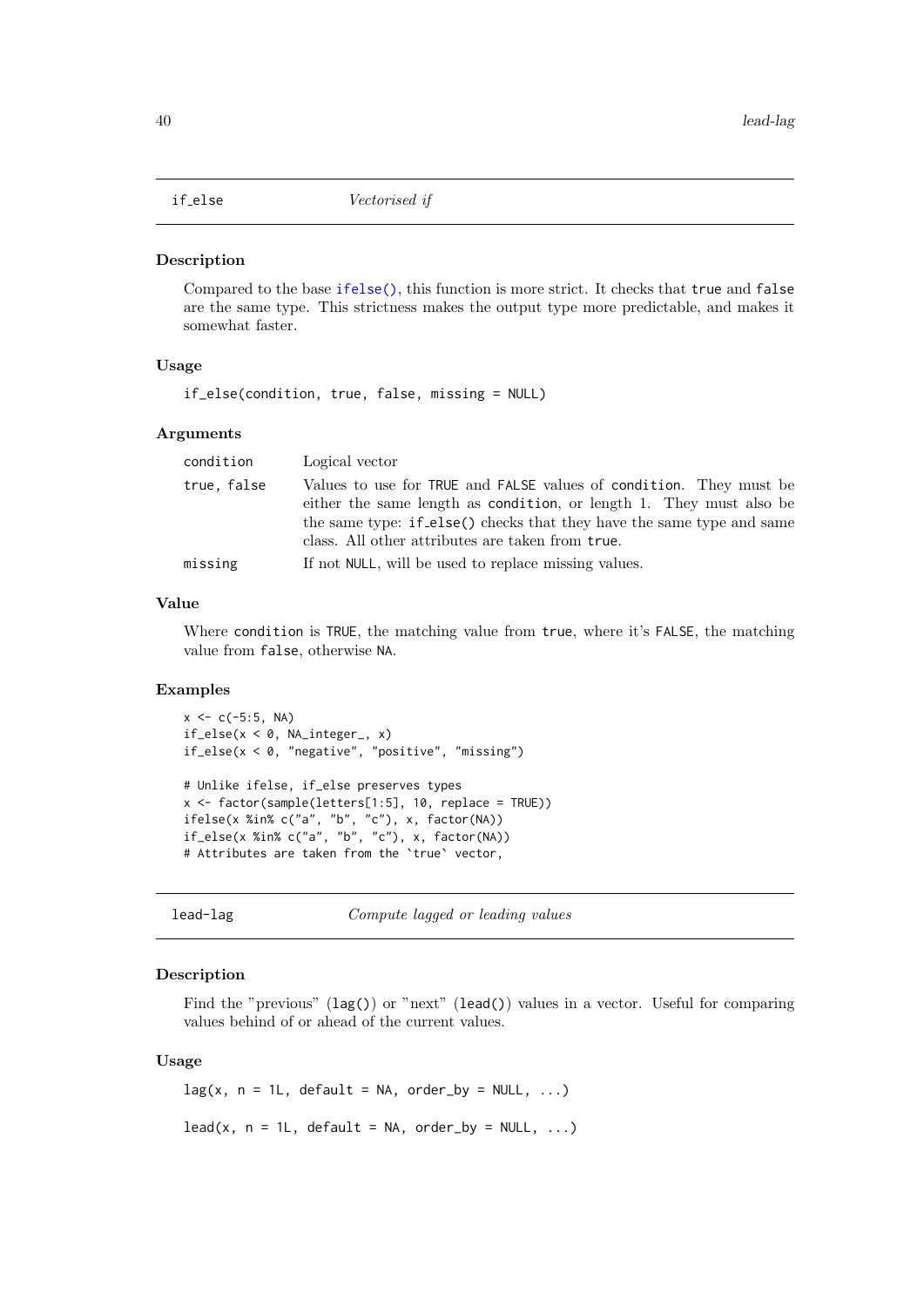## if_else — *Vectorised if*

### Description

Compared to the base ifelse(), this function is more strict. It checks that true and false are the same type. This strictness makes the output type more predictable, and makes it somewhat faster.

### Usage

```
if_else(condition, true, false, missing = NULL)
```

### Arguments

| | |
|---|---|
| condition | Logical vector |
| true, false | Values to use for TRUE and FALSE values of condition. They must be either the same length as condition, or length 1. They must also be the same type: if_else() checks that they have the same type and same class. All other attributes are taken from true. |
| missing | If not NULL, will be used to replace missing values. |

### Value

Where condition is TRUE, the matching value from true, where it's FALSE, the matching value from false, otherwise NA.

### Examples

```
x <- c(-5:5, NA)
if_else(x < 0, NA_integer_, x)
if_else(x < 0, "negative", "positive", "missing")

# Unlike ifelse, if_else preserves types
x <- factor(sample(letters[1:5], 10, replace = TRUE))
ifelse(x %in% c("a", "b", "c"), x, factor(NA))
if_else(x %in% c("a", "b", "c"), x, factor(NA))
# Attributes are taken from the `true` vector,
```

## lead-lag — *Compute lagged or leading values*

### Description

Find the "previous" (lag()) or "next" (lead()) values in a vector. Useful for comparing values behind of or ahead of the current values.

### Usage

```
lag(x, n = 1L, default = NA, order_by = NULL, ...)

lead(x, n = 1L, default = NA, order_by = NULL, ...)
```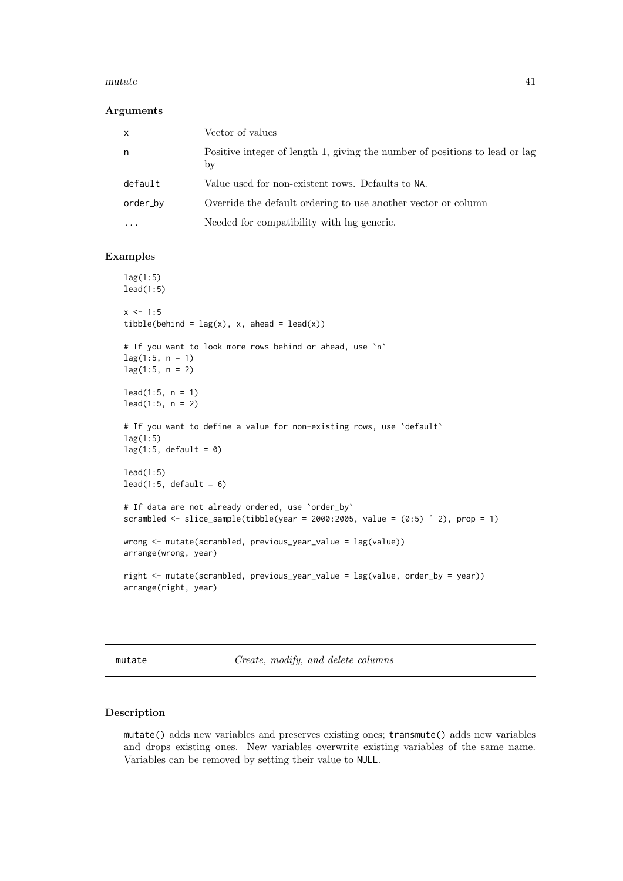### Arguments

| | |
|---|---|
| `x` | Vector of values |
| `n` | Positive integer of length 1, giving the number of positions to lead or lag by |
| `default` | Value used for non-existent rows. Defaults to `NA`. |
| `order_by` | Override the default ordering to use another vector or column |
| `...` | Needed for compatibility with lag generic. |

### Examples

```
lag(1:5)
lead(1:5)

x <- 1:5
tibble(behind = lag(x), x, ahead = lead(x))

# If you want to look more rows behind or ahead, use `n`
lag(1:5, n = 1)
lag(1:5, n = 2)

lead(1:5, n = 1)
lead(1:5, n = 2)

# If you want to define a value for non-existing rows, use `default`
lag(1:5)
lag(1:5, default = 0)

lead(1:5)
lead(1:5, default = 6)

# If data are not already ordered, use `order_by`
scrambled <- slice_sample(tibble(year = 2000:2005, value = (0:5) ^ 2), prop = 1)

wrong <- mutate(scrambled, previous_year_value = lag(value))
arrange(wrong, year)

right <- mutate(scrambled, previous_year_value = lag(value, order_by = year))
arrange(right, year)
```

---

## `mutate` *Create, modify, and delete columns*

---

### Description

`mutate()` adds new variables and preserves existing ones; `transmute()` adds new variables and drops existing ones. New variables overwrite existing variables of the same name. Variables can be removed by setting their value to `NULL`.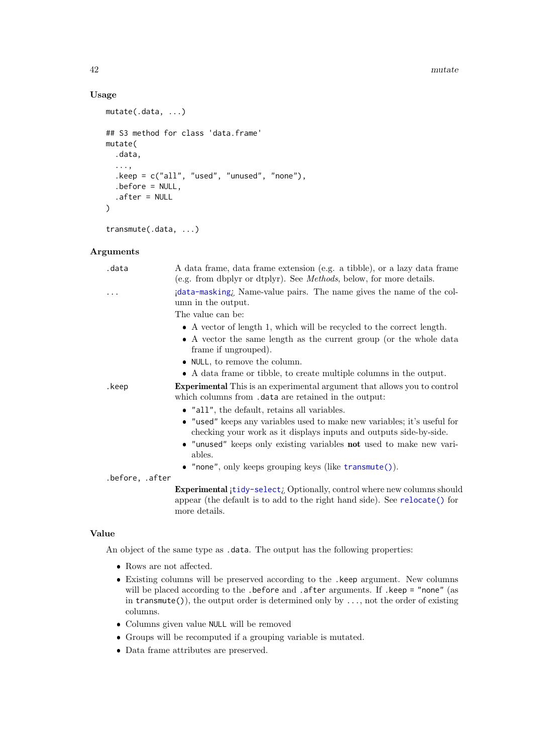## Usage

```
mutate(.data, ...)

## S3 method for class 'data.frame'
mutate(
  .data,
  ...,
  .keep = c("all", "used", "unused", "none"),
  .before = NULL,
  .after = NULL
)

transmute(.data, ...)
```

## Arguments

`.data` A data frame, data frame extension (e.g. a tibble), or a lazy data frame (e.g. from dbplyr or dtplyr). See *Methods*, below, for more details.

`...` ¡`data-masking`¿ Name-value pairs. The name gives the name of the column in the output.

The value can be:

- A vector of length 1, which will be recycled to the correct length.
- A vector the same length as the current group (or the whole data frame if ungrouped).
- `NULL`, to remove the column.
- A data frame or tibble, to create multiple columns in the output.

`.keep` **Experimental** This is an experimental argument that allows you to control which columns from `.data` are retained in the output:

- `"all"`, the default, retains all variables.
- `"used"` keeps any variables used to make new variables; it's useful for checking your work as it displays inputs and outputs side-by-side.
- `"unused"` keeps only existing variables **not** used to make new variables.
- `"none"`, only keeps grouping keys (like `transmute()`).

`.before, .after`

**Experimental** ¡`tidy-select`¿ Optionally, control where new columns should appear (the default is to add to the right hand side). See `relocate()` for more details.

## Value

An object of the same type as `.data`. The output has the following properties:

- Rows are not affected.
- Existing columns will be preserved according to the `.keep` argument. New columns will be placed according to the `.before` and `.after` arguments. If `.keep = "none"` (as in `transmute()`), the output order is determined only by `...`, not the order of existing columns.
- Columns given value `NULL` will be removed
- Groups will be recomputed if a grouping variable is mutated.
- Data frame attributes are preserved.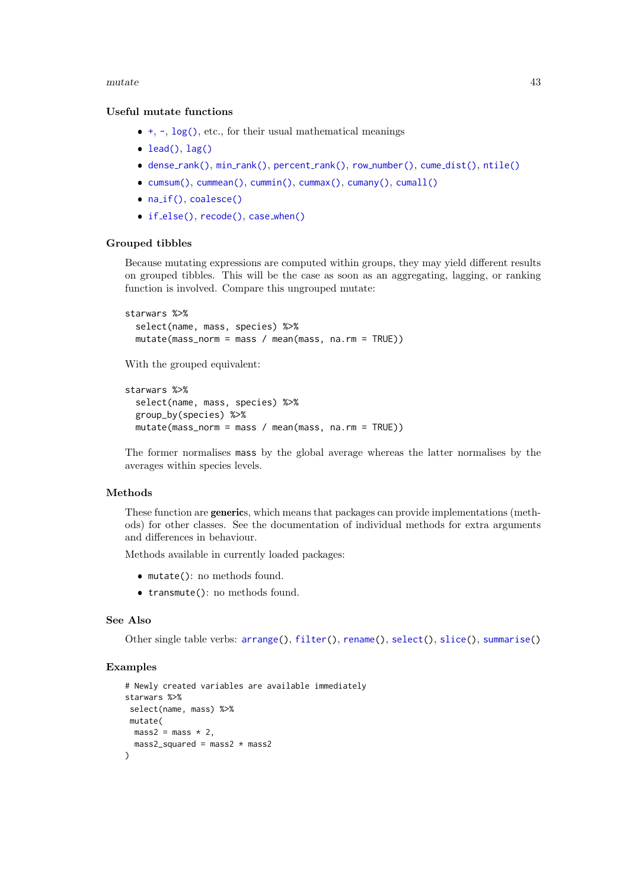### Useful mutate functions

- +, -, log(), etc., for their usual mathematical meanings
- lead(), lag()
- dense_rank(), min_rank(), percent_rank(), row_number(), cume_dist(), ntile()
- cumsum(), cummean(), cummin(), cummax(), cumany(), cumall()
- na_if(), coalesce()
- if_else(), recode(), case_when()

### Grouped tibbles

Because mutating expressions are computed within groups, they may yield different results on grouped tibbles. This will be the case as soon as an aggregating, lagging, or ranking function is involved. Compare this ungrouped mutate:

```
starwars %>%
  select(name, mass, species) %>%
  mutate(mass_norm = mass / mean(mass, na.rm = TRUE))
```

With the grouped equivalent:

```
starwars %>%
  select(name, mass, species) %>%
  group_by(species) %>%
  mutate(mass_norm = mass / mean(mass, na.rm = TRUE))
```

The former normalises `mass` by the global average whereas the latter normalises by the averages within species levels.

### Methods

These function are **generic**s, which means that packages can provide implementations (methods) for other classes. See the documentation of individual methods for extra arguments and differences in behaviour.

Methods available in currently loaded packages:

- `mutate()`: no methods found.
- `transmute()`: no methods found.

### See Also

Other single table verbs: arrange(), filter(), rename(), select(), slice(), summarise()

### Examples

```
# Newly created variables are available immediately
starwars %>%
 select(name, mass) %>%
 mutate(
  mass2 = mass * 2,
  mass2_squared = mass2 * mass2
)
```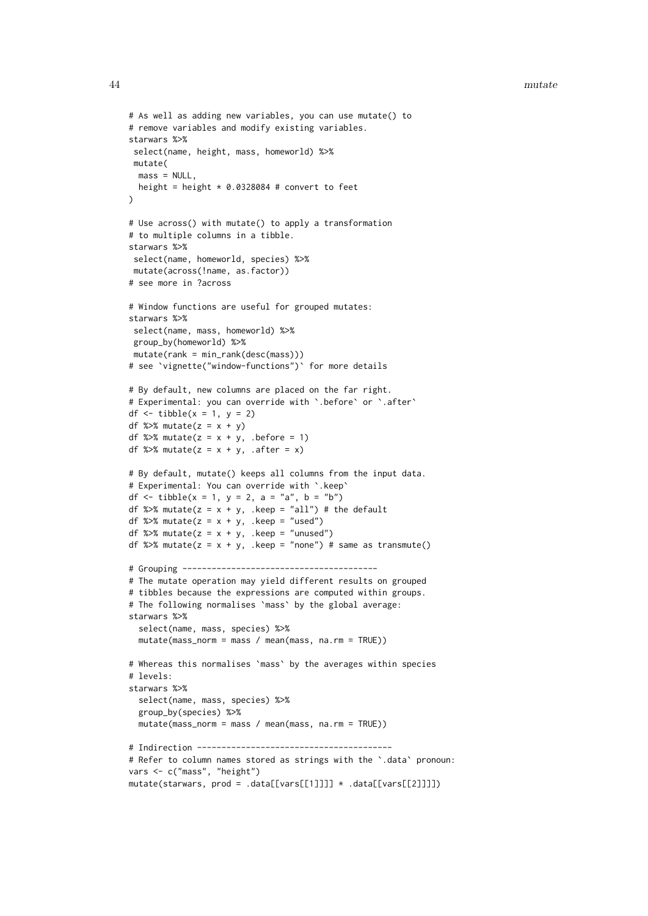```
# As well as adding new variables, you can use mutate() to
# remove variables and modify existing variables.
starwars %>%
 select(name, height, mass, homeworld) %>%
 mutate(
  mass = NULL,
  height = height * 0.0328084 # convert to feet
)

# Use across() with mutate() to apply a transformation
# to multiple columns in a tibble.
starwars %>%
 select(name, homeworld, species) %>%
 mutate(across(!name, as.factor))
# see more in ?across

# Window functions are useful for grouped mutates:
starwars %>%
 select(name, mass, homeworld) %>%
 group_by(homeworld) %>%
 mutate(rank = min_rank(desc(mass)))
# see `vignette("window-functions")` for more details

# By default, new columns are placed on the far right.
# Experimental: you can override with `.before` or `.after`
df <- tibble(x = 1, y = 2)
df %>% mutate(z = x + y)
df %>% mutate(z = x + y, .before = 1)
df %>% mutate(z = x + y, .after = x)

# By default, mutate() keeps all columns from the input data.
# Experimental: You can override with `.keep`
df <- tibble(x = 1, y = 2, a = "a", b = "b")
df %>% mutate(z = x + y, .keep = "all") # the default
df %>% mutate(z = x + y, .keep = "used")
df %>% mutate(z = x + y, .keep = "unused")
df %>% mutate(z = x + y, .keep = "none") # same as transmute()

# Grouping ----------------------------------------
# The mutate operation may yield different results on grouped
# tibbles because the expressions are computed within groups.
# The following normalises `mass` by the global average:
starwars %>%
  select(name, mass, species) %>%
  mutate(mass_norm = mass / mean(mass, na.rm = TRUE))

# Whereas this normalises `mass` by the averages within species
# levels:
starwars %>%
  select(name, mass, species) %>%
  group_by(species) %>%
  mutate(mass_norm = mass / mean(mass, na.rm = TRUE))

# Indirection ----------------------------------------
# Refer to column names stored as strings with the `.data` pronoun:
vars <- c("mass", "height")
mutate(starwars, prod = .data[[vars[[1]]]] * .data[[vars[[2]]]])
```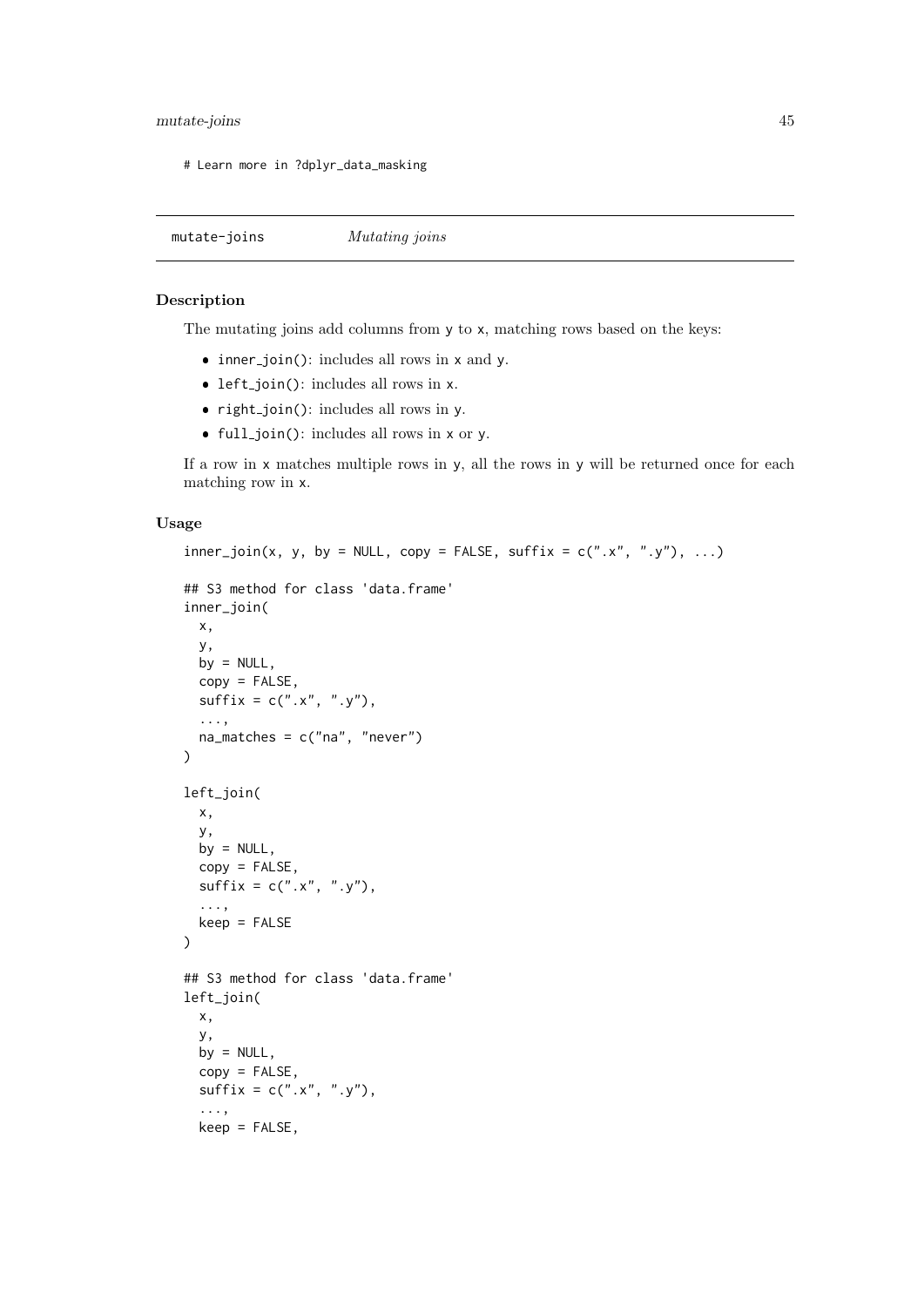```
# Learn more in ?dplyr_data_masking
```

## mutate-joins    *Mutating joins*

### Description

The mutating joins add columns from y to x, matching rows based on the keys:

- inner_join(): includes all rows in x and y.
- left_join(): includes all rows in x.
- right_join(): includes all rows in y.
- full_join(): includes all rows in x or y.

If a row in x matches multiple rows in y, all the rows in y will be returned once for each matching row in x.

### Usage

```
inner_join(x, y, by = NULL, copy = FALSE, suffix = c(".x", ".y"), ...)

## S3 method for class 'data.frame'
inner_join(
  x,
  y,
  by = NULL,
  copy = FALSE,
  suffix = c(".x", ".y"),
  ...,
  na_matches = c("na", "never")
)

left_join(
  x,
  y,
  by = NULL,
  copy = FALSE,
  suffix = c(".x", ".y"),
  ...,
  keep = FALSE
)

## S3 method for class 'data.frame'
left_join(
  x,
  y,
  by = NULL,
  copy = FALSE,
  suffix = c(".x", ".y"),
  ...,
  keep = FALSE,
```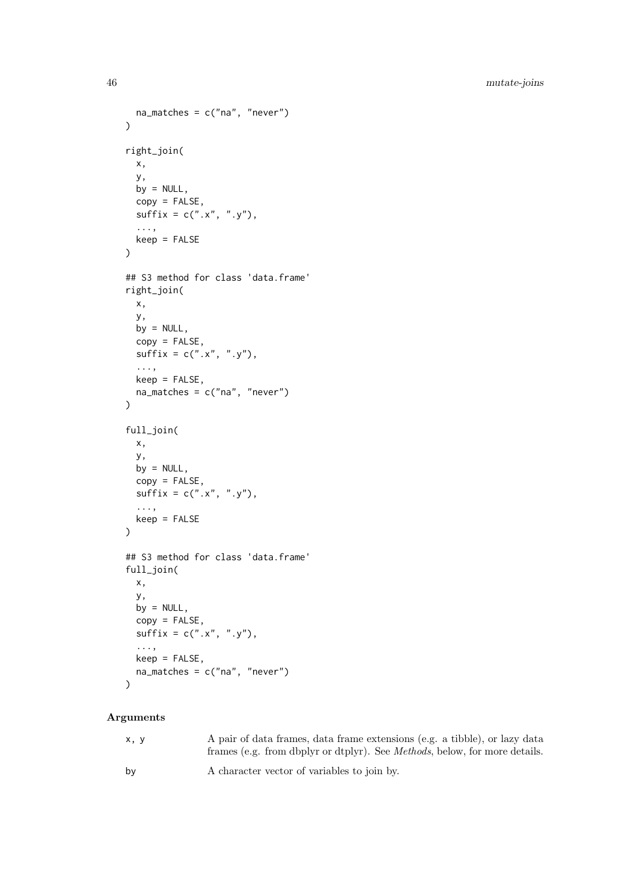```
  na_matches = c("na", "never")
)

right_join(
  x,
  y,
  by = NULL,
  copy = FALSE,
  suffix = c(".x", ".y"),
  ...,
  keep = FALSE
)

## S3 method for class 'data.frame'
right_join(
  x,
  y,
  by = NULL,
  copy = FALSE,
  suffix = c(".x", ".y"),
  ...,
  keep = FALSE,
  na_matches = c("na", "never")
)

full_join(
  x,
  y,
  by = NULL,
  copy = FALSE,
  suffix = c(".x", ".y"),
  ...,
  keep = FALSE
)

## S3 method for class 'data.frame'
full_join(
  x,
  y,
  by = NULL,
  copy = FALSE,
  suffix = c(".x", ".y"),
  ...,
  keep = FALSE,
  na_matches = c("na", "never")
)
```

## Arguments

| | |
|---|---|
| x, y | A pair of data frames, data frame extensions (e.g. a tibble), or lazy data frames (e.g. from dbplyr or dtplyr). See *Methods*, below, for more details. |
| by | A character vector of variables to join by. |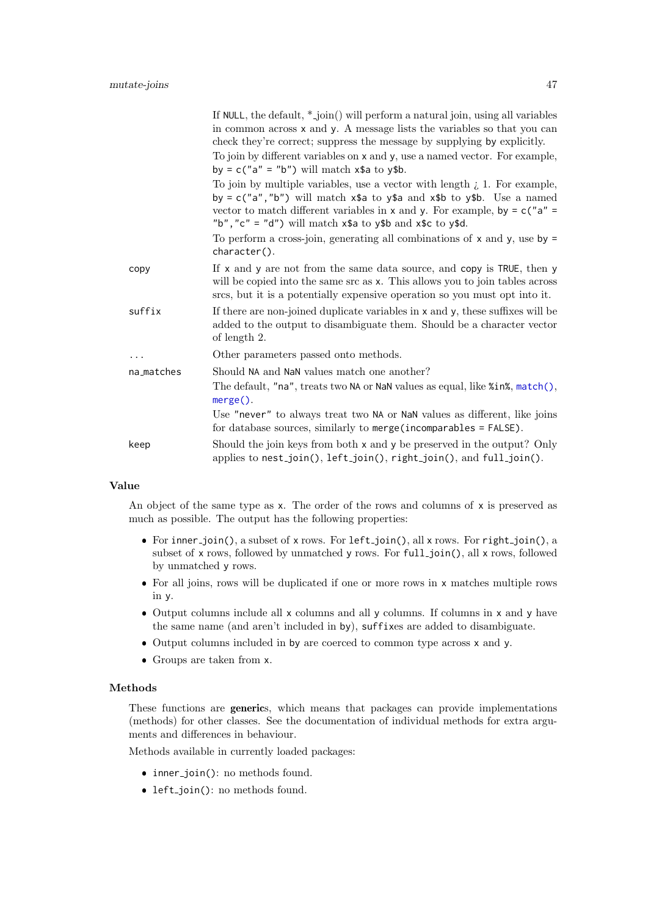If NULL, the default, *_join() will perform a natural join, using all variables in common across x and y. A message lists the variables so that you can check they're correct; suppress the message by supplying by explicitly.

To join by different variables on x and y, use a named vector. For example, by = c("a" = "b") will match x$a to y$b.

To join by multiple variables, use a vector with length ¿ 1. For example, by = c("a","b") will match x$a to y$a and x$b to y$b. Use a named vector to match different variables in x and y. For example, by = c("a" = "b","c" = "d") will match x$a to y$b and x$c to y$d.

To perform a cross-join, generating all combinations of x and y, use by = character().

| | |
|---|---|
| copy | If x and y are not from the same data source, and copy is TRUE, then y will be copied into the same src as x. This allows you to join tables across srcs, but it is a potentially expensive operation so you must opt into it. |
| suffix | If there are non-joined duplicate variables in x and y, these suffixes will be added to the output to disambiguate them. Should be a character vector of length 2. |
| ... | Other parameters passed onto methods. |
| na_matches | Should NA and NaN values match one another? The default, "na", treats two NA or NaN values as equal, like %in%, match(), merge(). Use "never" to always treat two NA or NaN values as different, like joins for database sources, similarly to merge(incomparables = FALSE). |
| keep | Should the join keys from both x and y be preserved in the output? Only applies to nest_join(), left_join(), right_join(), and full_join(). |

### Value

An object of the same type as x. The order of the rows and columns of x is preserved as much as possible. The output has the following properties:

- For inner_join(), a subset of x rows. For left_join(), all x rows. For right_join(), a subset of x rows, followed by unmatched y rows. For full_join(), all x rows, followed by unmatched y rows.
- For all joins, rows will be duplicated if one or more rows in x matches multiple rows in y.
- Output columns include all x columns and all y columns. If columns in x and y have the same name (and aren't included in by), suffixes are added to disambiguate.
- Output columns included in by are coerced to common type across x and y.
- Groups are taken from x.

### Methods

These functions are **generic**s, which means that packages can provide implementations (methods) for other classes. See the documentation of individual methods for extra arguments and differences in behaviour.

Methods available in currently loaded packages:

- inner_join(): no methods found.
- left_join(): no methods found.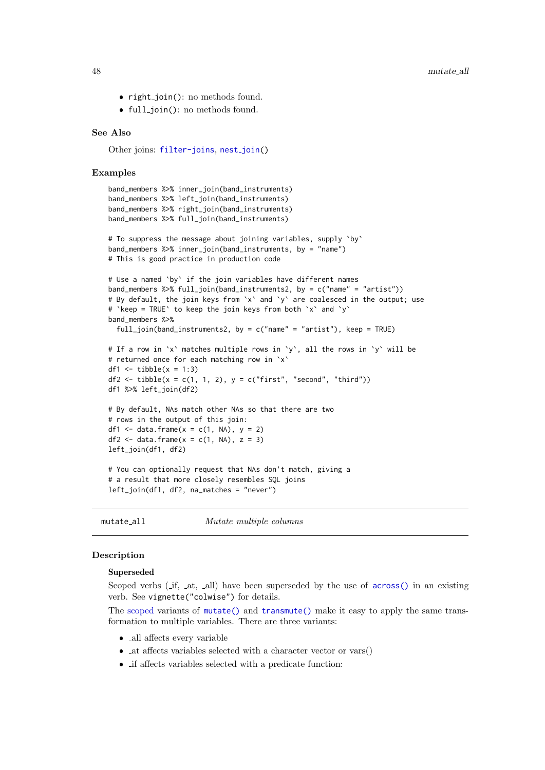- `right_join()`: no methods found.
- `full_join()`: no methods found.

### See Also

Other joins: `filter-joins`, `nest_join()`

### Examples

```
band_members %>% inner_join(band_instruments)
band_members %>% left_join(band_instruments)
band_members %>% right_join(band_instruments)
band_members %>% full_join(band_instruments)

# To suppress the message about joining variables, supply `by`
band_members %>% inner_join(band_instruments, by = "name")
# This is good practice in production code

# Use a named `by` if the join variables have different names
band_members %>% full_join(band_instruments2, by = c("name" = "artist"))
# By default, the join keys from `x` and `y` are coalesced in the output; use
# `keep = TRUE` to keep the join keys from both `x` and `y`
band_members %>%
  full_join(band_instruments2, by = c("name" = "artist"), keep = TRUE)

# If a row in `x` matches multiple rows in `y`, all the rows in `y` will be
# returned once for each matching row in `x`
df1 <- tibble(x = 1:3)
df2 <- tibble(x = c(1, 1, 2), y = c("first", "second", "third"))
df1 %>% left_join(df2)

# By default, NAs match other NAs so that there are two
# rows in the output of this join:
df1 <- data.frame(x = c(1, NA), y = 2)
df2 <- data.frame(x = c(1, NA), z = 3)
left_join(df1, df2)

# You can optionally request that NAs don't match, giving a
# a result that more closely resembles SQL joins
left_join(df1, df2, na_matches = "never")
```

---

## mutate_all — *Mutate multiple columns*

### Description

**Superseded**

Scoped verbs (_if, _at, _all) have been superseded by the use of `across()` in an existing verb. See `vignette("colwise")` for details.

The scoped variants of `mutate()` and `transmute()` make it easy to apply the same transformation to multiple variables. There are three variants:

- _all affects every variable
- _at affects variables selected with a character vector or vars()
- _if affects variables selected with a predicate function: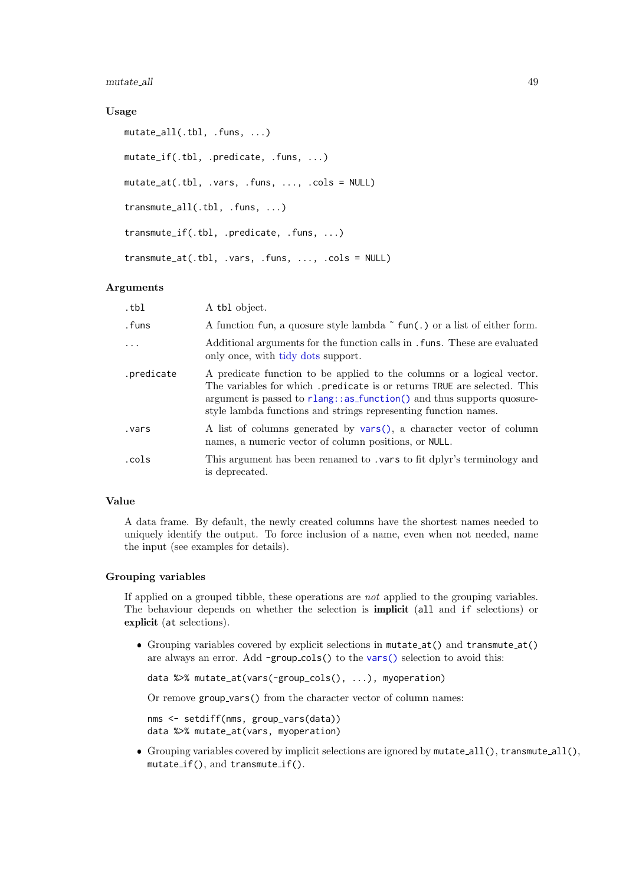### Usage

```
mutate_all(.tbl, .funs, ...)

mutate_if(.tbl, .predicate, .funs, ...)

mutate_at(.tbl, .vars, .funs, ..., .cols = NULL)

transmute_all(.tbl, .funs, ...)

transmute_if(.tbl, .predicate, .funs, ...)

transmute_at(.tbl, .vars, .funs, ..., .cols = NULL)
```

### Arguments

| | |
|---|---|
| .tbl | A tbl object. |
| .funs | A function fun, a quosure style lambda ~ fun(.) or a list of either form. |
| ... | Additional arguments for the function calls in .funs. These are evaluated only once, with tidy dots support. |
| .predicate | A predicate function to be applied to the columns or a logical vector. The variables for which .predicate is or returns TRUE are selected. This argument is passed to rlang::as_function() and thus supports quosure-style lambda functions and strings representing function names. |
| .vars | A list of columns generated by vars(), a character vector of column names, a numeric vector of column positions, or NULL. |
| .cols | This argument has been renamed to .vars to fit dplyr's terminology and is deprecated. |

### Value

A data frame. By default, the newly created columns have the shortest names needed to uniquely identify the output. To force inclusion of a name, even when not needed, name the input (see examples for details).

### Grouping variables

If applied on a grouped tibble, these operations are *not* applied to the grouping variables. The behaviour depends on whether the selection is **implicit** (all and if selections) or **explicit** (at selections).

- Grouping variables covered by explicit selections in mutate_at() and transmute_at() are always an error. Add -group_cols() to the vars() selection to avoid this:

  ```
  data %>% mutate_at(vars(-group_cols(), ...), myoperation)
  ```

  Or remove group_vars() from the character vector of column names:

  ```
  nms <- setdiff(nms, group_vars(data))
  data %>% mutate_at(vars, myoperation)
  ```

- Grouping variables covered by implicit selections are ignored by mutate_all(), transmute_all(), mutate_if(), and transmute_if().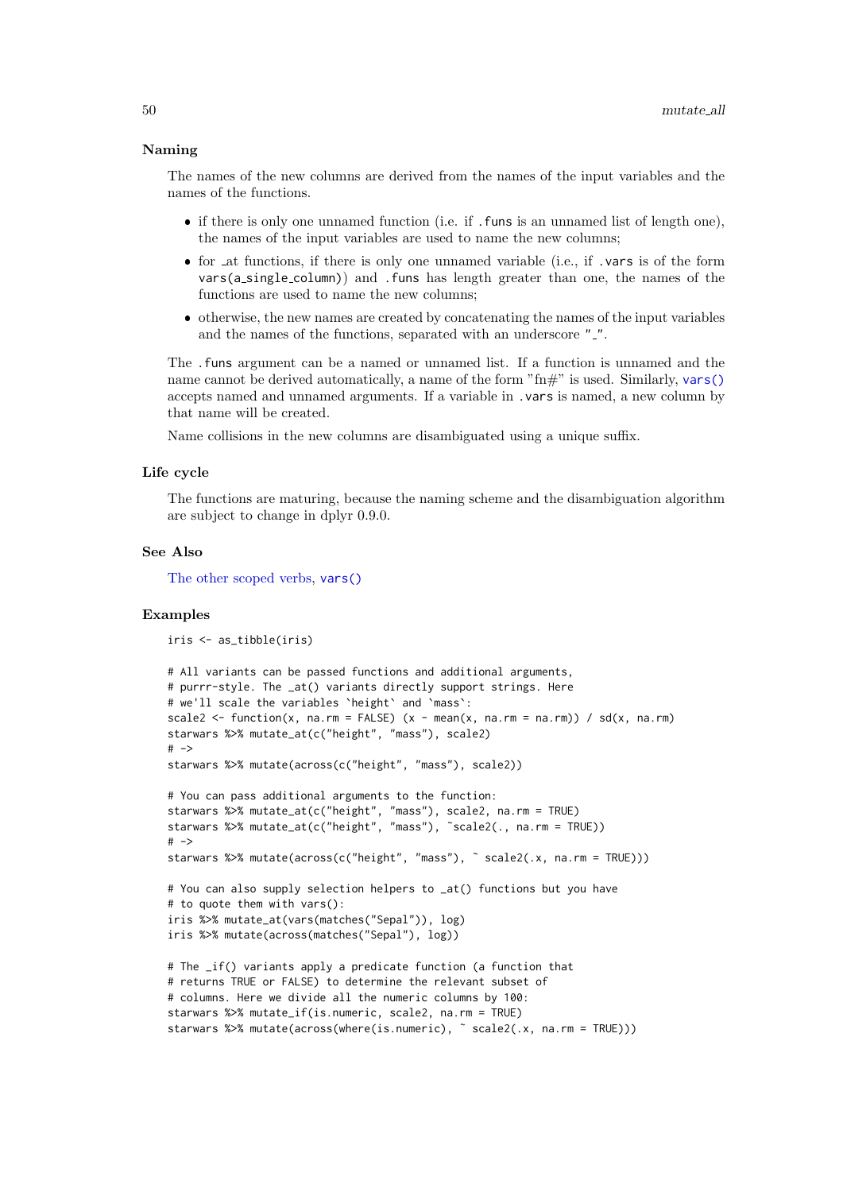### Naming

The names of the new columns are derived from the names of the input variables and the names of the functions.

- if there is only one unnamed function (i.e. if `.funs` is an unnamed list of length one), the names of the input variables are used to name the new columns;
- for _at functions, if there is only one unnamed variable (i.e., if `.vars` is of the form `vars(a_single_column)`) and `.funs` has length greater than one, the names of the functions are used to name the new columns;
- otherwise, the new names are created by concatenating the names of the input variables and the names of the functions, separated with an underscore "_".

The `.funs` argument can be a named or unnamed list. If a function is unnamed and the name cannot be derived automatically, a name of the form "fn#" is used. Similarly, `vars()` accepts named and unnamed arguments. If a variable in `.vars` is named, a new column by that name will be created.

Name collisions in the new columns are disambiguated using a unique suffix.

### Life cycle

The functions are maturing, because the naming scheme and the disambiguation algorithm are subject to change in dplyr 0.9.0.

### See Also

The other scoped verbs, `vars()`

### Examples

```
iris <- as_tibble(iris)

# All variants can be passed functions and additional arguments,
# purrr-style. The _at() variants directly support strings. Here
# we'll scale the variables `height` and `mass`:
scale2 <- function(x, na.rm = FALSE) (x - mean(x, na.rm = na.rm)) / sd(x, na.rm)
starwars %>% mutate_at(c("height", "mass"), scale2)
# ->
starwars %>% mutate(across(c("height", "mass"), scale2))

# You can pass additional arguments to the function:
starwars %>% mutate_at(c("height", "mass"), scale2, na.rm = TRUE)
starwars %>% mutate_at(c("height", "mass"), ~scale2(., na.rm = TRUE))
# ->
starwars %>% mutate(across(c("height", "mass"), ~ scale2(.x, na.rm = TRUE)))

# You can also supply selection helpers to _at() functions but you have
# to quote them with vars():
iris %>% mutate_at(vars(matches("Sepal")), log)
iris %>% mutate(across(matches("Sepal"), log))

# The _if() variants apply a predicate function (a function that
# returns TRUE or FALSE) to determine the relevant subset of
# columns. Here we divide all the numeric columns by 100:
starwars %>% mutate_if(is.numeric, scale2, na.rm = TRUE)
starwars %>% mutate(across(where(is.numeric), ~ scale2(.x, na.rm = TRUE)))
```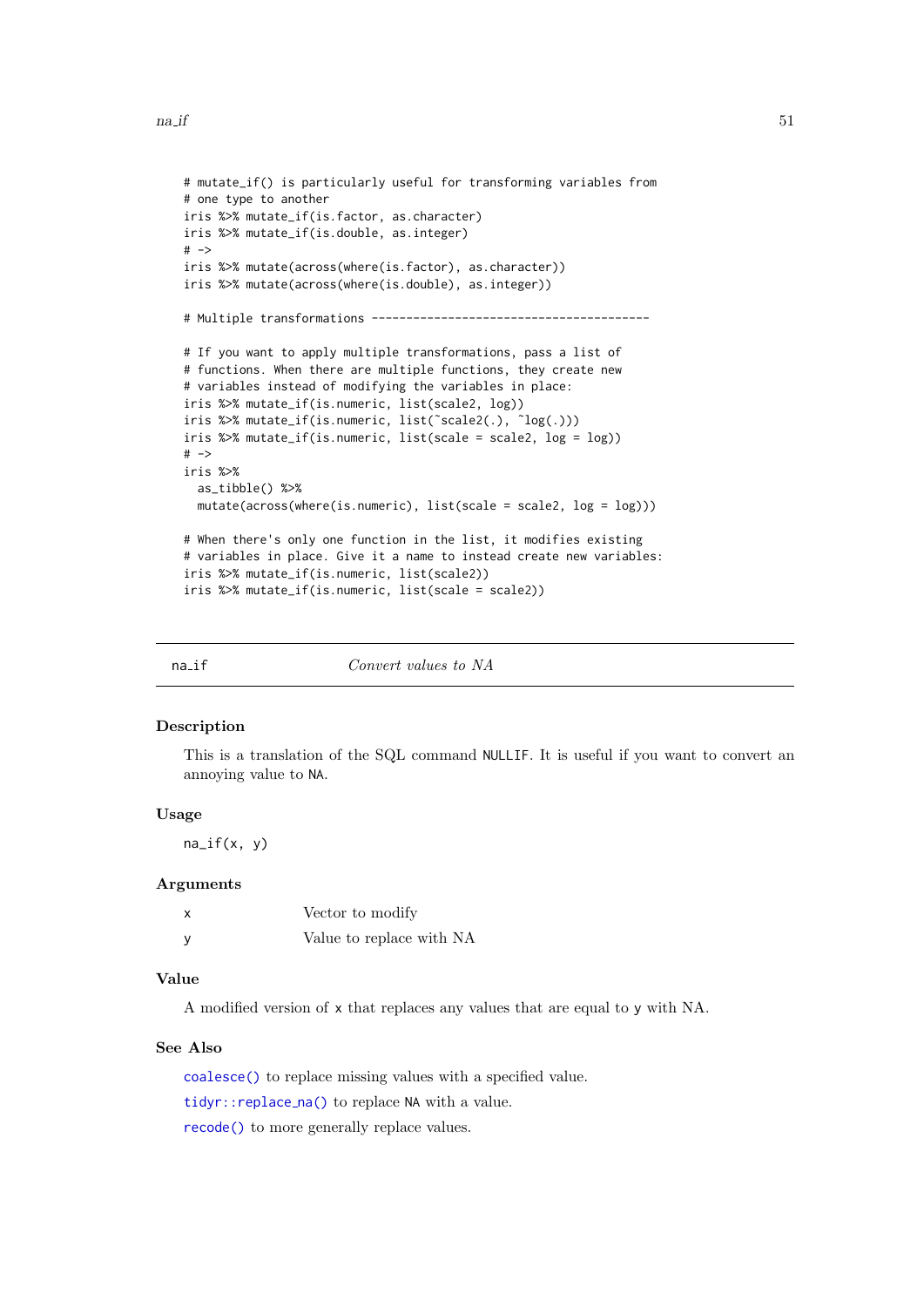```
# mutate_if() is particularly useful for transforming variables from
# one type to another
iris %>% mutate_if(is.factor, as.character)
iris %>% mutate_if(is.double, as.integer)
# ->
iris %>% mutate(across(where(is.factor), as.character))
iris %>% mutate(across(where(is.double), as.integer))

# Multiple transformations ----------------------------------------

# If you want to apply multiple transformations, pass a list of
# functions. When there are multiple functions, they create new
# variables instead of modifying the variables in place:
iris %>% mutate_if(is.numeric, list(scale2, log))
iris %>% mutate_if(is.numeric, list(~scale2(.), ~log(.)))
iris %>% mutate_if(is.numeric, list(scale = scale2, log = log))
# ->
iris %>%
  as_tibble() %>%
  mutate(across(where(is.numeric), list(scale = scale2, log = log)))

# When there's only one function in the list, it modifies existing
# variables in place. Give it a name to instead create new variables:
iris %>% mutate_if(is.numeric, list(scale2))
iris %>% mutate_if(is.numeric, list(scale = scale2))
```

---

## na_if — *Convert values to NA*

### Description

This is a translation of the SQL command `NULLIF`. It is useful if you want to convert an annoying value to `NA`.

### Usage

```
na_if(x, y)
```

### Arguments

| | |
|---|---|
| x | Vector to modify |
| y | Value to replace with NA |

### Value

A modified version of `x` that replaces any values that are equal to `y` with NA.

### See Also

`coalesce()` to replace missing values with a specified value.

`tidyr::replace_na()` to replace `NA` with a value.

`recode()` to more generally replace values.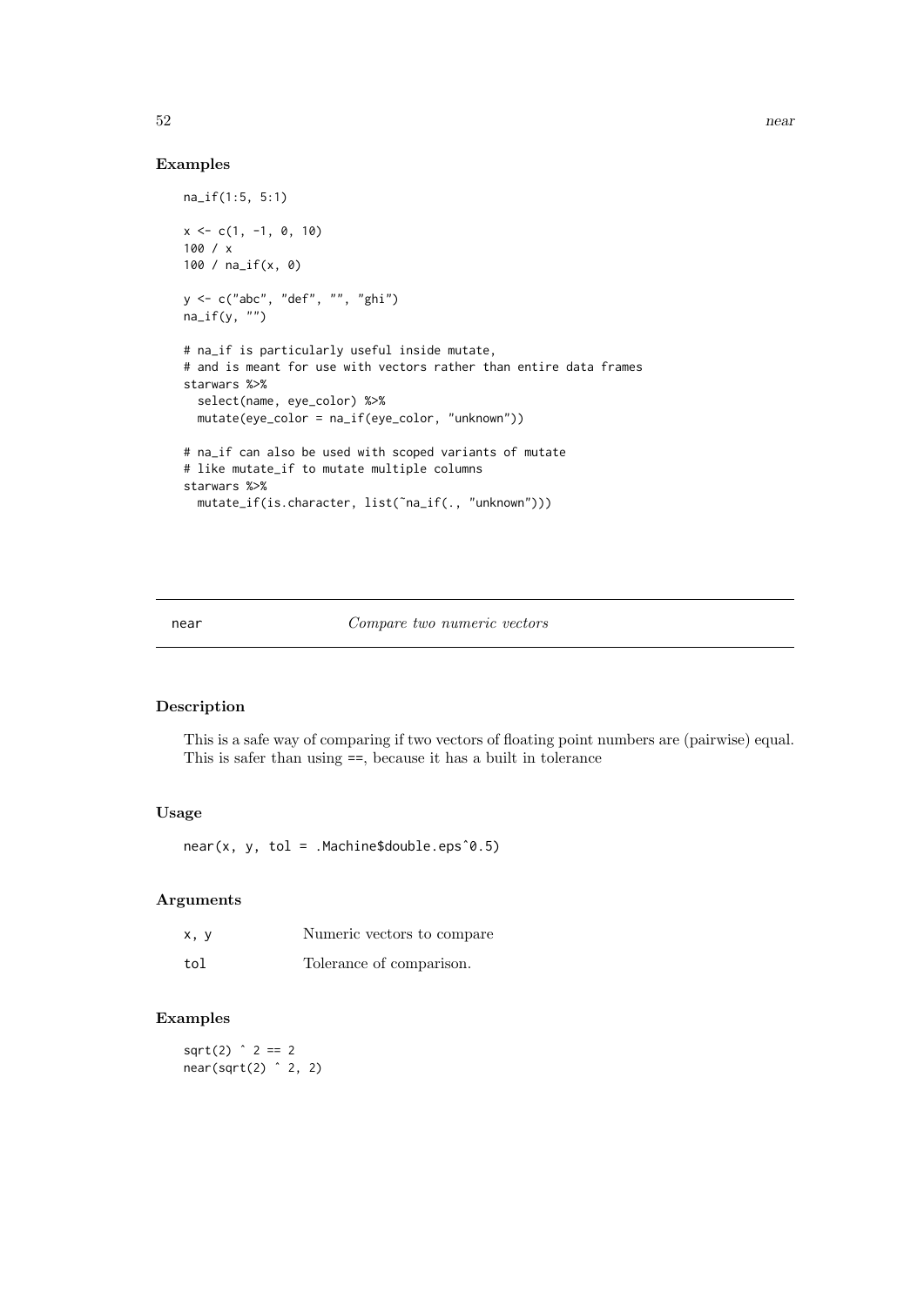## Examples

```
na_if(1:5, 5:1)

x <- c(1, -1, 0, 10)
100 / x
100 / na_if(x, 0)

y <- c("abc", "def", "", "ghi")
na_if(y, "")

# na_if is particularly useful inside mutate,
# and is meant for use with vectors rather than entire data frames
starwars %>%
  select(name, eye_color) %>%
  mutate(eye_color = na_if(eye_color, "unknown"))

# na_if can also be used with scoped variants of mutate
# like mutate_if to mutate multiple columns
starwars %>%
  mutate_if(is.character, list(~na_if(., "unknown")))
```

---

# near — *Compare two numeric vectors*

---

## Description

This is a safe way of comparing if two vectors of floating point numbers are (pairwise) equal. This is safer than using `==`, because it has a built in tolerance

## Usage

```
near(x, y, tol = .Machine$double.eps^0.5)
```

## Arguments

| | |
|---|---|
| `x, y` | Numeric vectors to compare |
| `tol` | Tolerance of comparison. |

## Examples

```
sqrt(2) ^ 2 == 2
near(sqrt(2) ^ 2, 2)
```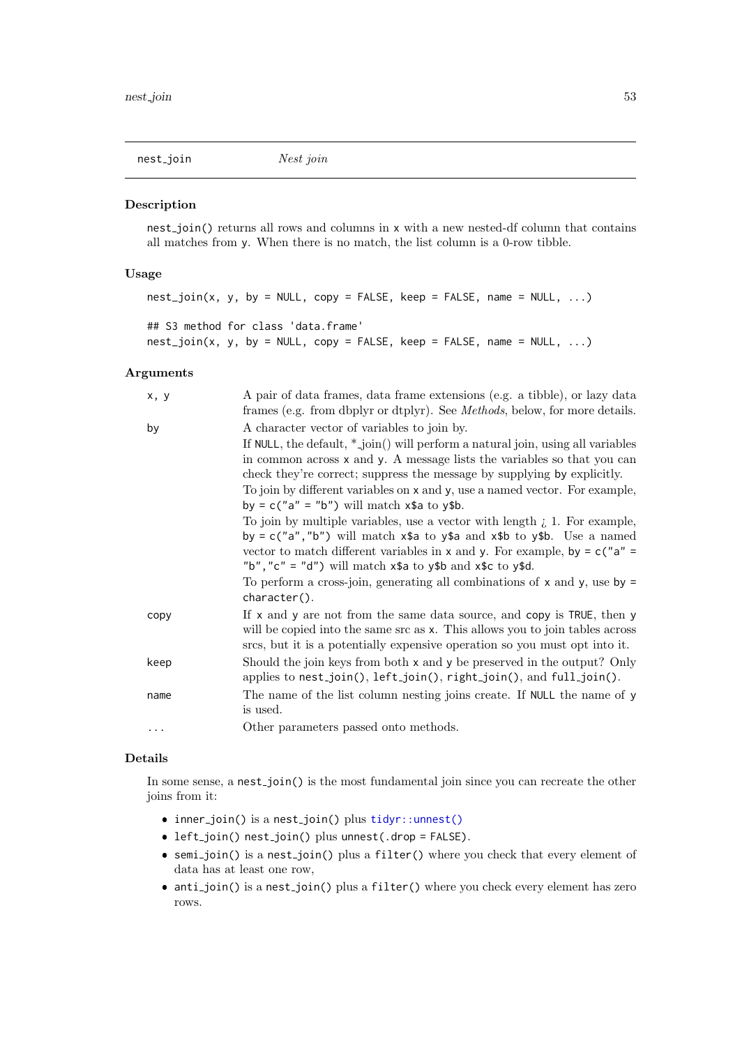## nest_join — *Nest join*

### Description

`nest_join()` returns all rows and columns in `x` with a new nested-df column that contains all matches from `y`. When there is no match, the list column is a 0-row tibble.

### Usage

```
nest_join(x, y, by = NULL, copy = FALSE, keep = FALSE, name = NULL, ...)

## S3 method for class 'data.frame'
nest_join(x, y, by = NULL, copy = FALSE, keep = FALSE, name = NULL, ...)
```

### Arguments

| | |
|---|---|
| `x, y` | A pair of data frames, data frame extensions (e.g. a tibble), or lazy data frames (e.g. from dbplyr or dtplyr). See *Methods*, below, for more details. |
| `by` | A character vector of variables to join by.<br>If `NULL`, the default, *_join() will perform a natural join, using all variables in common across `x` and `y`. A message lists the variables so that you can check they're correct; suppress the message by supplying `by` explicitly.<br>To join by different variables on `x` and `y`, use a named vector. For example, `by = c("a" = "b")` will match `x$a` to `y$b`.<br>To join by multiple variables, use a vector with length ¿ 1. For example, `by = c("a","b")` will match `x$a` to `y$a` and `x$b` to `y$b`. Use a named vector to match different variables in `x` and `y`. For example, `by = c("a" = "b","c" = "d")` will match `x$a` to `y$b` and `x$c` to `y$d`.<br>To perform a cross-join, generating all combinations of `x` and `y`, use `by = character()`. |
| `copy` | If `x` and `y` are not from the same data source, and `copy` is `TRUE`, then `y` will be copied into the same src as `x`. This allows you to join tables across srcs, but it is a potentially expensive operation so you must opt into it. |
| `keep` | Should the join keys from both `x` and `y` be preserved in the output? Only applies to `nest_join()`, `left_join()`, `right_join()`, and `full_join()`. |
| `name` | The name of the list column nesting joins create. If `NULL` the name of `y` is used. |
| `...` | Other parameters passed onto methods. |

### Details

In some sense, a `nest_join()` is the most fundamental join since you can recreate the other joins from it:

- `inner_join()` is a `nest_join()` plus `tidyr::unnest()`
- `left_join()` `nest_join()` plus `unnest(.drop = FALSE)`.
- `semi_join()` is a `nest_join()` plus a `filter()` where you check that every element of data has at least one row,
- `anti_join()` is a `nest_join()` plus a `filter()` where you check every element has zero rows.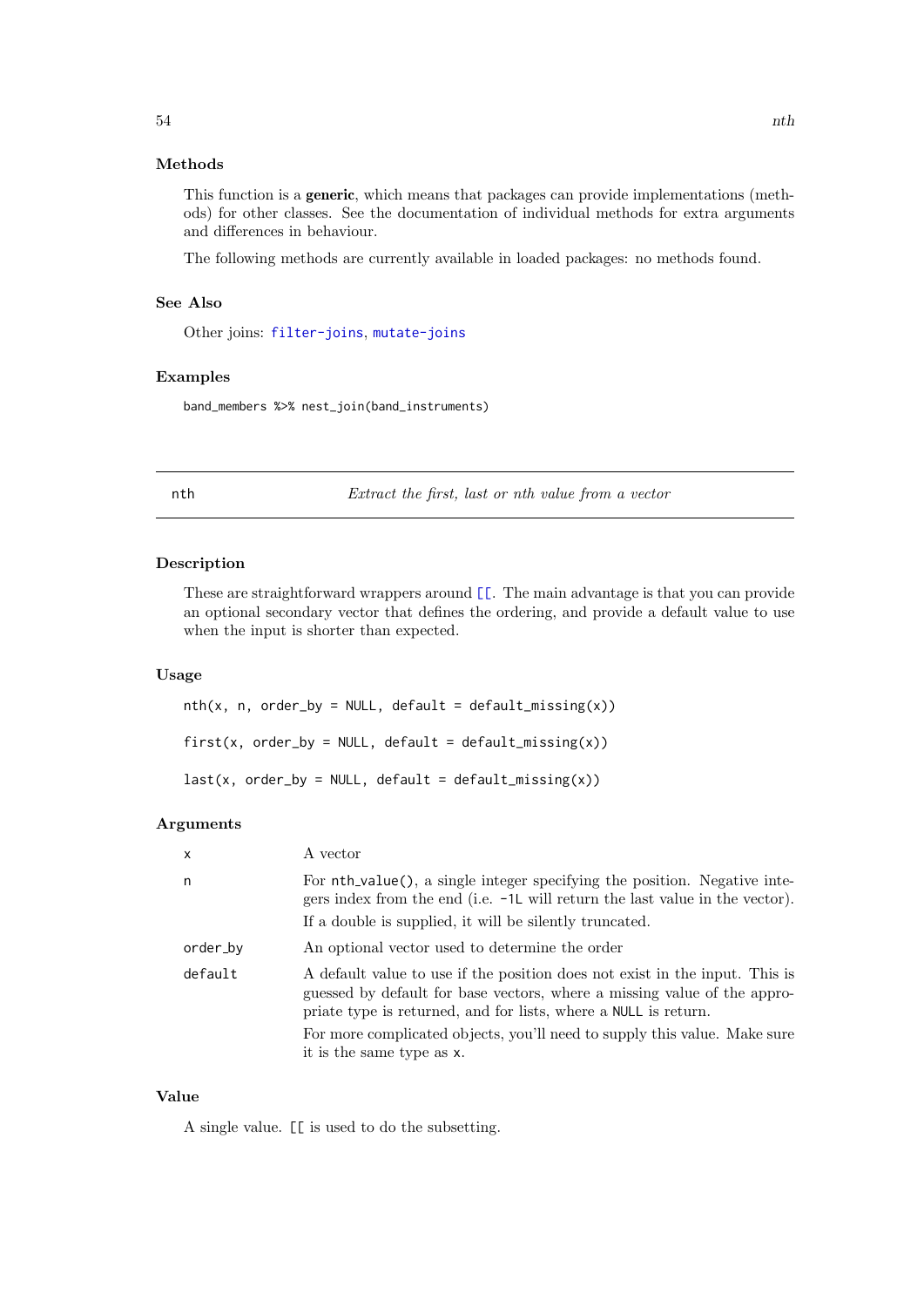### Methods

This function is a **generic**, which means that packages can provide implementations (methods) for other classes. See the documentation of individual methods for extra arguments and differences in behaviour.

The following methods are currently available in loaded packages: no methods found.

### See Also

Other joins: `filter-joins`, `mutate-joins`

### Examples

```
band_members %>% nest_join(band_instruments)
```

---

## nth — *Extract the first, last or nth value from a vector*

---

### Description

These are straightforward wrappers around `[[`. The main advantage is that you can provide an optional secondary vector that defines the ordering, and provide a default value to use when the input is shorter than expected.

### Usage

```
nth(x, n, order_by = NULL, default = default_missing(x))

first(x, order_by = NULL, default = default_missing(x))

last(x, order_by = NULL, default = default_missing(x))
```

### Arguments

| | |
|---|---|
| `x` | A vector |
| `n` | For `nth_value()`, a single integer specifying the position. Negative integers index from the end (i.e. `-1L` will return the last value in the vector). If a double is supplied, it will be silently truncated. |
| `order_by` | An optional vector used to determine the order |
| `default` | A default value to use if the position does not exist in the input. This is guessed by default for base vectors, where a missing value of the appropriate type is returned, and for lists, where a `NULL` is return. For more complicated objects, you'll need to supply this value. Make sure it is the same type as `x`. |

### Value

A single value. `[[` is used to do the subsetting.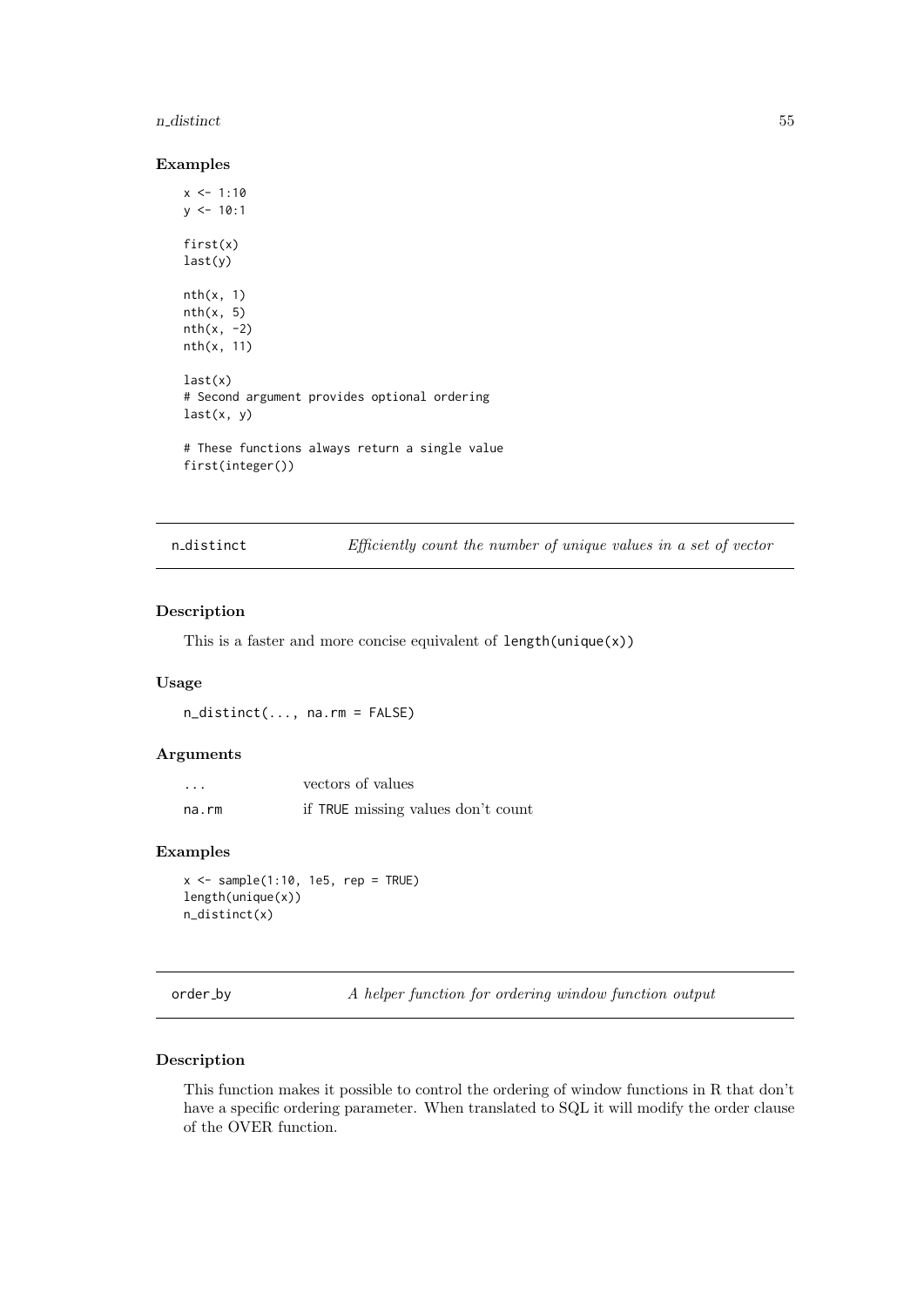### Examples

```
x <- 1:10
y <- 10:1

first(x)
last(y)

nth(x, 1)
nth(x, 5)
nth(x, -2)
nth(x, 11)

last(x)
# Second argument provides optional ordering
last(x, y)

# These functions always return a single value
first(integer())
```

## n_distinct — *Efficiently count the number of unique values in a set of vector*

### Description

This is a faster and more concise equivalent of `length(unique(x))`

### Usage

```
n_distinct(..., na.rm = FALSE)
```

### Arguments

| | |
|---|---|
| ... | vectors of values |
| na.rm | if TRUE missing values don't count |

### Examples

```
x <- sample(1:10, 1e5, rep = TRUE)
length(unique(x))
n_distinct(x)
```

## order_by — *A helper function for ordering window function output*

### Description

This function makes it possible to control the ordering of window functions in R that don't have a specific ordering parameter. When translated to SQL it will modify the order clause of the OVER function.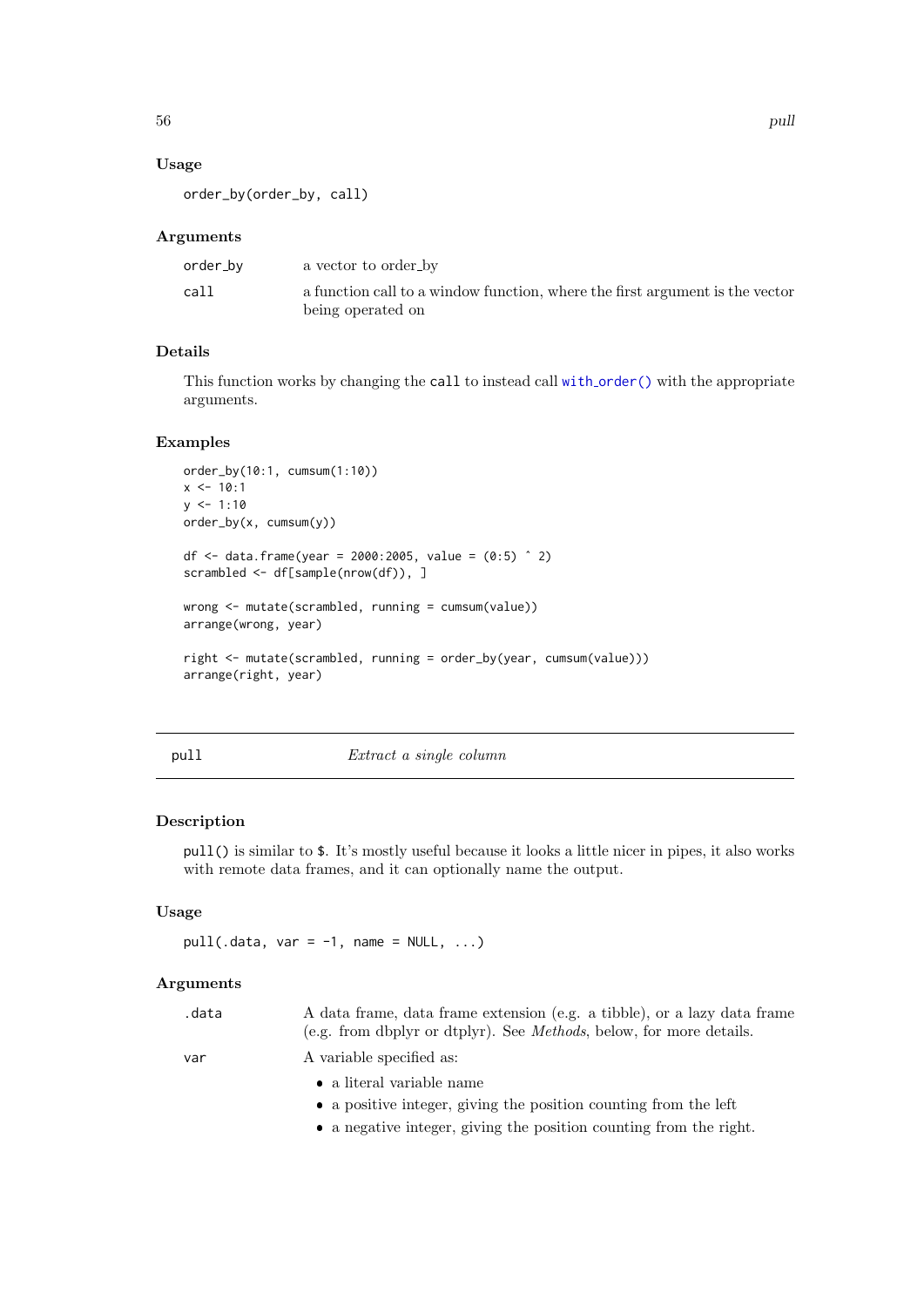### Usage

```
order_by(order_by, call)
```

### Arguments

| | |
|---|---|
| order_by | a vector to order_by |
| call | a function call to a window function, where the first argument is the vector being operated on |

### Details

This function works by changing the `call` to instead call `with_order()` with the appropriate arguments.

### Examples

```
order_by(10:1, cumsum(1:10))
x <- 10:1
y <- 1:10
order_by(x, cumsum(y))

df <- data.frame(year = 2000:2005, value = (0:5) ^ 2)
scrambled <- df[sample(nrow(df)), ]

wrong <- mutate(scrambled, running = cumsum(value))
arrange(wrong, year)

right <- mutate(scrambled, running = order_by(year, cumsum(value)))
arrange(right, year)
```

---

## pull — *Extract a single column*

---

### Description

`pull()` is similar to `$`. It's mostly useful because it looks a little nicer in pipes, it also works with remote data frames, and it can optionally name the output.

### Usage

```
pull(.data, var = -1, name = NULL, ...)
```

### Arguments

.data — A data frame, data frame extension (e.g. a tibble), or a lazy data frame (e.g. from dbplyr or dtplyr). See *Methods*, below, for more details.

var — A variable specified as:

- a literal variable name
- a positive integer, giving the position counting from the left
- a negative integer, giving the position counting from the right.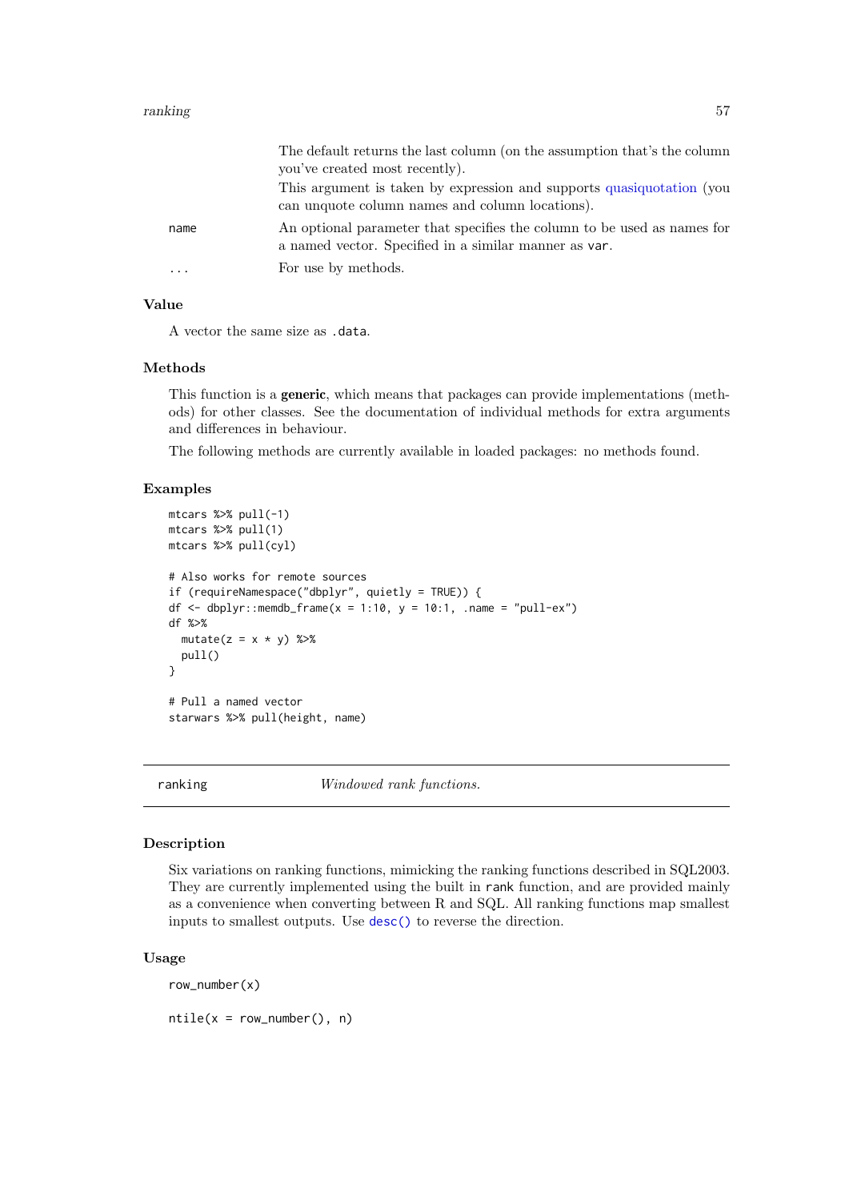| | |
|---|---|
| | The default returns the last column (on the assumption that's the column you've created most recently). |
| | This argument is taken by expression and supports quasiquotation (you can unquote column names and column locations). |
| name | An optional parameter that specifies the column to be used as names for a named vector. Specified in a similar manner as var. |
| ... | For use by methods. |

### Value

A vector the same size as .data.

### Methods

This function is a **generic**, which means that packages can provide implementations (methods) for other classes. See the documentation of individual methods for extra arguments and differences in behaviour.

The following methods are currently available in loaded packages: no methods found.

### Examples

```
mtcars %>% pull(-1)
mtcars %>% pull(1)
mtcars %>% pull(cyl)

# Also works for remote sources
if (requireNamespace("dbplyr", quietly = TRUE)) {
df <- dbplyr::memdb_frame(x = 1:10, y = 10:1, .name = "pull-ex")
df %>%
  mutate(z = x * y) %>%
  pull()
}

# Pull a named vector
starwars %>% pull(height, name)
```

---

## ranking — *Windowed rank functions.*

---

### Description

Six variations on ranking functions, mimicking the ranking functions described in SQL2003. They are currently implemented using the built in rank function, and are provided mainly as a convenience when converting between R and SQL. All ranking functions map smallest inputs to smallest outputs. Use desc() to reverse the direction.

### Usage

```
row_number(x)

ntile(x = row_number(), n)
```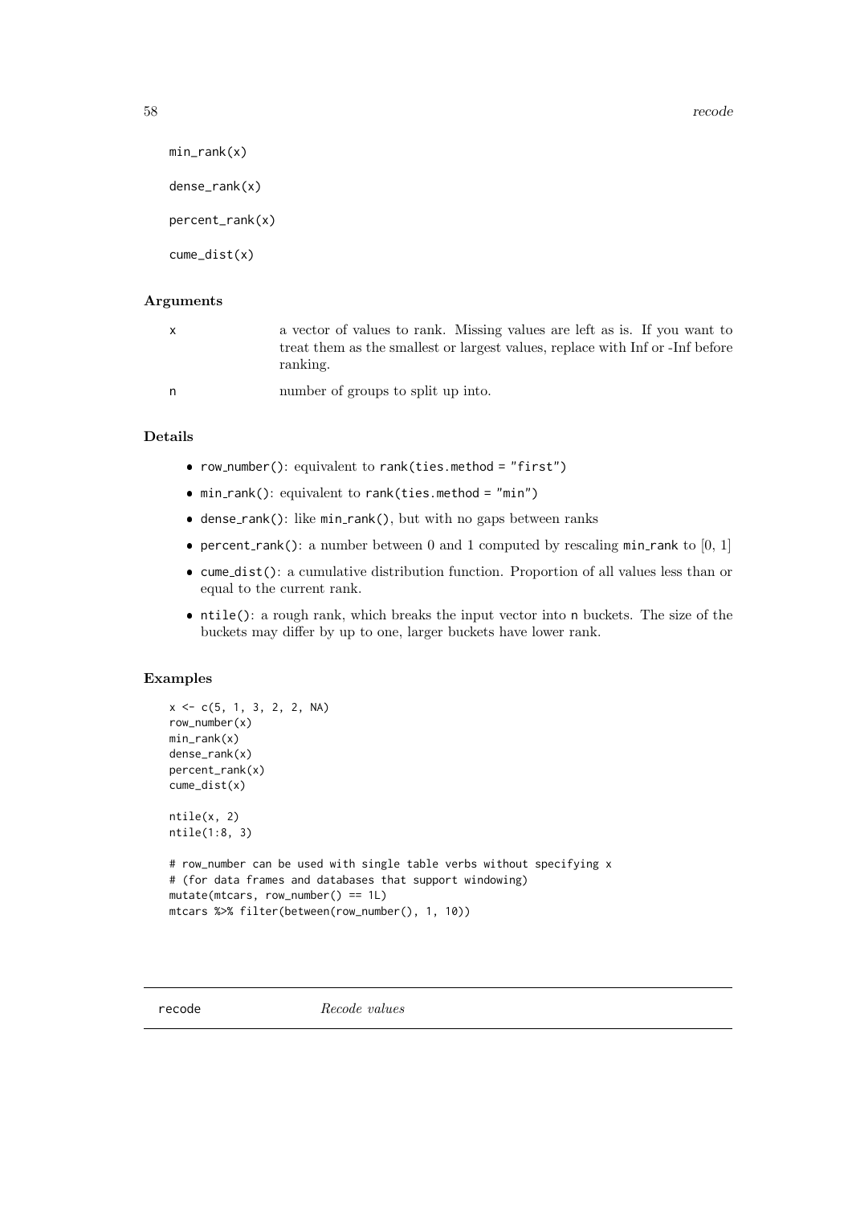```
min_rank(x)

dense_rank(x)

percent_rank(x)

cume_dist(x)
```

### Arguments

| | |
|---|---|
| x | a vector of values to rank. Missing values are left as is. If you want to treat them as the smallest or largest values, replace with Inf or -Inf before ranking. |
| n | number of groups to split up into. |

### Details

- row_number(): equivalent to rank(ties.method = "first")
- min_rank(): equivalent to rank(ties.method = "min")
- dense_rank(): like min_rank(), but with no gaps between ranks
- percent_rank(): a number between 0 and 1 computed by rescaling min_rank to [0, 1]
- cume_dist(): a cumulative distribution function. Proportion of all values less than or equal to the current rank.
- ntile(): a rough rank, which breaks the input vector into n buckets. The size of the buckets may differ by up to one, larger buckets have lower rank.

### Examples

```
x <- c(5, 1, 3, 2, 2, NA)
row_number(x)
min_rank(x)
dense_rank(x)
percent_rank(x)
cume_dist(x)

ntile(x, 2)
ntile(1:8, 3)

# row_number can be used with single table verbs without specifying x
# (for data frames and databases that support windowing)
mutate(mtcars, row_number() == 1L)
mtcars %>% filter(between(row_number(), 1, 10))
```

---

## recode *Recode values*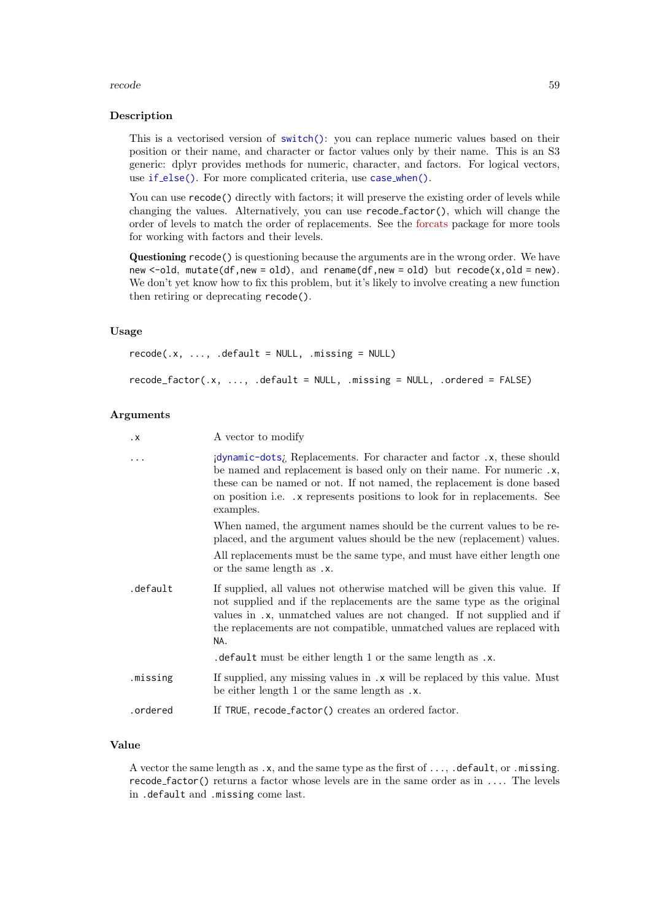## Description

This is a vectorised version of `switch()`: you can replace numeric values based on their position or their name, and character or factor values only by their name. This is an S3 generic: dplyr provides methods for numeric, character, and factors. For logical vectors, use `if_else()`. For more complicated criteria, use `case_when()`.

You can use `recode()` directly with factors; it will preserve the existing order of levels while changing the values. Alternatively, you can use `recode_factor()`, which will change the order of levels to match the order of replacements. See the forcats package for more tools for working with factors and their levels.

**Questioning** `recode()` is questioning because the arguments are in the wrong order. We have `new <-old`, `mutate(df,new = old)`, and `rename(df,new = old)` but `recode(x,old = new)`. We don't yet know how to fix this problem, but it's likely to involve creating a new function then retiring or deprecating `recode()`.

## Usage

```
recode(.x, ..., .default = NULL, .missing = NULL)

recode_factor(.x, ..., .default = NULL, .missing = NULL, .ordered = FALSE)
```

## Arguments

| | |
|---|---|
| `.x` | A vector to modify |
| `...` | <`dynamic-dots`> Replacements. For character and factor `.x`, these should be named and replacement is based only on their name. For numeric `.x`, these can be named or not. If not named, the replacement is done based on position i.e. `.x` represents positions to look for in replacements. See examples.<br><br>When named, the argument names should be the current values to be replaced, and the argument values should be the new (replacement) values.<br><br>All replacements must be the same type, and must have either length one or the same length as `.x`. |
| `.default` | If supplied, all values not otherwise matched will be given this value. If not supplied and if the replacements are the same type as the original values in `.x`, unmatched values are not changed. If not supplied and if the replacements are not compatible, unmatched values are replaced with `NA`.<br><br>`.default` must be either length 1 or the same length as `.x`. |
| `.missing` | If supplied, any missing values in `.x` will be replaced by this value. Must be either length 1 or the same length as `.x`. |
| `.ordered` | If `TRUE`, `recode_factor()` creates an ordered factor. |

## Value

A vector the same length as `.x`, and the same type as the first of `...`, `.default`, or `.missing`. `recode_factor()` returns a factor whose levels are in the same order as in `...`. The levels in `.default` and `.missing` come last.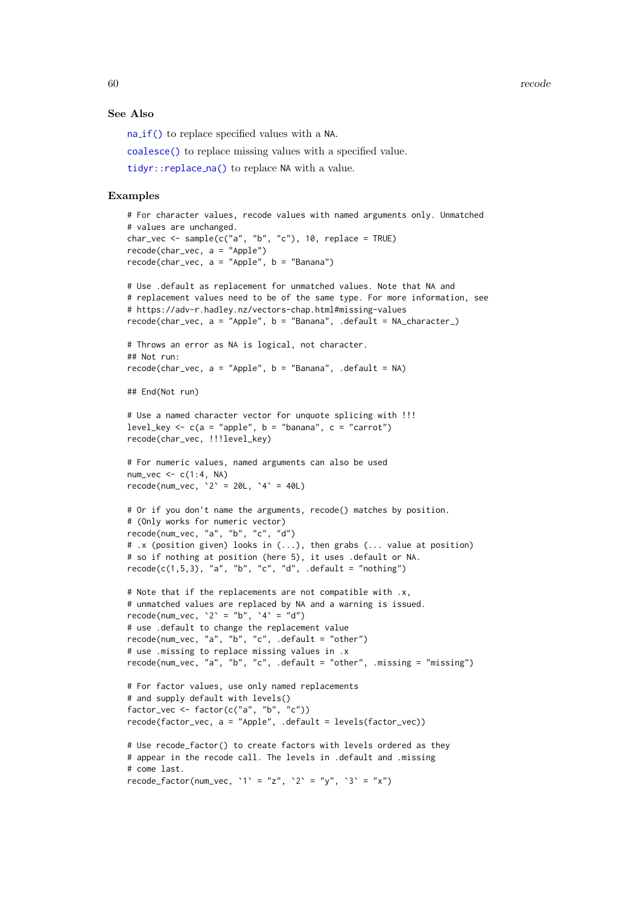## See Also

`na_if()` to replace specified values with a NA.

`coalesce()` to replace missing values with a specified value.

`tidyr::replace_na()` to replace NA with a value.

## Examples

```
# For character values, recode values with named arguments only. Unmatched
# values are unchanged.
char_vec <- sample(c("a", "b", "c"), 10, replace = TRUE)
recode(char_vec, a = "Apple")
recode(char_vec, a = "Apple", b = "Banana")

# Use .default as replacement for unmatched values. Note that NA and
# replacement values need to be of the same type. For more information, see
# https://adv-r.hadley.nz/vectors-chap.html#missing-values
recode(char_vec, a = "Apple", b = "Banana", .default = NA_character_)

# Throws an error as NA is logical, not character.
## Not run:
recode(char_vec, a = "Apple", b = "Banana", .default = NA)

## End(Not run)

# Use a named character vector for unquote splicing with !!!
level_key <- c(a = "apple", b = "banana", c = "carrot")
recode(char_vec, !!!level_key)

# For numeric values, named arguments can also be used
num_vec <- c(1:4, NA)
recode(num_vec, `2` = 20L, `4` = 40L)

# Or if you don't name the arguments, recode() matches by position.
# (Only works for numeric vector)
recode(num_vec, "a", "b", "c", "d")
# .x (position given) looks in (...), then grabs (... value at position)
# so if nothing at position (here 5), it uses .default or NA.
recode(c(1,5,3), "a", "b", "c", "d", .default = "nothing")

# Note that if the replacements are not compatible with .x,
# unmatched values are replaced by NA and a warning is issued.
recode(num_vec, `2` = "b", `4` = "d")
# use .default to change the replacement value
recode(num_vec, "a", "b", "c", .default = "other")
# use .missing to replace missing values in .x
recode(num_vec, "a", "b", "c", .default = "other", .missing = "missing")

# For factor values, use only named replacements
# and supply default with levels()
factor_vec <- factor(c("a", "b", "c"))
recode(factor_vec, a = "Apple", .default = levels(factor_vec))

# Use recode_factor() to create factors with levels ordered as they
# appear in the recode call. The levels in .default and .missing
# come last.
recode_factor(num_vec, `1` = "z", `2` = "y", `3` = "x")
```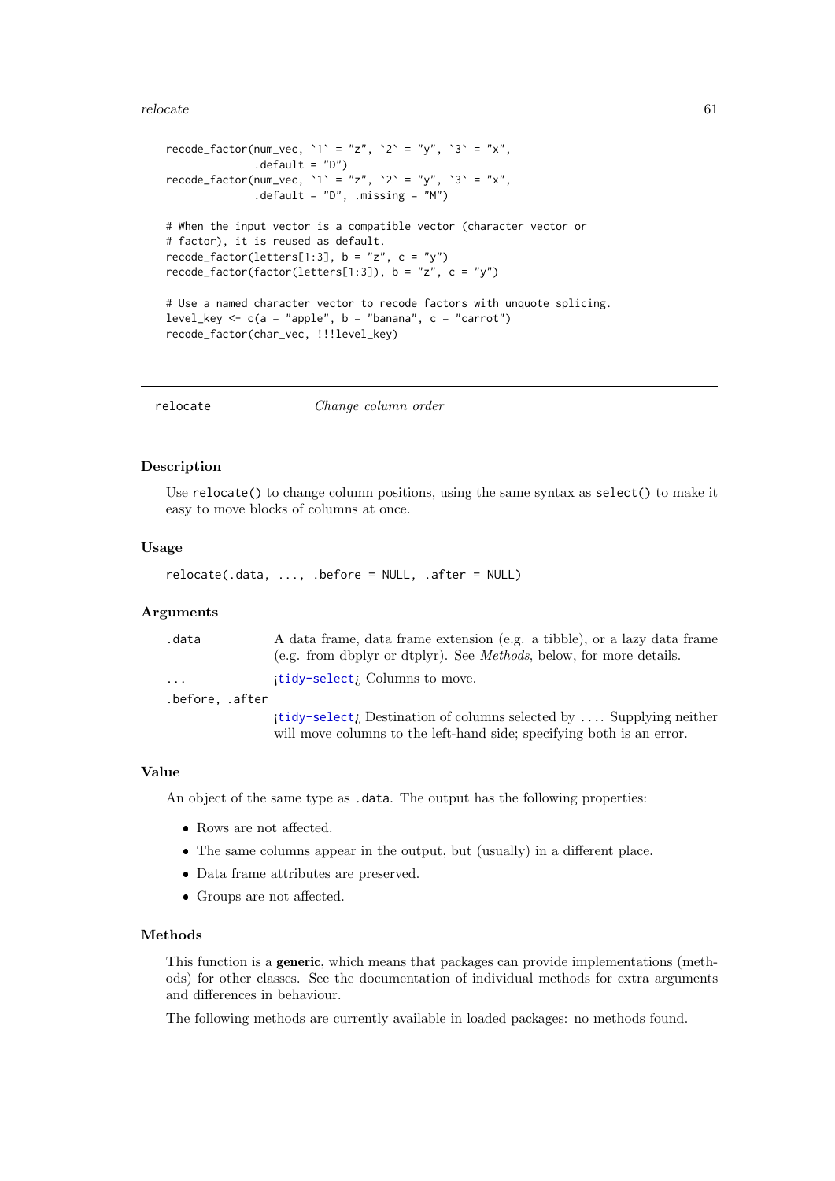```
recode_factor(num_vec, `1` = "z", `2` = "y", `3` = "x",
              .default = "D")
recode_factor(num_vec, `1` = "z", `2` = "y", `3` = "x",
              .default = "D", .missing = "M")

# When the input vector is a compatible vector (character vector or
# factor), it is reused as default.
recode_factor(letters[1:3], b = "z", c = "y")
recode_factor(factor(letters[1:3]), b = "z", c = "y")

# Use a named character vector to recode factors with unquote splicing.
level_key <- c(a = "apple", b = "banana", c = "carrot")
recode_factor(char_vec, !!!level_key)
```

---

## relocate — *Change column order*

---

### Description

Use `relocate()` to change column positions, using the same syntax as `select()` to make it easy to move blocks of columns at once.

### Usage

```
relocate(.data, ..., .before = NULL, .after = NULL)
```

### Arguments

| | |
|---|---|
| `.data` | A data frame, data frame extension (e.g. a tibble), or a lazy data frame (e.g. from dbplyr or dtplyr). See *Methods*, below, for more details. |
| `...` | ¡tidy-select¿ Columns to move. |
| `.before, .after` | ¡tidy-select¿ Destination of columns selected by `...`. Supplying neither will move columns to the left-hand side; specifying both is an error. |

### Value

An object of the same type as `.data`. The output has the following properties:

- Rows are not affected.
- The same columns appear in the output, but (usually) in a different place.
- Data frame attributes are preserved.
- Groups are not affected.

### Methods

This function is a **generic**, which means that packages can provide implementations (methods) for other classes. See the documentation of individual methods for extra arguments and differences in behaviour.

The following methods are currently available in loaded packages: no methods found.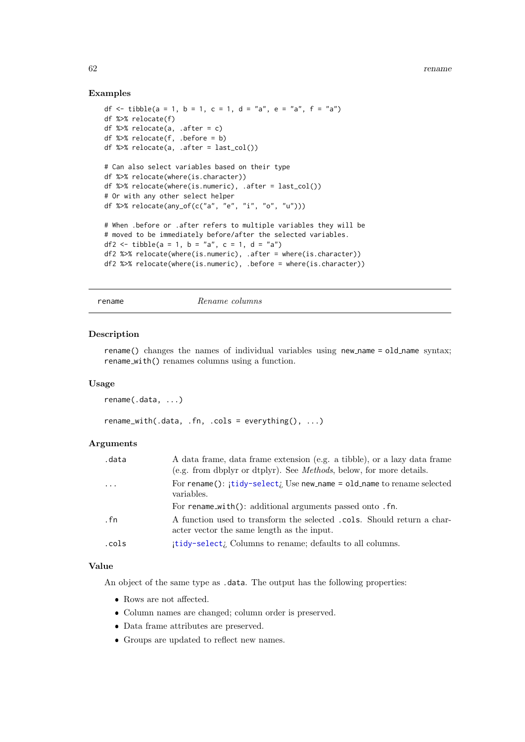### Examples

```
df <- tibble(a = 1, b = 1, c = 1, d = "a", e = "a", f = "a")
df %>% relocate(f)
df %>% relocate(a, .after = c)
df %>% relocate(f, .before = b)
df %>% relocate(a, .after = last_col())

# Can also select variables based on their type
df %>% relocate(where(is.character))
df %>% relocate(where(is.numeric), .after = last_col())
# Or with any other select helper
df %>% relocate(any_of(c("a", "e", "i", "o", "u")))

# When .before or .after refers to multiple variables they will be
# moved to be immediately before/after the selected variables.
df2 <- tibble(a = 1, b = "a", c = 1, d = "a")
df2 %>% relocate(where(is.numeric), .after = where(is.character))
df2 %>% relocate(where(is.numeric), .before = where(is.character))
```

---

## rename *Rename columns*

---

### Description

`rename()` changes the names of individual variables using `new_name = old_name` syntax; `rename_with()` renames columns using a function.

### Usage

```
rename(.data, ...)

rename_with(.data, .fn, .cols = everything(), ...)
```

### Arguments

| | |
|---|---|
| `.data` | A data frame, data frame extension (e.g. a tibble), or a lazy data frame (e.g. from dbplyr or dtplyr). See *Methods*, below, for more details. |
| `...` | For `rename()`: ¡`tidy-select`¿ Use `new_name = old_name` to rename selected variables. |
| | For `rename_with()`: additional arguments passed onto `.fn`. |
| `.fn` | A function used to transform the selected `.cols`. Should return a character vector the same length as the input. |
| `.cols` | ¡`tidy-select`¿ Columns to rename; defaults to all columns. |

### Value

An object of the same type as `.data`. The output has the following properties:

- Rows are not affected.
- Column names are changed; column order is preserved.
- Data frame attributes are preserved.
- Groups are updated to reflect new names.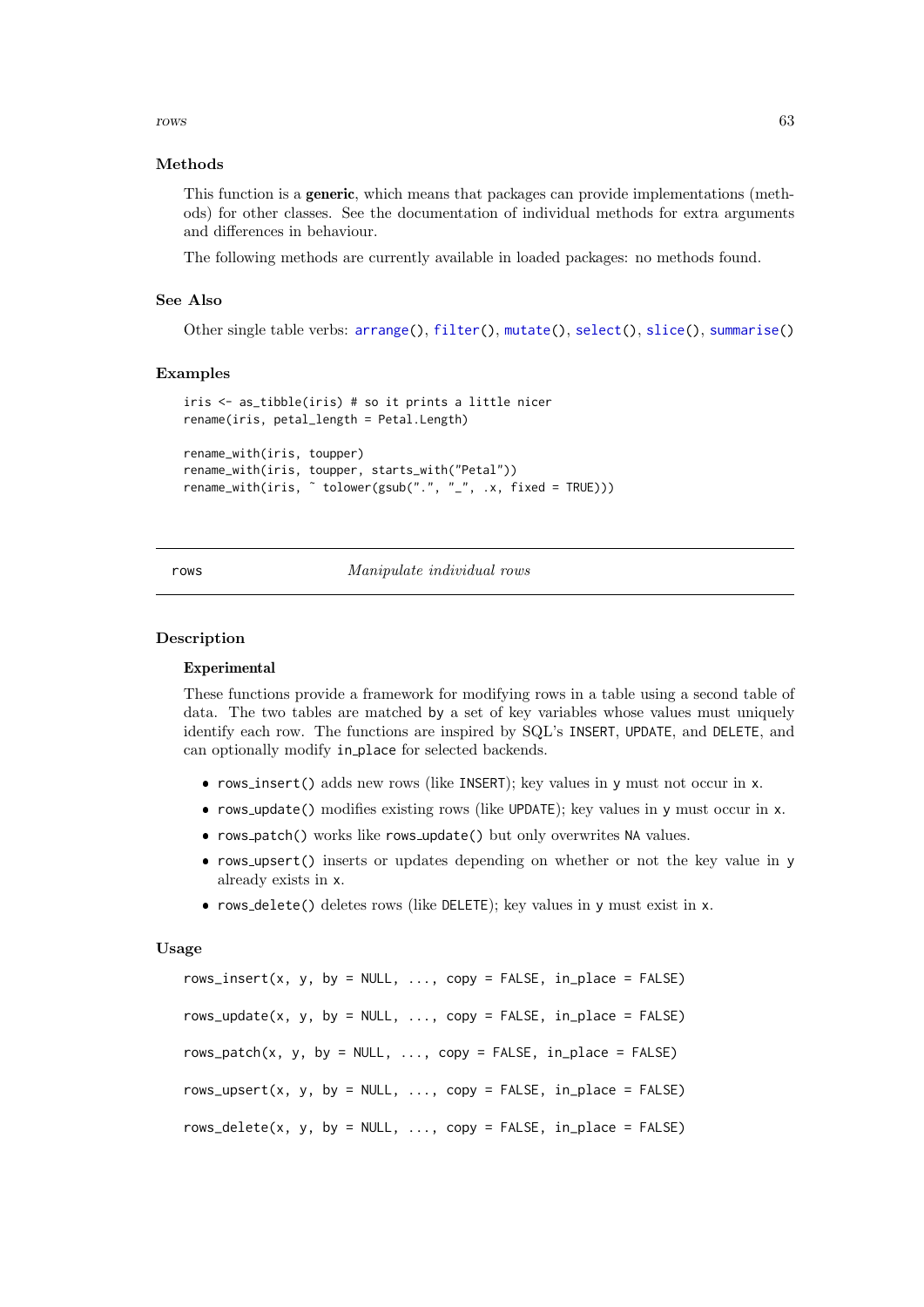### Methods

This function is a **generic**, which means that packages can provide implementations (methods) for other classes. See the documentation of individual methods for extra arguments and differences in behaviour.

The following methods are currently available in loaded packages: no methods found.

### See Also

Other single table verbs: arrange(), filter(), mutate(), select(), slice(), summarise()

### Examples

```
iris <- as_tibble(iris) # so it prints a little nicer
rename(iris, petal_length = Petal.Length)

rename_with(iris, toupper)
rename_with(iris, toupper, starts_with("Petal"))
rename_with(iris, ~ tolower(gsub(".", "_", .x, fixed = TRUE)))
```

---

## rows — *Manipulate individual rows*

### Description

**Experimental**

These functions provide a framework for modifying rows in a table using a second table of data. The two tables are matched by a set of key variables whose values must uniquely identify each row. The functions are inspired by SQL's INSERT, UPDATE, and DELETE, and can optionally modify in_place for selected backends.

- rows_insert() adds new rows (like INSERT); key values in y must not occur in x.
- rows_update() modifies existing rows (like UPDATE); key values in y must occur in x.
- rows_patch() works like rows_update() but only overwrites NA values.
- rows_upsert() inserts or updates depending on whether or not the key value in y already exists in x.
- rows_delete() deletes rows (like DELETE); key values in y must exist in x.

### Usage

```
rows_insert(x, y, by = NULL, ..., copy = FALSE, in_place = FALSE)

rows_update(x, y, by = NULL, ..., copy = FALSE, in_place = FALSE)

rows_patch(x, y, by = NULL, ..., copy = FALSE, in_place = FALSE)

rows_upsert(x, y, by = NULL, ..., copy = FALSE, in_place = FALSE)

rows_delete(x, y, by = NULL, ..., copy = FALSE, in_place = FALSE)
```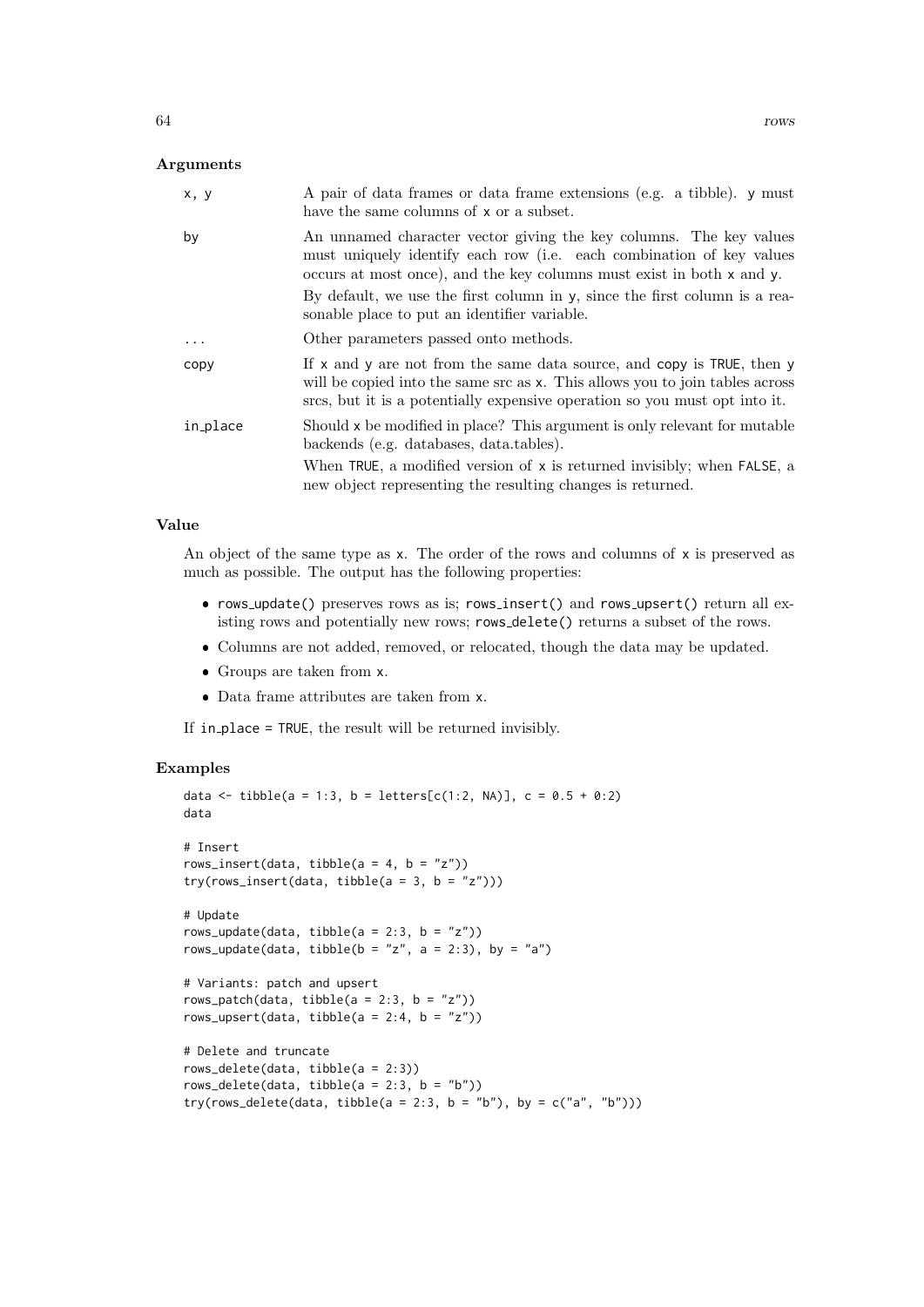## Arguments

| | |
|---|---|
| x, y | A pair of data frames or data frame extensions (e.g. a tibble). y must have the same columns of x or a subset. |
| by | An unnamed character vector giving the key columns. The key values must uniquely identify each row (i.e. each combination of key values occurs at most once), and the key columns must exist in both x and y. By default, we use the first column in y, since the first column is a reasonable place to put an identifier variable. |
| ... | Other parameters passed onto methods. |
| copy | If x and y are not from the same data source, and copy is TRUE, then y will be copied into the same src as x. This allows you to join tables across srcs, but it is a potentially expensive operation so you must opt into it. |
| in_place | Should x be modified in place? This argument is only relevant for mutable backends (e.g. databases, data.tables). When TRUE, a modified version of x is returned invisibly; when FALSE, a new object representing the resulting changes is returned. |

## Value

An object of the same type as x. The order of the rows and columns of x is preserved as much as possible. The output has the following properties:

- rows_update() preserves rows as is; rows_insert() and rows_upsert() return all existing rows and potentially new rows; rows_delete() returns a subset of the rows.
- Columns are not added, removed, or relocated, though the data may be updated.
- Groups are taken from x.
- Data frame attributes are taken from x.

If in_place = TRUE, the result will be returned invisibly.

## Examples

```
data <- tibble(a = 1:3, b = letters[c(1:2, NA)], c = 0.5 + 0:2)
data

# Insert
rows_insert(data, tibble(a = 4, b = "z"))
try(rows_insert(data, tibble(a = 3, b = "z")))

# Update
rows_update(data, tibble(a = 2:3, b = "z"))
rows_update(data, tibble(b = "z", a = 2:3), by = "a")

# Variants: patch and upsert
rows_patch(data, tibble(a = 2:3, b = "z"))
rows_upsert(data, tibble(a = 2:4, b = "z"))

# Delete and truncate
rows_delete(data, tibble(a = 2:3))
rows_delete(data, tibble(a = 2:3, b = "b"))
try(rows_delete(data, tibble(a = 2:3, b = "b"), by = c("a", "b")))
```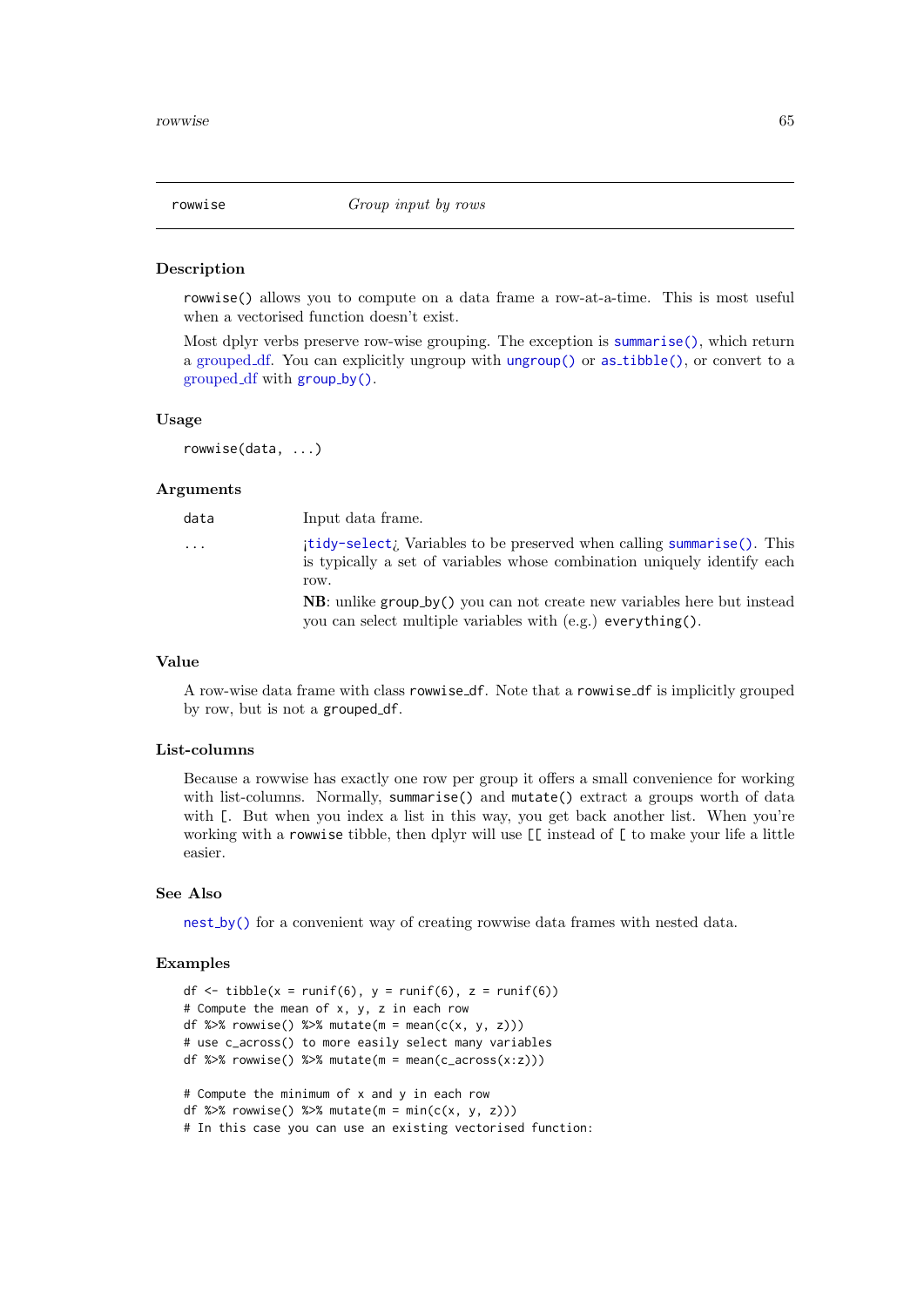## rowwise — *Group input by rows*

### Description

rowwise() allows you to compute on a data frame a row-at-a-time. This is most useful when a vectorised function doesn't exist.

Most dplyr verbs preserve row-wise grouping. The exception is summarise(), which return a grouped_df. You can explicitly ungroup with ungroup() or as_tibble(), or convert to a grouped_df with group_by().

### Usage

```
rowwise(data, ...)
```

### Arguments

| | |
|---|---|
| data | Input data frame. |
| ... | ¡tidy-select¿ Variables to be preserved when calling summarise(). This is typically a set of variables whose combination uniquely identify each row.<br><br>**NB**: unlike group_by() you can not create new variables here but instead you can select multiple variables with (e.g.) everything(). |

### Value

A row-wise data frame with class rowwise_df. Note that a rowwise_df is implicitly grouped by row, but is not a grouped_df.

### List-columns

Because a rowwise has exactly one row per group it offers a small convenience for working with list-columns. Normally, summarise() and mutate() extract a groups worth of data with [. But when you index a list in this way, you get back another list. When you're working with a rowwise tibble, then dplyr will use [[ instead of [ to make your life a little easier.

### See Also

nest_by() for a convenient way of creating rowwise data frames with nested data.

### Examples

```
df <- tibble(x = runif(6), y = runif(6), z = runif(6))
# Compute the mean of x, y, z in each row
df %>% rowwise() %>% mutate(m = mean(c(x, y, z)))
# use c_across() to more easily select many variables
df %>% rowwise() %>% mutate(m = mean(c_across(x:z)))

# Compute the minimum of x and y in each row
df %>% rowwise() %>% mutate(m = min(c(x, y, z)))
# In this case you can use an existing vectorised function:
```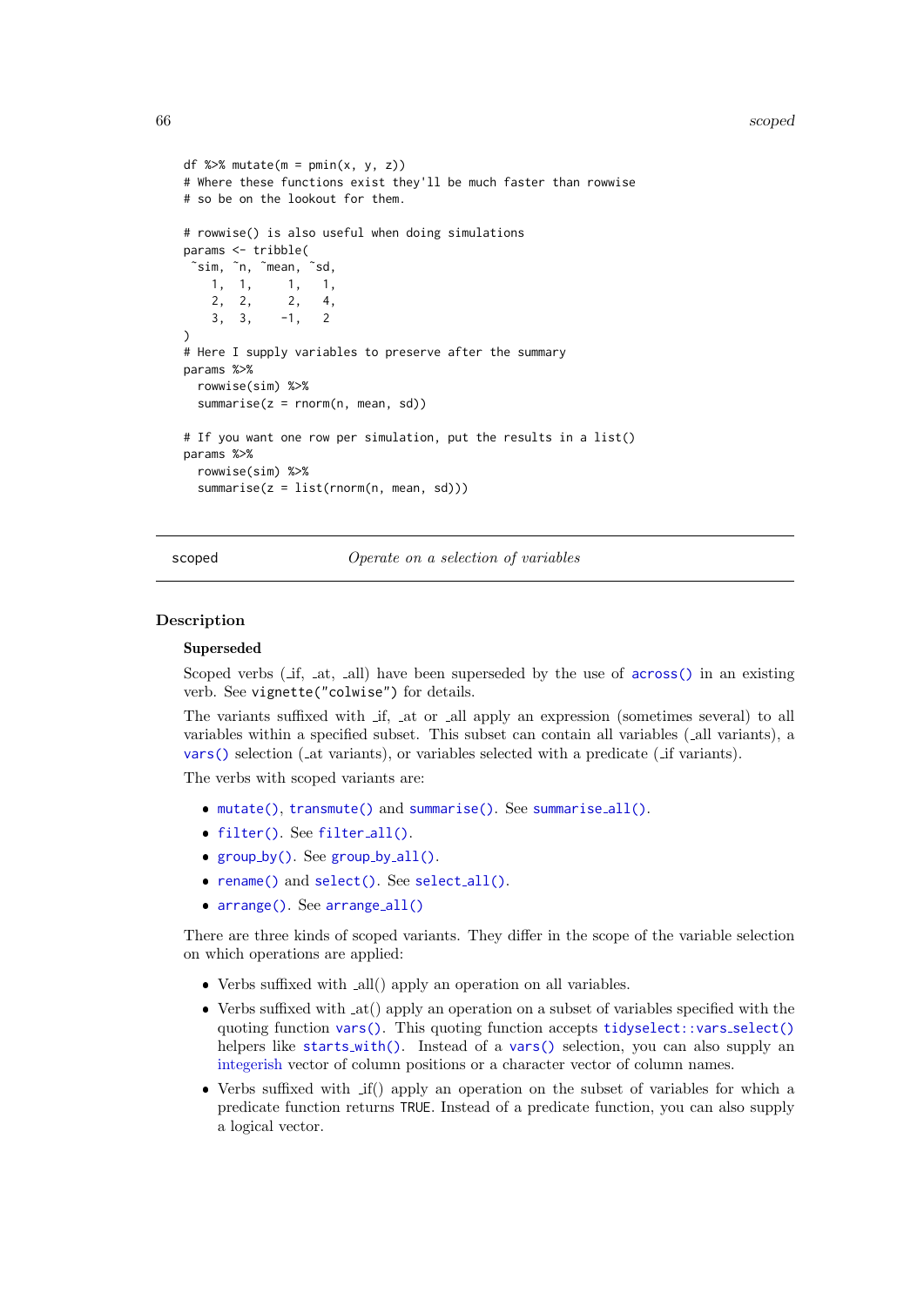```
df %>% mutate(m = pmin(x, y, z))
# Where these functions exist they'll be much faster than rowwise
# so be on the lookout for them.

# rowwise() is also useful when doing simulations
params <- tribble(
 ~sim, ~n, ~mean, ~sd,
    1,  1,     1,   1,
    2,  2,     2,   4,
    3,  3,    -1,   2
)
# Here I supply variables to preserve after the summary
params %>%
  rowwise(sim) %>%
  summarise(z = rnorm(n, mean, sd))

# If you want one row per simulation, put the results in a list()
params %>%
  rowwise(sim) %>%
  summarise(z = list(rnorm(n, mean, sd)))
```

## scoped — *Operate on a selection of variables*

### Description

**Superseded**

Scoped verbs (_if, _at, _all) have been superseded by the use of `across()` in an existing verb. See `vignette("colwise")` for details.

The variants suffixed with _if, _at or _all apply an expression (sometimes several) to all variables within a specified subset. This subset can contain all variables (_all variants), a `vars()` selection (_at variants), or variables selected with a predicate (_if variants).

The verbs with scoped variants are:

- `mutate()`, `transmute()` and `summarise()`. See `summarise_all()`.
- `filter()`. See `filter_all()`.
- `group_by()`. See `group_by_all()`.
- `rename()` and `select()`. See `select_all()`.
- `arrange()`. See `arrange_all()`

There are three kinds of scoped variants. They differ in the scope of the variable selection on which operations are applied:

- Verbs suffixed with _all() apply an operation on all variables.
- Verbs suffixed with _at() apply an operation on a subset of variables specified with the quoting function `vars()`. This quoting function accepts `tidyselect::vars_select()` helpers like `starts_with()`. Instead of a `vars()` selection, you can also supply an integerish vector of column positions or a character vector of column names.
- Verbs suffixed with _if() apply an operation on the subset of variables for which a predicate function returns `TRUE`. Instead of a predicate function, you can also supply a logical vector.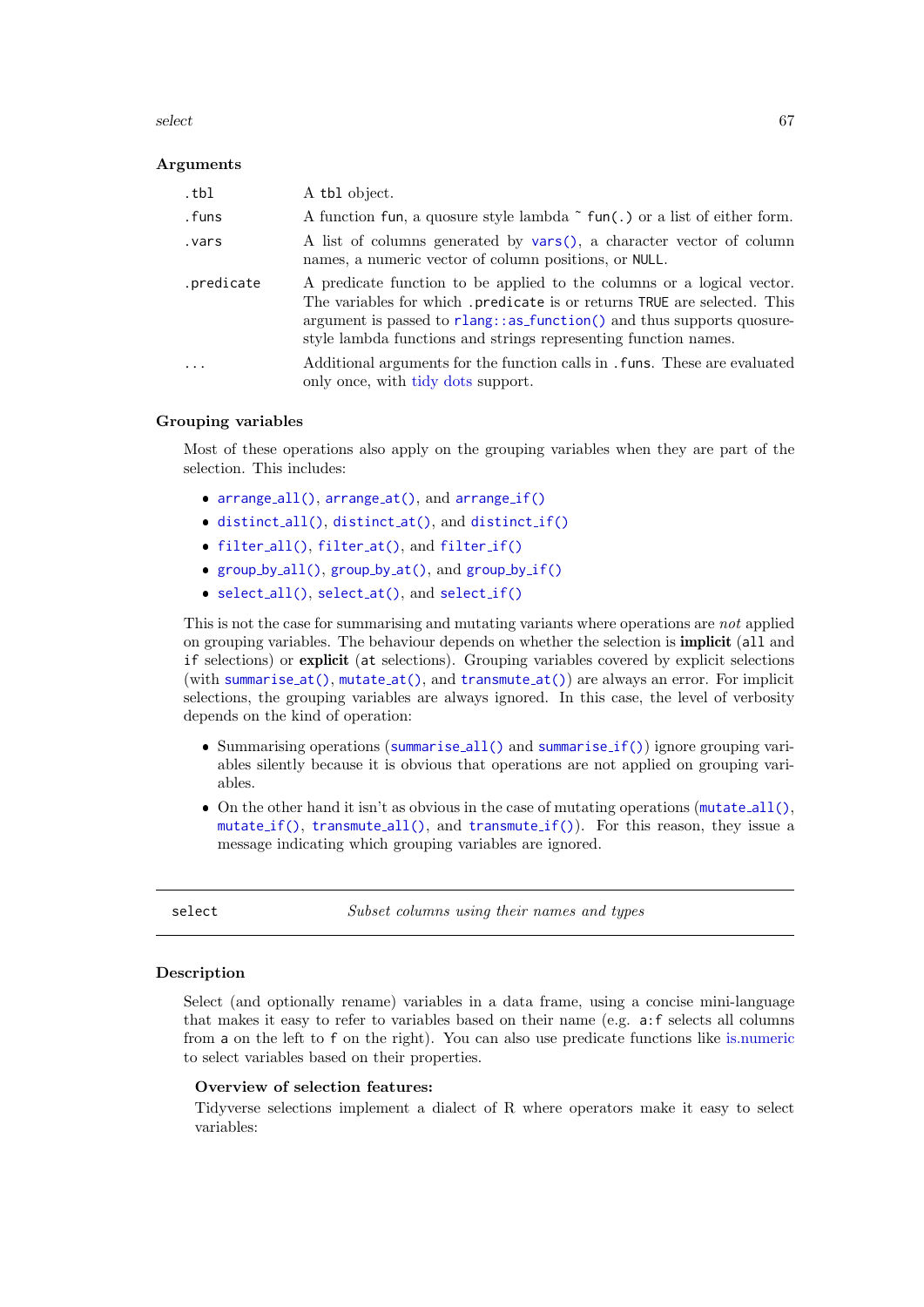### Arguments

| | |
|---|---|
| `.tbl` | A `tbl` object. |
| `.funs` | A function `fun`, a quosure style lambda `~ fun(.)` or a list of either form. |
| `.vars` | A list of columns generated by `vars()`, a character vector of column names, a numeric vector of column positions, or `NULL`. |
| `.predicate` | A predicate function to be applied to the columns or a logical vector. The variables for which `.predicate` is or returns `TRUE` are selected. This argument is passed to `rlang::as_function()` and thus supports quosure-style lambda functions and strings representing function names. |
| `...` | Additional arguments for the function calls in `.funs`. These are evaluated only once, with tidy dots support. |

### Grouping variables

Most of these operations also apply on the grouping variables when they are part of the selection. This includes:

- `arrange_all()`, `arrange_at()`, and `arrange_if()`
- `distinct_all()`, `distinct_at()`, and `distinct_if()`
- `filter_all()`, `filter_at()`, and `filter_if()`
- `group_by_all()`, `group_by_at()`, and `group_by_if()`
- `select_all()`, `select_at()`, and `select_if()`

This is not the case for summarising and mutating variants where operations are *not* applied on grouping variables. The behaviour depends on whether the selection is **implicit** (`all` and `if` selections) or **explicit** (`at` selections). Grouping variables covered by explicit selections (with `summarise_at()`, `mutate_at()`, and `transmute_at()`) are always an error. For implicit selections, the grouping variables are always ignored. In this case, the level of verbosity depends on the kind of operation:

- Summarising operations (`summarise_all()` and `summarise_if()`) ignore grouping variables silently because it is obvious that operations are not applied on grouping variables.
- On the other hand it isn't as obvious in the case of mutating operations (`mutate_all()`, `mutate_if()`, `transmute_all()`, and `transmute_if()`). For this reason, they issue a message indicating which grouping variables are ignored.

---

## `select` — *Subset columns using their names and types*

---

### Description

Select (and optionally rename) variables in a data frame, using a concise mini-language that makes it easy to refer to variables based on their name (e.g. `a:f` selects all columns from `a` on the left to `f` on the right). You can also use predicate functions like is.numeric to select variables based on their properties.

#### Overview of selection features:

Tidyverse selections implement a dialect of R where operators make it easy to select variables: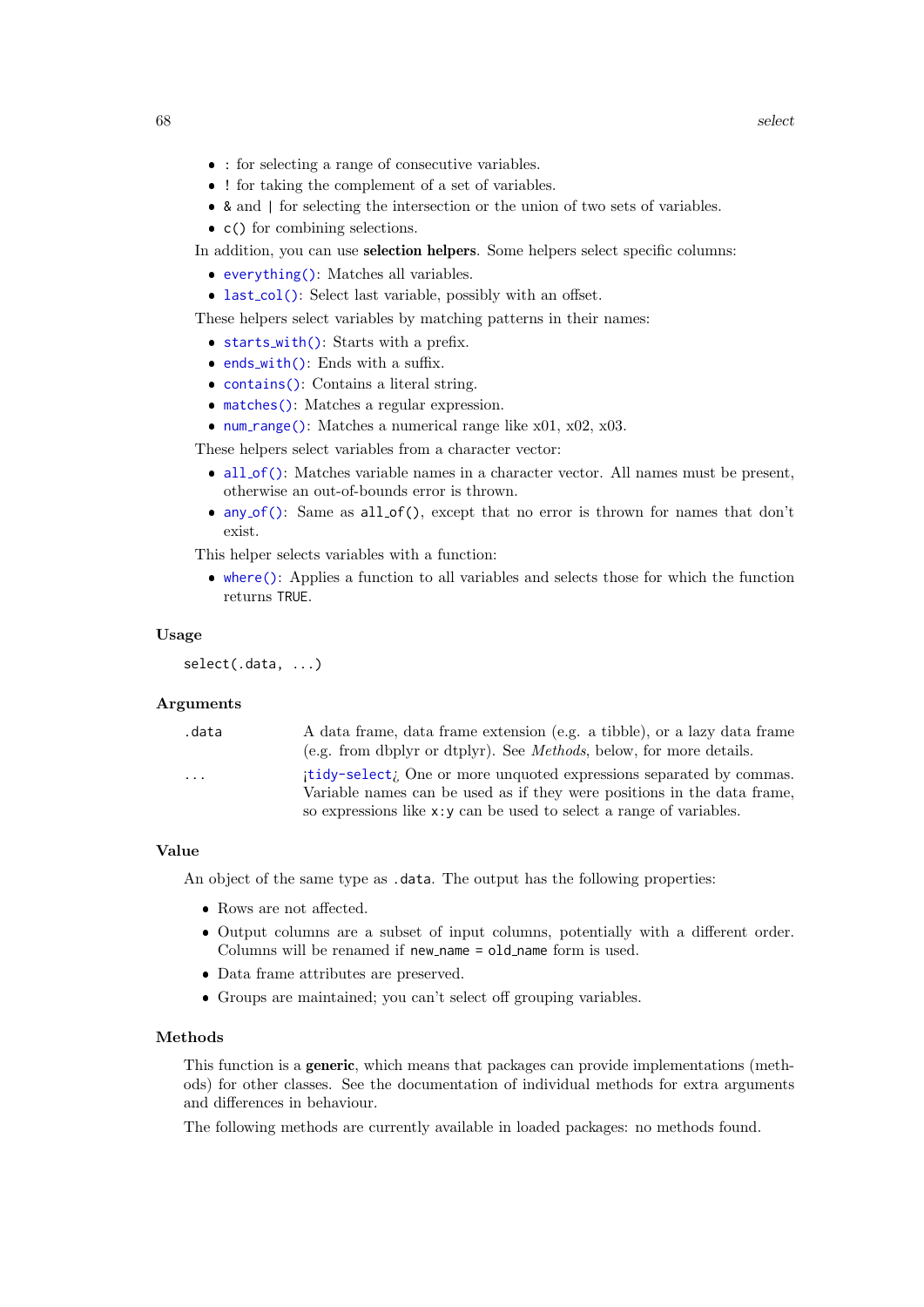- `:` for selecting a range of consecutive variables.
- `!` for taking the complement of a set of variables.
- `&` and `|` for selecting the intersection or the union of two sets of variables.
- `c()` for combining selections.

In addition, you can use **selection helpers**. Some helpers select specific columns:

- `everything()`: Matches all variables.
- `last_col()`: Select last variable, possibly with an offset.

These helpers select variables by matching patterns in their names:

- `starts_with()`: Starts with a prefix.
- `ends_with()`: Ends with a suffix.
- `contains()`: Contains a literal string.
- `matches()`: Matches a regular expression.
- `num_range()`: Matches a numerical range like x01, x02, x03.

These helpers select variables from a character vector:

- `all_of()`: Matches variable names in a character vector. All names must be present, otherwise an out-of-bounds error is thrown.
- `any_of()`: Same as `all_of()`, except that no error is thrown for names that don't exist.

This helper selects variables with a function:

- `where()`: Applies a function to all variables and selects those for which the function returns `TRUE`.

### Usage

```
select(.data, ...)
```

### Arguments

| | |
|---|---|
| `.data` | A data frame, data frame extension (e.g. a tibble), or a lazy data frame (e.g. from dbplyr or dtplyr). See *Methods*, below, for more details. |
| `...` | ¡`tidy-select`¿ One or more unquoted expressions separated by commas. Variable names can be used as if they were positions in the data frame, so expressions like `x:y` can be used to select a range of variables. |

### Value

An object of the same type as `.data`. The output has the following properties:

- Rows are not affected.
- Output columns are a subset of input columns, potentially with a different order. Columns will be renamed if `new_name = old_name` form is used.
- Data frame attributes are preserved.
- Groups are maintained; you can't select off grouping variables.

### Methods

This function is a **generic**, which means that packages can provide implementations (methods) for other classes. See the documentation of individual methods for extra arguments and differences in behaviour.

The following methods are currently available in loaded packages: no methods found.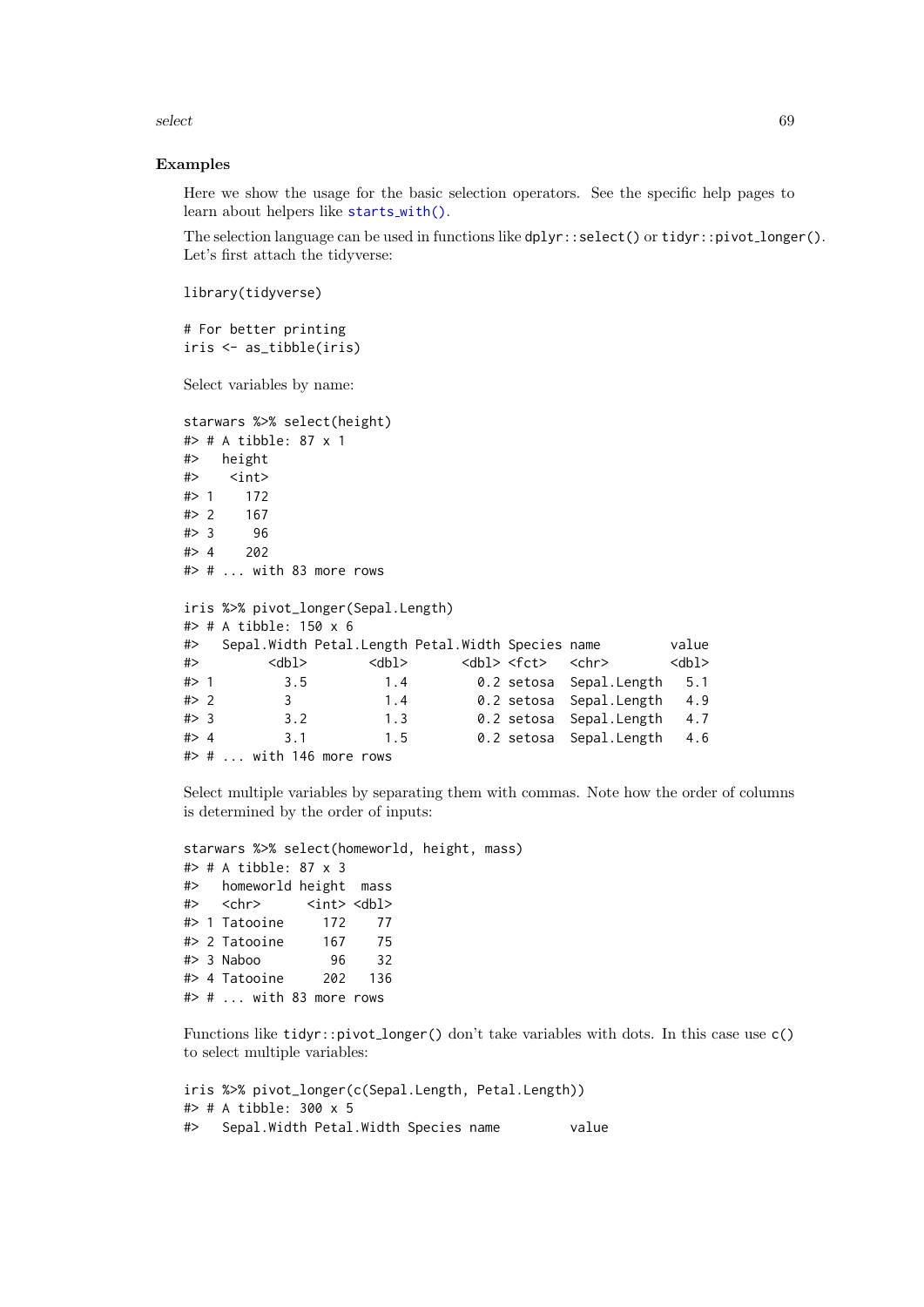## Examples

Here we show the usage for the basic selection operators. See the specific help pages to learn about helpers like `starts_with()`.

The selection language can be used in functions like `dplyr::select()` or `tidyr::pivot_longer()`. Let's first attach the tidyverse:

```
library(tidyverse)

# For better printing
iris <- as_tibble(iris)
```

Select variables by name:

```
starwars %>% select(height)
#> # A tibble: 87 x 1
#>   height
#>    <int>
#> 1    172
#> 2    167
#> 3     96
#> 4    202
#> # ... with 83 more rows

iris %>% pivot_longer(Sepal.Length)
#> # A tibble: 150 x 6
#>   Sepal.Width Petal.Length Petal.Width Species name         value
#>         <dbl>        <dbl>       <dbl> <fct>   <chr>        <dbl>
#> 1         3.5          1.4         0.2 setosa  Sepal.Length   5.1
#> 2         3            1.4         0.2 setosa  Sepal.Length   4.9
#> 3         3.2          1.3         0.2 setosa  Sepal.Length   4.7
#> 4         3.1          1.5         0.2 setosa  Sepal.Length   4.6
#> # ... with 146 more rows
```

Select multiple variables by separating them with commas. Note how the order of columns is determined by the order of inputs:

```
starwars %>% select(homeworld, height, mass)
#> # A tibble: 87 x 3
#>   homeworld height  mass
#>   <chr>      <int> <dbl>
#> 1 Tatooine     172    77
#> 2 Tatooine     167    75
#> 3 Naboo         96    32
#> 4 Tatooine     202   136
#> # ... with 83 more rows
```

Functions like `tidyr::pivot_longer()` don't take variables with dots. In this case use `c()` to select multiple variables:

```
iris %>% pivot_longer(c(Sepal.Length, Petal.Length))
#> # A tibble: 300 x 5
#>   Sepal.Width Petal.Width Species name         value
```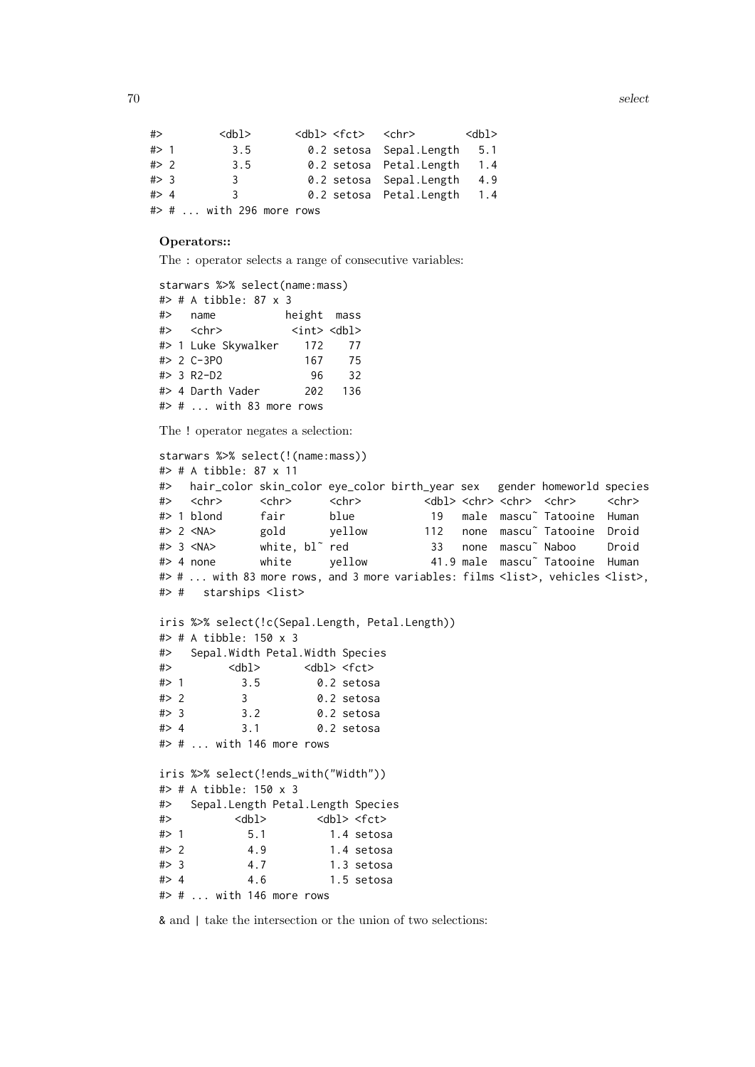```
#>         <dbl>       <dbl> <fct>   <chr>        <dbl>
#> 1         3.5         0.2 setosa  Sepal.Length   5.1
#> 2         3.5         0.2 setosa  Petal.Length   1.4
#> 3         3           0.2 setosa  Sepal.Length   4.9
#> 4         3           0.2 setosa  Petal.Length   1.4
#> # ... with 296 more rows
```

**Operators::**

The : operator selects a range of consecutive variables:

```
starwars %>% select(name:mass)
#> # A tibble: 87 x 3
#>   name           height  mass
#>   <chr>           <int> <dbl>
#> 1 Luke Skywalker    172    77
#> 2 C-3PO             167    75
#> 3 R2-D2              96    32
#> 4 Darth Vader       202   136
#> # ... with 83 more rows
```

The ! operator negates a selection:

```
starwars %>% select(!(name:mass))
#> # A tibble: 87 x 11
#>   hair_color skin_color eye_color birth_year sex   gender homeworld species
#>   <chr>      <chr>      <chr>          <dbl> <chr> <chr>  <chr>     <chr>
#> 1 blond      fair       blue            19   male  mascu~ Tatooine  Human
#> 2 <NA>       gold       yellow         112   none  mascu~ Tatooine  Droid
#> 3 <NA>       white, bl~ red             33   none  mascu~ Naboo     Droid
#> 4 none       white      yellow          41.9 male  mascu~ Tatooine  Human
#> # ... with 83 more rows, and 3 more variables: films <list>, vehicles <list>,
#> #   starships <list>

iris %>% select(!c(Sepal.Length, Petal.Length))
#> # A tibble: 150 x 3
#>   Sepal.Width Petal.Width Species
#>         <dbl>       <dbl> <fct>
#> 1         3.5         0.2 setosa
#> 2         3           0.2 setosa
#> 3         3.2         0.2 setosa
#> 4         3.1         0.2 setosa
#> # ... with 146 more rows

iris %>% select(!ends_with("Width"))
#> # A tibble: 150 x 3
#>   Sepal.Length Petal.Length Species
#>          <dbl>        <dbl> <fct>
#> 1          5.1          1.4 setosa
#> 2          4.9          1.4 setosa
#> 3          4.7          1.3 setosa
#> 4          4.6          1.5 setosa
#> # ... with 146 more rows
```

& and | take the intersection or the union of two selections: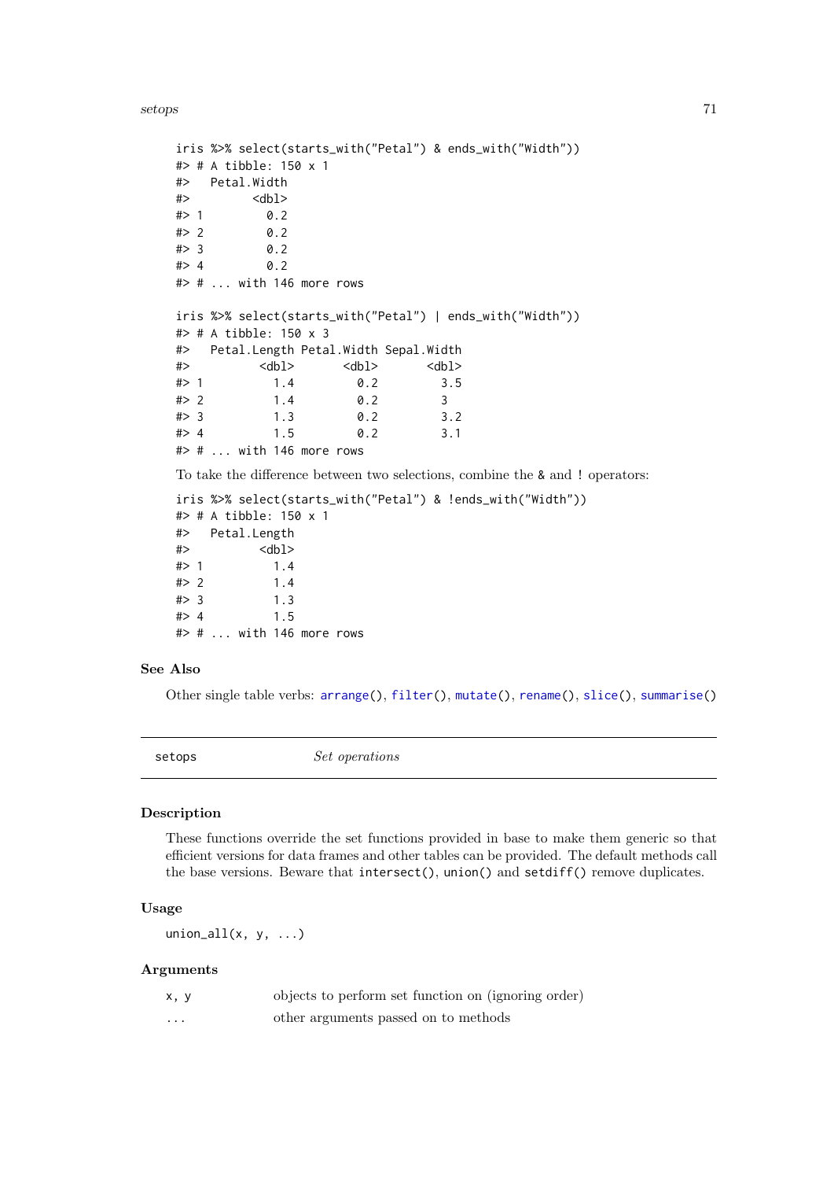```
iris %>% select(starts_with("Petal") & ends_with("Width"))
#> # A tibble: 150 x 1
#>   Petal.Width
#>         <dbl>
#> 1         0.2
#> 2         0.2
#> 3         0.2
#> 4         0.2
#> # ... with 146 more rows

iris %>% select(starts_with("Petal") | ends_with("Width"))
#> # A tibble: 150 x 3
#>   Petal.Length Petal.Width Sepal.Width
#>          <dbl>       <dbl>       <dbl>
#> 1          1.4         0.2         3.5
#> 2          1.4         0.2         3
#> 3          1.3         0.2         3.2
#> 4          1.5         0.2         3.1
#> # ... with 146 more rows
```

To take the difference between two selections, combine the & and ! operators:

```
iris %>% select(starts_with("Petal") & !ends_with("Width"))
#> # A tibble: 150 x 1
#>   Petal.Length
#>          <dbl>
#> 1          1.4
#> 2          1.4
#> 3          1.3
#> 4          1.5
#> # ... with 146 more rows
```

### See Also

Other single table verbs: arrange(), filter(), mutate(), rename(), slice(), summarise()

---

## setops — *Set operations*

---

### Description

These functions override the set functions provided in base to make them generic so that efficient versions for data frames and other tables can be provided. The default methods call the base versions. Beware that intersect(), union() and setdiff() remove duplicates.

### Usage

```
union_all(x, y, ...)
```

### Arguments

| | |
|---|---|
| x, y | objects to perform set function on (ignoring order) |
| ... | other arguments passed on to methods |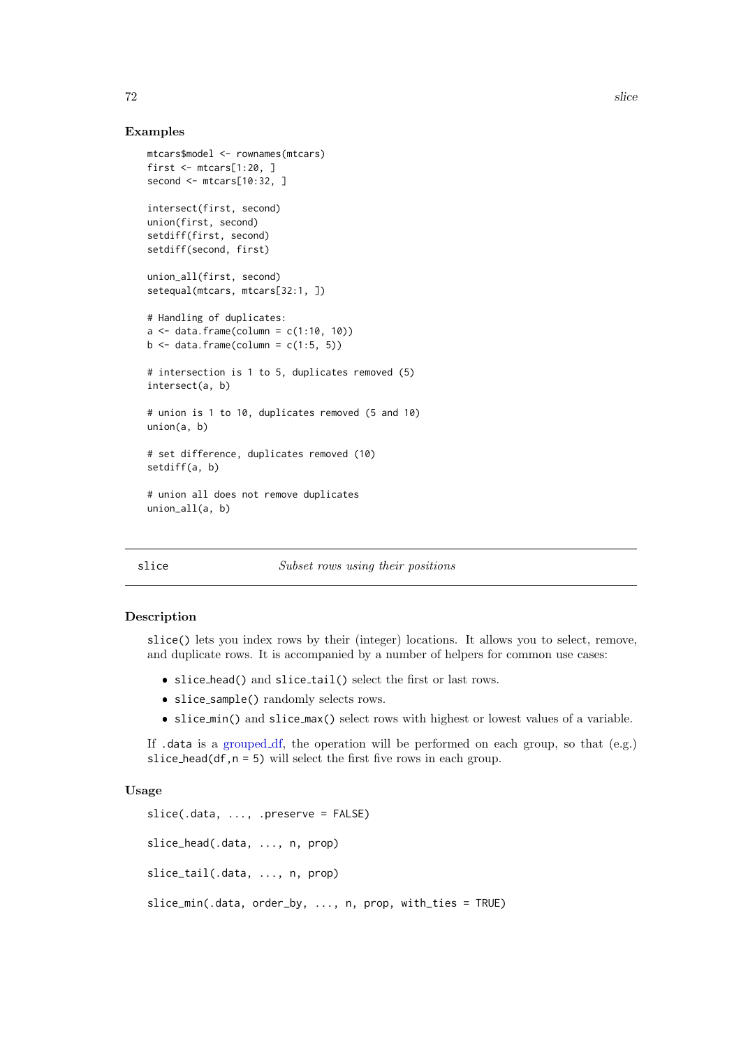## Examples

```
mtcars$model <- rownames(mtcars)
first <- mtcars[1:20, ]
second <- mtcars[10:32, ]

intersect(first, second)
union(first, second)
setdiff(first, second)
setdiff(second, first)

union_all(first, second)
setequal(mtcars, mtcars[32:1, ])

# Handling of duplicates:
a <- data.frame(column = c(1:10, 10))
b <- data.frame(column = c(1:5, 5))

# intersection is 1 to 5, duplicates removed (5)
intersect(a, b)

# union is 1 to 10, duplicates removed (5 and 10)
union(a, b)

# set difference, duplicates removed (10)
setdiff(a, b)

# union all does not remove duplicates
union_all(a, b)
```

---

# slice *Subset rows using their positions*

---

## Description

`slice()` lets you index rows by their (integer) locations. It allows you to select, remove, and duplicate rows. It is accompanied by a number of helpers for common use cases:

- `slice_head()` and `slice_tail()` select the first or last rows.
- `slice_sample()` randomly selects rows.
- `slice_min()` and `slice_max()` select rows with highest or lowest values of a variable.

If `.data` is a grouped_df, the operation will be performed on each group, so that (e.g.) `slice_head(df,n = 5)` will select the first five rows in each group.

## Usage

```
slice(.data, ..., .preserve = FALSE)

slice_head(.data, ..., n, prop)

slice_tail(.data, ..., n, prop)

slice_min(.data, order_by, ..., n, prop, with_ties = TRUE)
```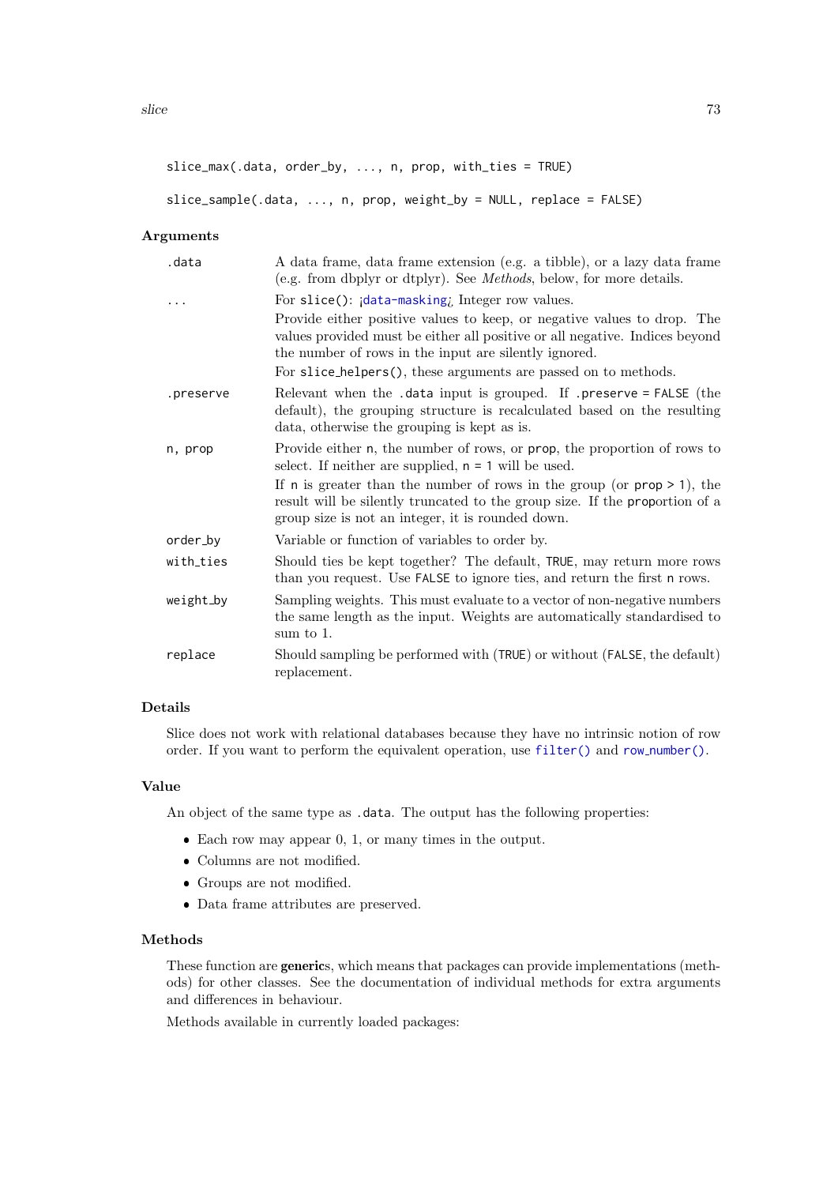```
slice_max(.data, order_by, ..., n, prop, with_ties = TRUE)

slice_sample(.data, ..., n, prop, weight_by = NULL, replace = FALSE)
```

## Arguments

| | |
|---|---|
| `.data` | A data frame, data frame extension (e.g. a tibble), or a lazy data frame (e.g. from dbplyr or dtplyr). See *Methods*, below, for more details. |
| `...` | For `slice()`: ¡`data-masking`¿ Integer row values.<br>Provide either positive values to keep, or negative values to drop. The values provided must be either all positive or all negative. Indices beyond the number of rows in the input are silently ignored.<br>For `slice_helpers()`, these arguments are passed on to methods. |
| `.preserve` | Relevant when the `.data` input is grouped. If `.preserve = FALSE` (the default), the grouping structure is recalculated based on the resulting data, otherwise the grouping is kept as is. |
| `n, prop` | Provide either `n`, the number of rows, or `prop`, the proportion of rows to select. If neither are supplied, `n = 1` will be used.<br>If `n` is greater than the number of rows in the group (or `prop > 1`), the result will be silently truncated to the group size. If the `proportion` of a group size is not an integer, it is rounded down. |
| `order_by` | Variable or function of variables to order by. |
| `with_ties` | Should ties be kept together? The default, `TRUE`, may return more rows than you request. Use `FALSE` to ignore ties, and return the first `n` rows. |
| `weight_by` | Sampling weights. This must evaluate to a vector of non-negative numbers the same length as the input. Weights are automatically standardised to sum to 1. |
| `replace` | Should sampling be performed with (`TRUE`) or without (`FALSE`, the default) replacement. |

## Details

Slice does not work with relational databases because they have no intrinsic notion of row order. If you want to perform the equivalent operation, use `filter()` and `row_number()`.

## Value

An object of the same type as `.data`. The output has the following properties:

- Each row may appear 0, 1, or many times in the output.
- Columns are not modified.
- Groups are not modified.
- Data frame attributes are preserved.

## Methods

These function are **generic**s, which means that packages can provide implementations (methods) for other classes. See the documentation of individual methods for extra arguments and differences in behaviour.

Methods available in currently loaded packages: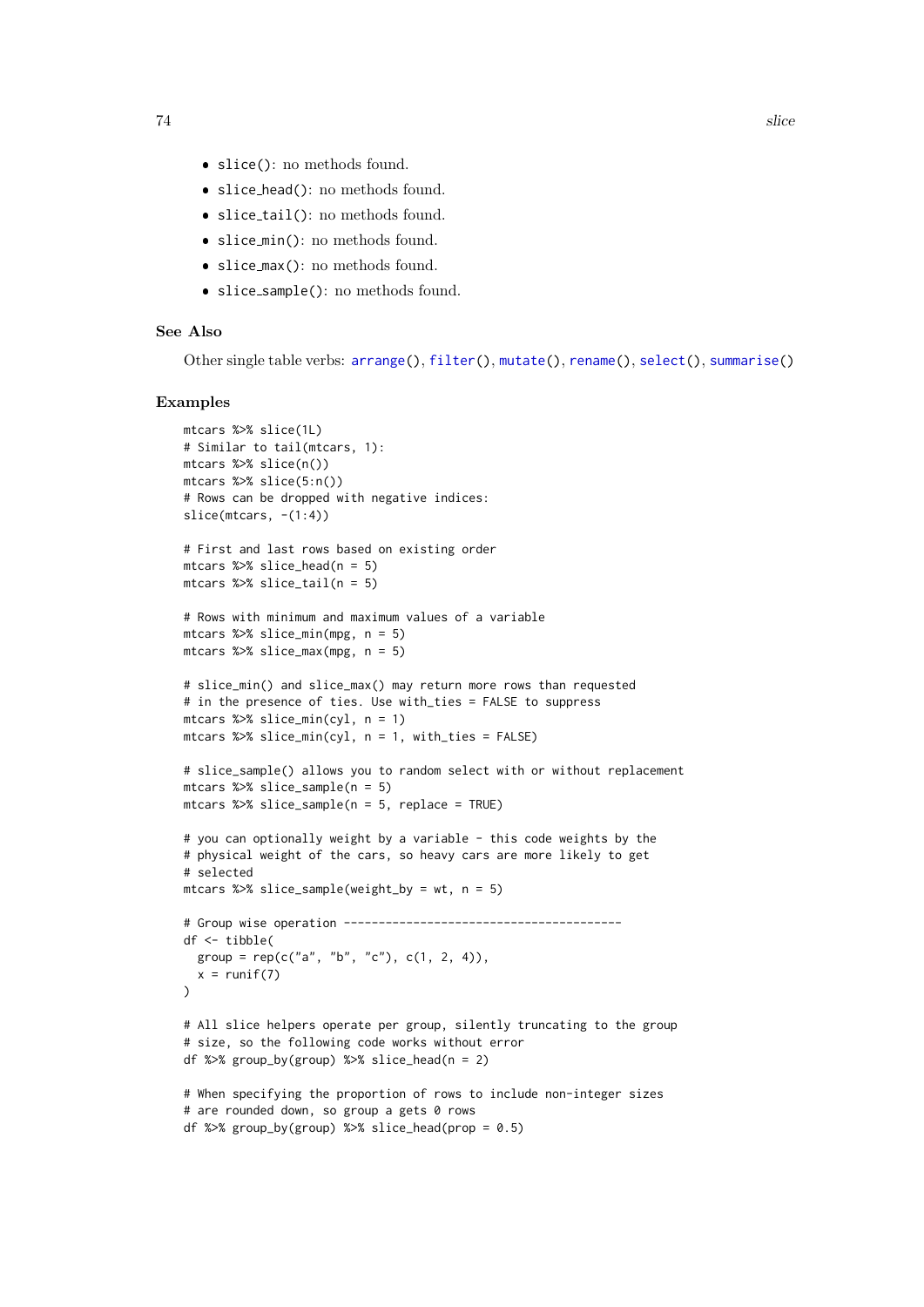- `slice()`: no methods found.
- `slice_head()`: no methods found.
- `slice_tail()`: no methods found.
- `slice_min()`: no methods found.
- `slice_max()`: no methods found.
- `slice_sample()`: no methods found.

### See Also

Other single table verbs: `arrange()`, `filter()`, `mutate()`, `rename()`, `select()`, `summarise()`

### Examples

```
mtcars %>% slice(1L)
# Similar to tail(mtcars, 1):
mtcars %>% slice(n())
mtcars %>% slice(5:n())
# Rows can be dropped with negative indices:
slice(mtcars, -(1:4))

# First and last rows based on existing order
mtcars %>% slice_head(n = 5)
mtcars %>% slice_tail(n = 5)

# Rows with minimum and maximum values of a variable
mtcars %>% slice_min(mpg, n = 5)
mtcars %>% slice_max(mpg, n = 5)

# slice_min() and slice_max() may return more rows than requested
# in the presence of ties. Use with_ties = FALSE to suppress
mtcars %>% slice_min(cyl, n = 1)
mtcars %>% slice_min(cyl, n = 1, with_ties = FALSE)

# slice_sample() allows you to random select with or without replacement
mtcars %>% slice_sample(n = 5)
mtcars %>% slice_sample(n = 5, replace = TRUE)

# you can optionally weight by a variable - this code weights by the
# physical weight of the cars, so heavy cars are more likely to get
# selected
mtcars %>% slice_sample(weight_by = wt, n = 5)

# Group wise operation ----------------------------------------
df <- tibble(
  group = rep(c("a", "b", "c"), c(1, 2, 4)),
  x = runif(7)
)

# All slice helpers operate per group, silently truncating to the group
# size, so the following code works without error
df %>% group_by(group) %>% slice_head(n = 2)

# When specifying the proportion of rows to include non-integer sizes
# are rounded down, so group a gets 0 rows
df %>% group_by(group) %>% slice_head(prop = 0.5)
```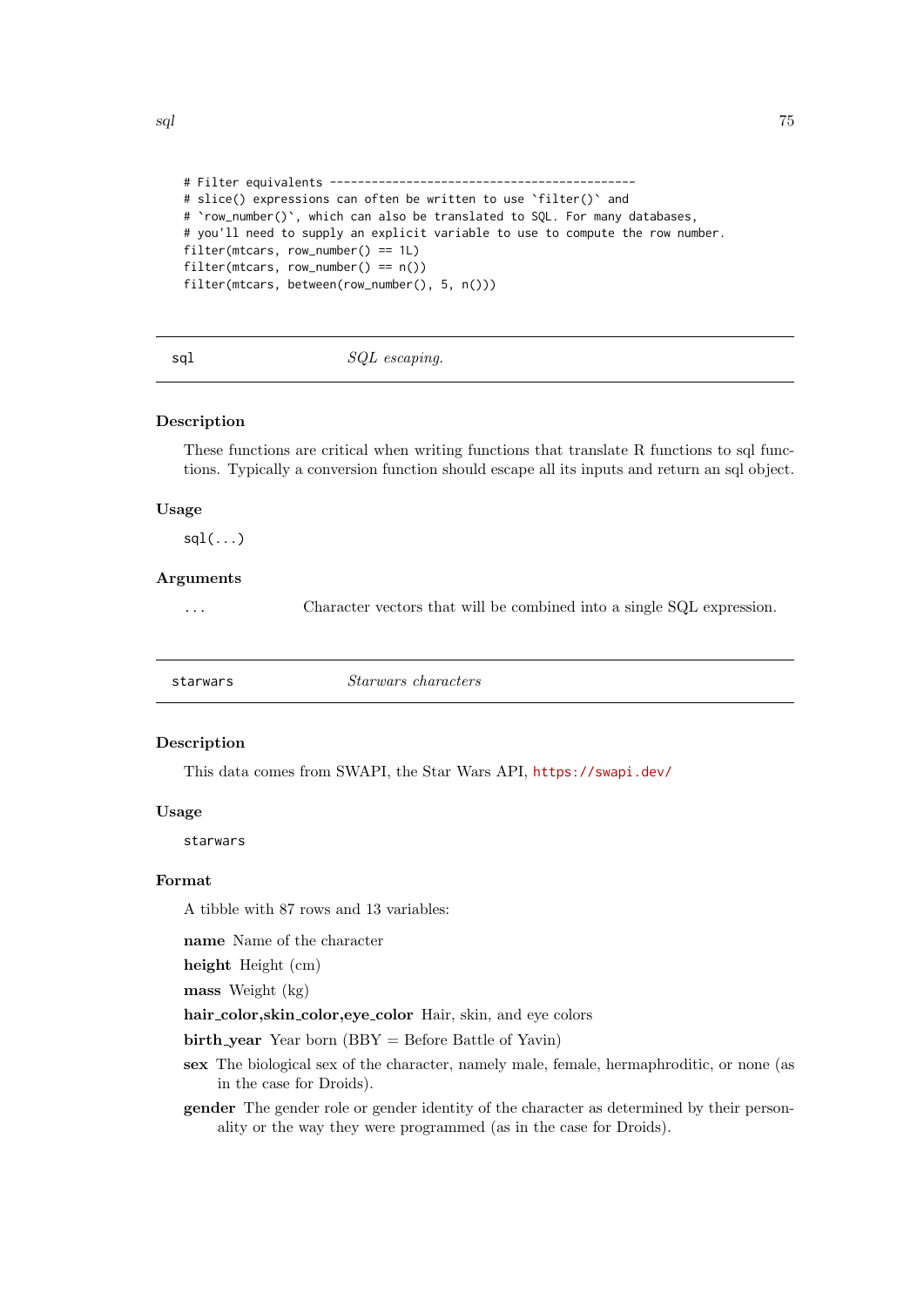```
# Filter equivalents --------------------------------------------
# slice() expressions can often be written to use `filter()` and
# `row_number()`, which can also be translated to SQL. For many databases,
# you'll need to supply an explicit variable to use to compute the row number.
filter(mtcars, row_number() == 1L)
filter(mtcars, row_number() == n())
filter(mtcars, between(row_number(), 5, n()))
```

## sql — *SQL escaping.*

### Description

These functions are critical when writing functions that translate R functions to sql functions. Typically a conversion function should escape all its inputs and return an sql object.

### Usage

```
sql(...)
```

### Arguments

| | |
|---|---|
| ... | Character vectors that will be combined into a single SQL expression. |

## starwars — *Starwars characters*

### Description

This data comes from SWAPI, the Star Wars API, https://swapi.dev/

### Usage

```
starwars
```

### Format

A tibble with 87 rows and 13 variables:

**name** Name of the character

**height** Height (cm)

**mass** Weight (kg)

**hair_color,skin_color,eye_color** Hair, skin, and eye colors

**birth_year** Year born (BBY = Before Battle of Yavin)

**sex** The biological sex of the character, namely male, female, hermaphroditic, or none (as in the case for Droids).

**gender** The gender role or gender identity of the character as determined by their personality or the way they were programmed (as in the case for Droids).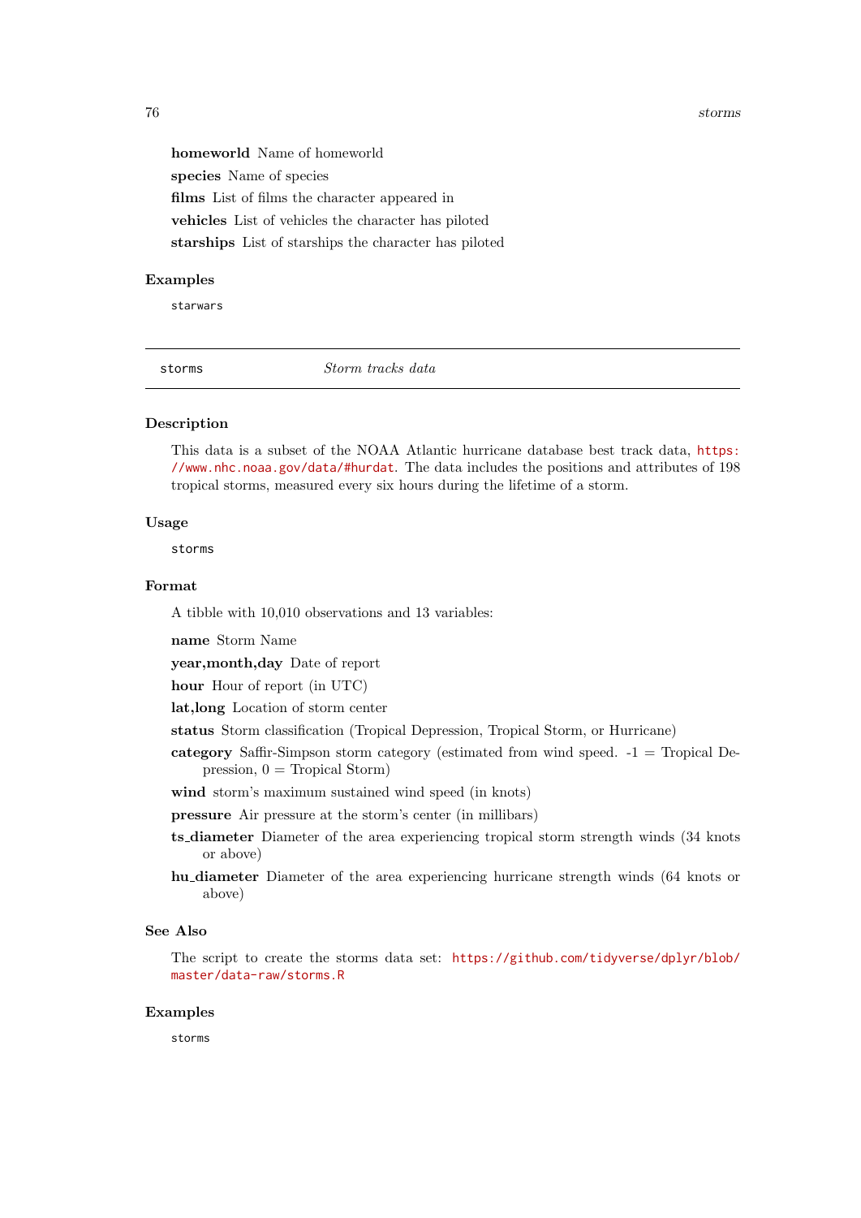**homeworld** Name of homeworld

**species** Name of species

**films** List of films the character appeared in

**vehicles** List of vehicles the character has piloted

**starships** List of starships the character has piloted

### Examples

```
starwars
```

---

## storms — *Storm tracks data*

---

### Description

This data is a subset of the NOAA Atlantic hurricane database best track data, https://www.nhc.noaa.gov/data/#hurdat. The data includes the positions and attributes of 198 tropical storms, measured every six hours during the lifetime of a storm.

### Usage

```
storms
```

### Format

A tibble with 10,010 observations and 13 variables:

**name** Storm Name

**year,month,day** Date of report

**hour** Hour of report (in UTC)

**lat,long** Location of storm center

**status** Storm classification (Tropical Depression, Tropical Storm, or Hurricane)

**category** Saffir-Simpson storm category (estimated from wind speed. -1 = Tropical Depression, 0 = Tropical Storm)

**wind** storm's maximum sustained wind speed (in knots)

**pressure** Air pressure at the storm's center (in millibars)

**ts_diameter** Diameter of the area experiencing tropical storm strength winds (34 knots or above)

**hu_diameter** Diameter of the area experiencing hurricane strength winds (64 knots or above)

### See Also

The script to create the storms data set: https://github.com/tidyverse/dplyr/blob/master/data-raw/storms.R

### Examples

```
storms
```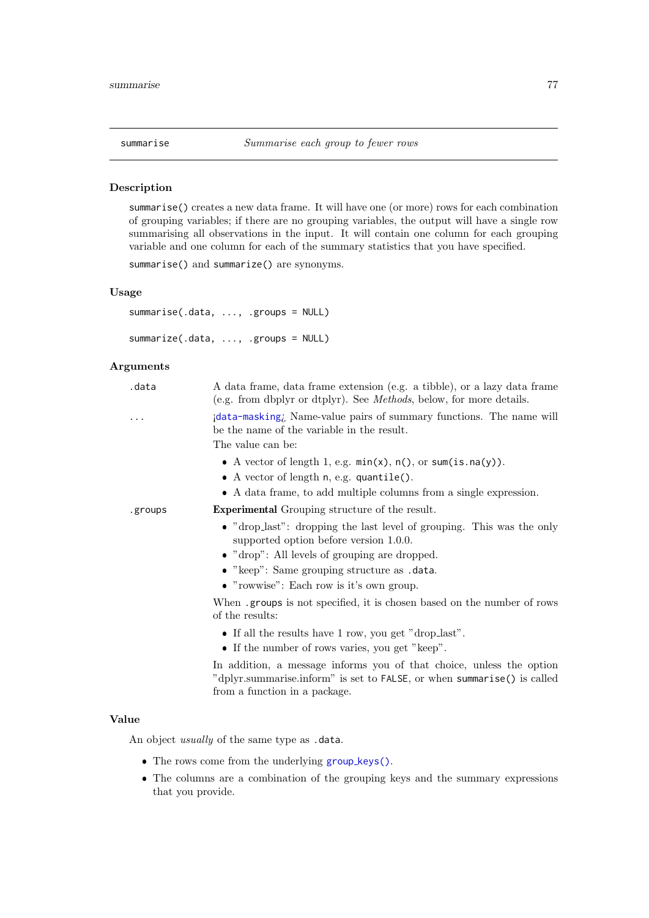## summarise — *Summarise each group to fewer rows*

### Description

`summarise()` creates a new data frame. It will have one (or more) rows for each combination of grouping variables; if there are no grouping variables, the output will have a single row summarising all observations in the input. It will contain one column for each grouping variable and one column for each of the summary statistics that you have specified.

`summarise()` and `summarize()` are synonyms.

### Usage

```
summarise(.data, ..., .groups = NULL)

summarize(.data, ..., .groups = NULL)
```

### Arguments

`.data` — A data frame, data frame extension (e.g. a tibble), or a lazy data frame (e.g. from dbplyr or dtplyr). See *Methods*, below, for more details.

`...` — ¡`data-masking`¿ Name-value pairs of summary functions. The name will be the name of the variable in the result.

The value can be:

- A vector of length 1, e.g. `min(x)`, `n()`, or `sum(is.na(y))`.
- A vector of length `n`, e.g. `quantile()`.
- A data frame, to add multiple columns from a single expression.

`.groups` — **Experimental** Grouping structure of the result.

- "drop_last": dropping the last level of grouping. This was the only supported option before version 1.0.0.
- "drop": All levels of grouping are dropped.
- "keep": Same grouping structure as `.data`.
- "rowwise": Each row is it's own group.

When `.groups` is not specified, it is chosen based on the number of rows of the results:

- If all the results have 1 row, you get "drop_last".
- If the number of rows varies, you get "keep".

In addition, a message informs you of that choice, unless the option "dplyr.summarise.inform" is set to `FALSE`, or when `summarise()` is called from a function in a package.

### Value

An object *usually* of the same type as `.data`.

- The rows come from the underlying `group_keys()`.
- The columns are a combination of the grouping keys and the summary expressions that you provide.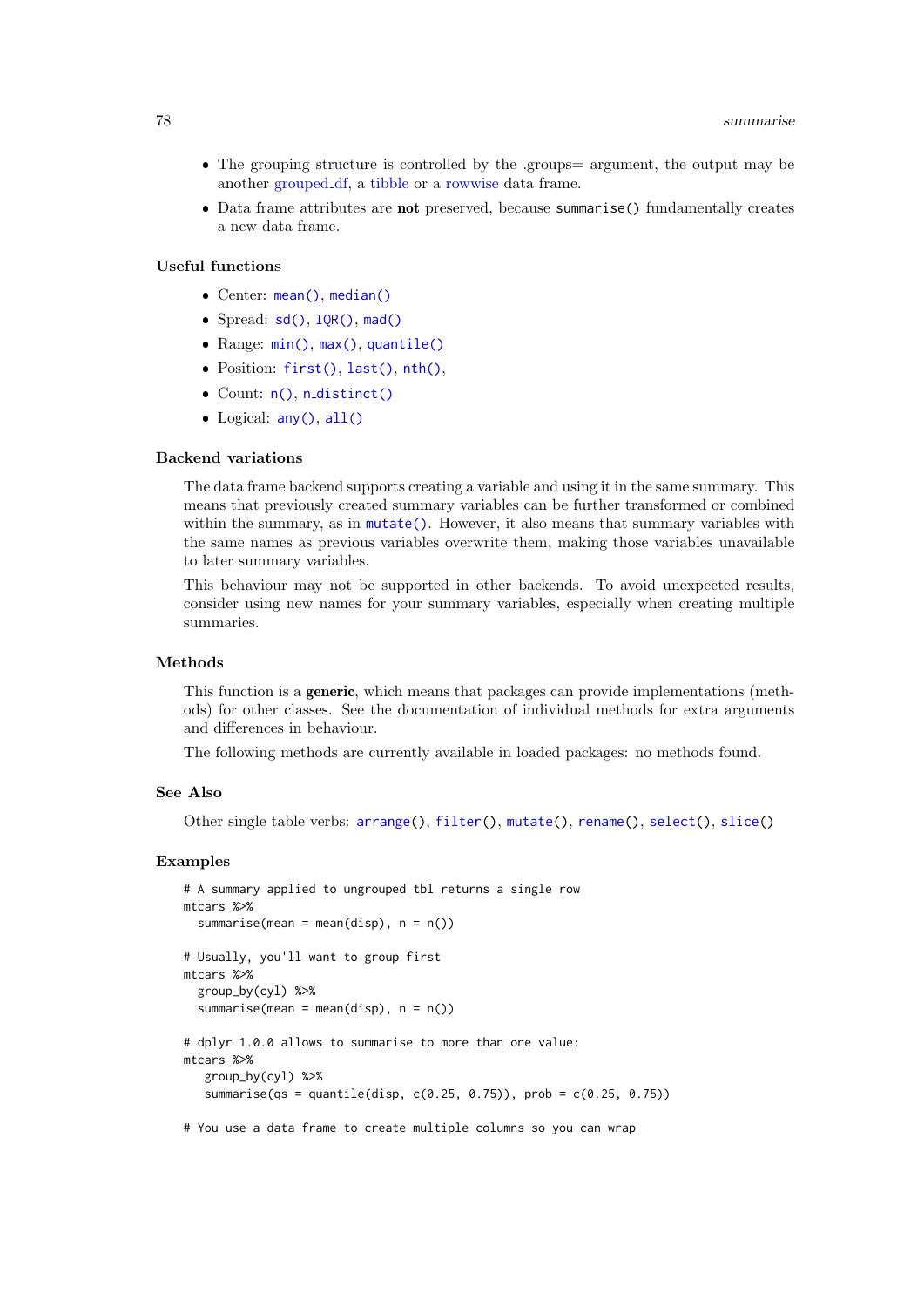- The grouping structure is controlled by the .groups= argument, the output may be another grouped_df, a tibble or a rowwise data frame.
- Data frame attributes are **not** preserved, because `summarise()` fundamentally creates a new data frame.

### Useful functions

- Center: `mean()`, `median()`
- Spread: `sd()`, `IQR()`, `mad()`
- Range: `min()`, `max()`, `quantile()`
- Position: `first()`, `last()`, `nth()`,
- Count: `n()`, `n_distinct()`
- Logical: `any()`, `all()`

### Backend variations

The data frame backend supports creating a variable and using it in the same summary. This means that previously created summary variables can be further transformed or combined within the summary, as in `mutate()`. However, it also means that summary variables with the same names as previous variables overwrite them, making those variables unavailable to later summary variables.

This behaviour may not be supported in other backends. To avoid unexpected results, consider using new names for your summary variables, especially when creating multiple summaries.

### Methods

This function is a **generic**, which means that packages can provide implementations (methods) for other classes. See the documentation of individual methods for extra arguments and differences in behaviour.

The following methods are currently available in loaded packages: no methods found.

### See Also

Other single table verbs: `arrange()`, `filter()`, `mutate()`, `rename()`, `select()`, `slice()`

### Examples

```
# A summary applied to ungrouped tbl returns a single row
mtcars %>%
  summarise(mean = mean(disp), n = n())

# Usually, you'll want to group first
mtcars %>%
  group_by(cyl) %>%
  summarise(mean = mean(disp), n = n())

# dplyr 1.0.0 allows to summarise to more than one value:
mtcars %>%
   group_by(cyl) %>%
   summarise(qs = quantile(disp, c(0.25, 0.75)), prob = c(0.25, 0.75))

# You use a data frame to create multiple columns so you can wrap
```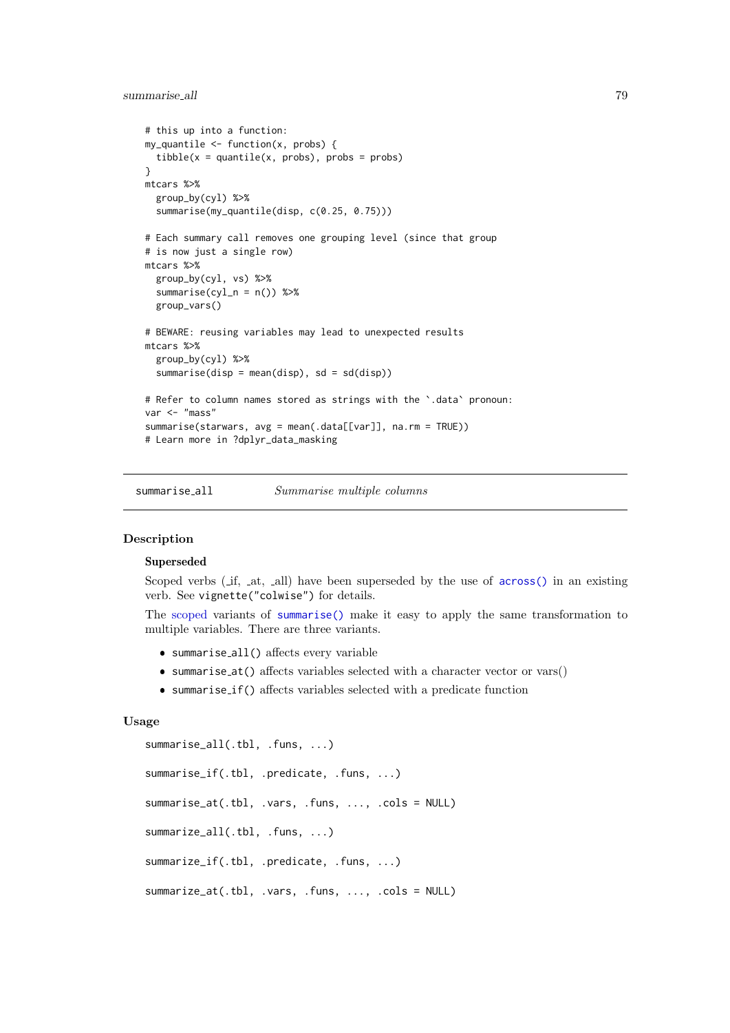```
# this up into a function:
my_quantile <- function(x, probs) {
  tibble(x = quantile(x, probs), probs = probs)
}
mtcars %>%
  group_by(cyl) %>%
  summarise(my_quantile(disp, c(0.25, 0.75)))

# Each summary call removes one grouping level (since that group
# is now just a single row)
mtcars %>%
  group_by(cyl, vs) %>%
  summarise(cyl_n = n()) %>%
  group_vars()

# BEWARE: reusing variables may lead to unexpected results
mtcars %>%
  group_by(cyl) %>%
  summarise(disp = mean(disp), sd = sd(disp))

# Refer to column names stored as strings with the `.data` pronoun:
var <- "mass"
summarise(starwars, avg = mean(.data[[var]], na.rm = TRUE))
# Learn more in ?dplyr_data_masking
```

---

## summarise_all — *Summarise multiple columns*

---

### Description

#### Superseded

Scoped verbs (_if, _at, _all) have been superseded by the use of `across()` in an existing verb. See `vignette("colwise")` for details.

The scoped variants of `summarise()` make it easy to apply the same transformation to multiple variables. There are three variants.

- `summarise_all()` affects every variable
- `summarise_at()` affects variables selected with a character vector or vars()
- `summarise_if()` affects variables selected with a predicate function

### Usage

```
summarise_all(.tbl, .funs, ...)

summarise_if(.tbl, .predicate, .funs, ...)

summarise_at(.tbl, .vars, .funs, ..., .cols = NULL)

summarize_all(.tbl, .funs, ...)

summarize_if(.tbl, .predicate, .funs, ...)

summarize_at(.tbl, .vars, .funs, ..., .cols = NULL)
```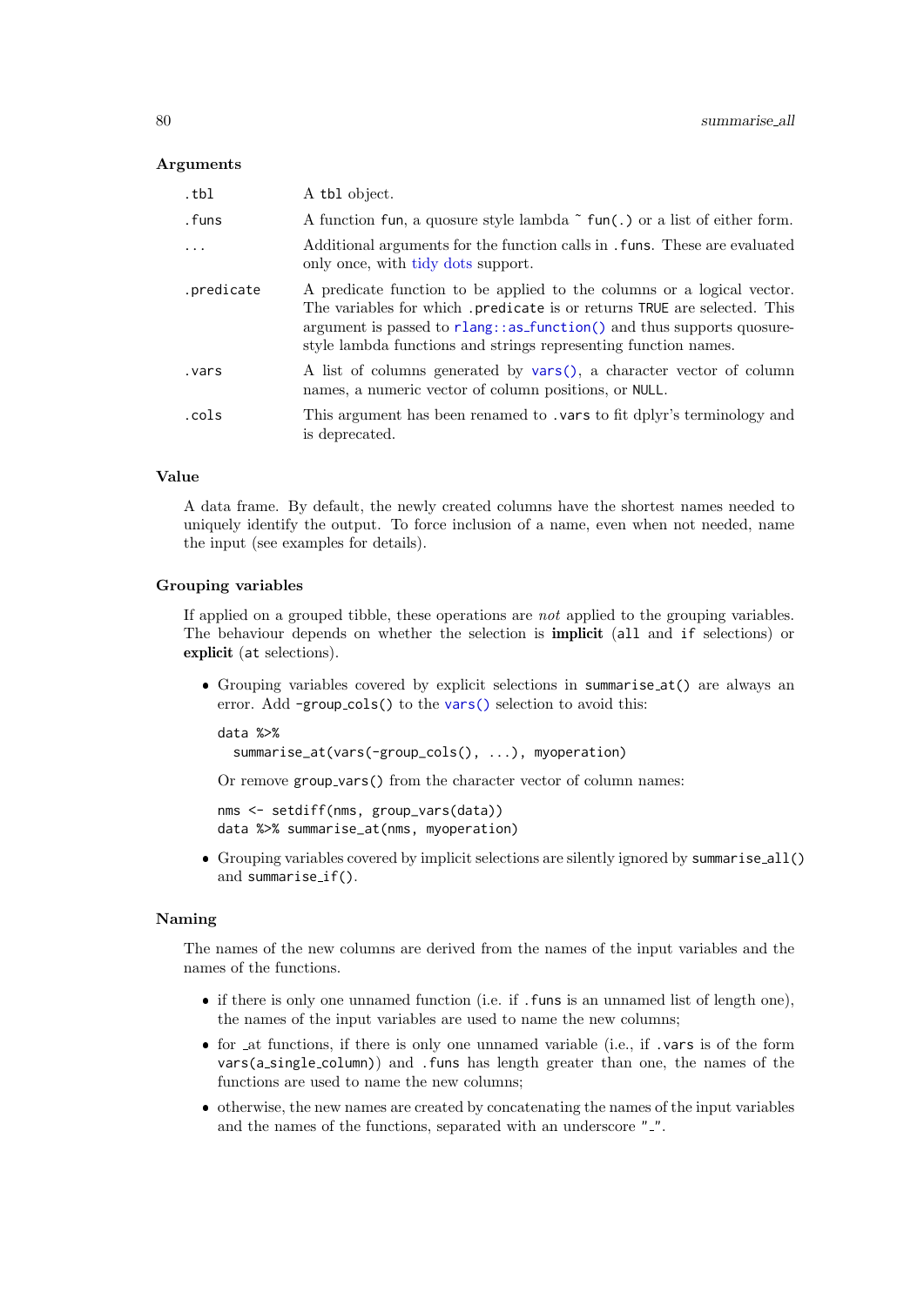### Arguments

| | |
|---|---|
| `.tbl` | A `tbl` object. |
| `.funs` | A function `fun`, a quosure style lambda `~ fun(.)` or a list of either form. |
| `...` | Additional arguments for the function calls in `.funs`. These are evaluated only once, with tidy dots support. |
| `.predicate` | A predicate function to be applied to the columns or a logical vector. The variables for which `.predicate` is or returns `TRUE` are selected. This argument is passed to `rlang::as_function()` and thus supports quosure-style lambda functions and strings representing function names. |
| `.vars` | A list of columns generated by `vars()`, a character vector of column names, a numeric vector of column positions, or `NULL`. |
| `.cols` | This argument has been renamed to `.vars` to fit dplyr's terminology and is deprecated. |

### Value

A data frame. By default, the newly created columns have the shortest names needed to uniquely identify the output. To force inclusion of a name, even when not needed, name the input (see examples for details).

### Grouping variables

If applied on a grouped tibble, these operations are *not* applied to the grouping variables. The behaviour depends on whether the selection is **implicit** (`all` and `if` selections) or **explicit** (`at` selections).

- Grouping variables covered by explicit selections in `summarise_at()` are always an error. Add `-group_cols()` to the `vars()` selection to avoid this:

  ```
  data %>%
    summarise_at(vars(-group_cols(), ...), myoperation)
  ```

  Or remove `group_vars()` from the character vector of column names:

  ```
  nms <- setdiff(nms, group_vars(data))
  data %>% summarise_at(nms, myoperation)
  ```

- Grouping variables covered by implicit selections are silently ignored by `summarise_all()` and `summarise_if()`.

### Naming

The names of the new columns are derived from the names of the input variables and the names of the functions.

- if there is only one unnamed function (i.e. if `.funs` is an unnamed list of length one), the names of the input variables are used to name the new columns;
- for _at functions, if there is only one unnamed variable (i.e., if `.vars` is of the form `vars(a_single_column)`) and `.funs` has length greater than one, the names of the functions are used to name the new columns;
- otherwise, the new names are created by concatenating the names of the input variables and the names of the functions, separated with an underscore `"_"`.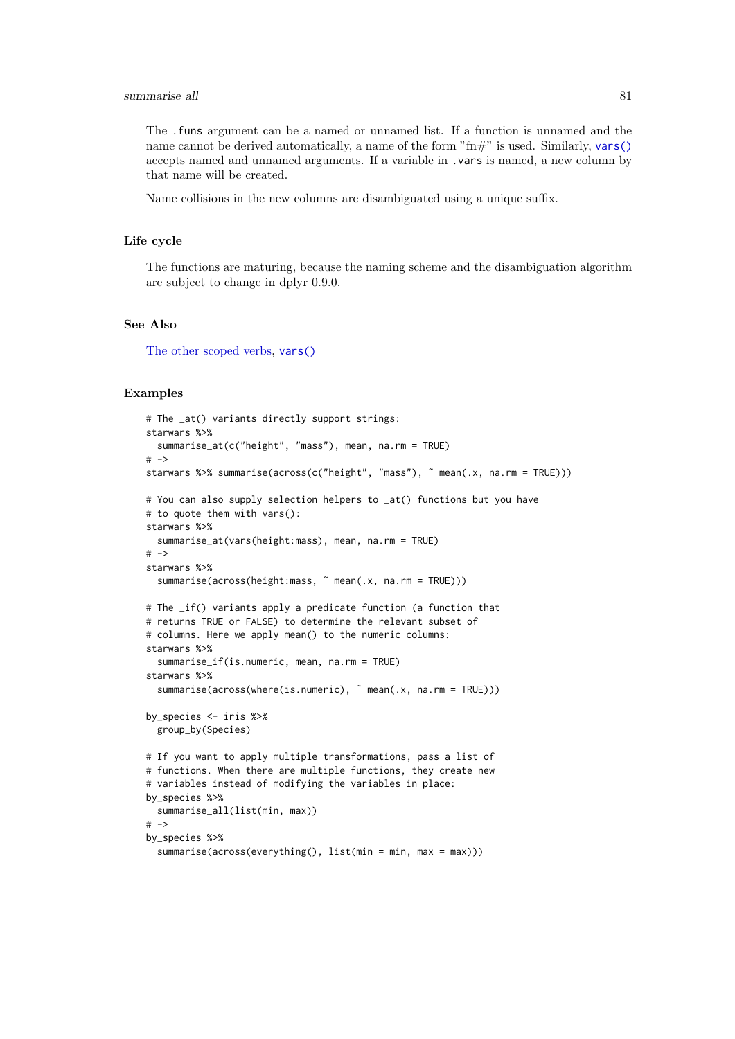The `.funs` argument can be a named or unnamed list. If a function is unnamed and the name cannot be derived automatically, a name of the form "fn#" is used. Similarly, `vars()` accepts named and unnamed arguments. If a variable in `.vars` is named, a new column by that name will be created.

Name collisions in the new columns are disambiguated using a unique suffix.

## Life cycle

The functions are maturing, because the naming scheme and the disambiguation algorithm are subject to change in dplyr 0.9.0.

## See Also

The other scoped verbs, `vars()`

## Examples

```
# The _at() variants directly support strings:
starwars %>%
  summarise_at(c("height", "mass"), mean, na.rm = TRUE)
# ->
starwars %>% summarise(across(c("height", "mass"), ~ mean(.x, na.rm = TRUE)))

# You can also supply selection helpers to _at() functions but you have
# to quote them with vars():
starwars %>%
  summarise_at(vars(height:mass), mean, na.rm = TRUE)
# ->
starwars %>%
  summarise(across(height:mass, ~ mean(.x, na.rm = TRUE)))

# The _if() variants apply a predicate function (a function that
# returns TRUE or FALSE) to determine the relevant subset of
# columns. Here we apply mean() to the numeric columns:
starwars %>%
  summarise_if(is.numeric, mean, na.rm = TRUE)
starwars %>%
  summarise(across(where(is.numeric), ~ mean(.x, na.rm = TRUE)))

by_species <- iris %>%
  group_by(Species)

# If you want to apply multiple transformations, pass a list of
# functions. When there are multiple functions, they create new
# variables instead of modifying the variables in place:
by_species %>%
  summarise_all(list(min, max))
# ->
by_species %>%
  summarise(across(everything(), list(min = min, max = max)))
```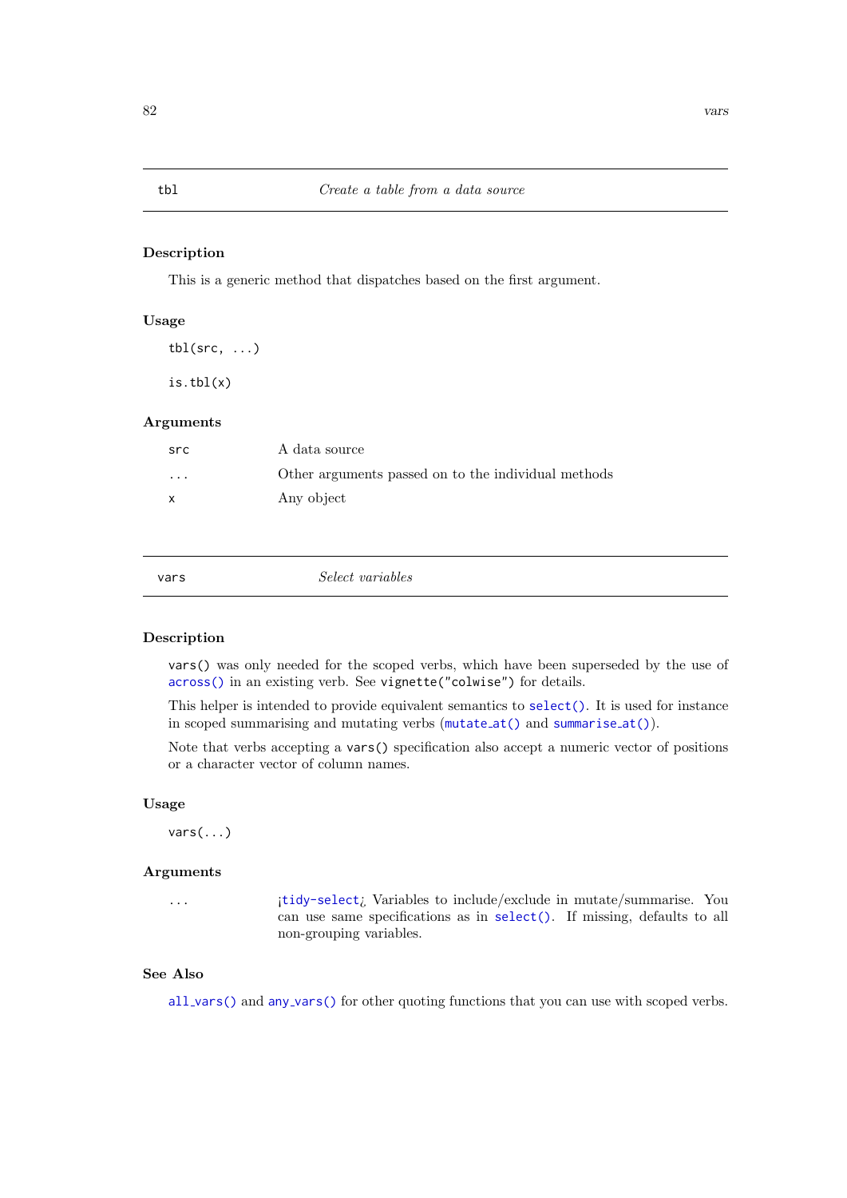## tbl — *Create a table from a data source*

### Description

This is a generic method that dispatches based on the first argument.

### Usage

```
tbl(src, ...)

is.tbl(x)
```

### Arguments

| | |
|---|---|
| `src` | A data source |
| `...` | Other arguments passed on to the individual methods |
| `x` | Any object |

## vars — *Select variables*

### Description

`vars()` was only needed for the scoped verbs, which have been superseded by the use of `across()` in an existing verb. See `vignette("colwise")` for details.

This helper is intended to provide equivalent semantics to `select()`. It is used for instance in scoped summarising and mutating verbs (`mutate_at()` and `summarise_at()`).

Note that verbs accepting a `vars()` specification also accept a numeric vector of positions or a character vector of column names.

### Usage

```
vars(...)
```

### Arguments

| | |
|---|---|
| `...` | <`tidy-select`> Variables to include/exclude in mutate/summarise. You can use same specifications as in `select()`. If missing, defaults to all non-grouping variables. |

### See Also

`all_vars()` and `any_vars()` for other quoting functions that you can use with scoped verbs.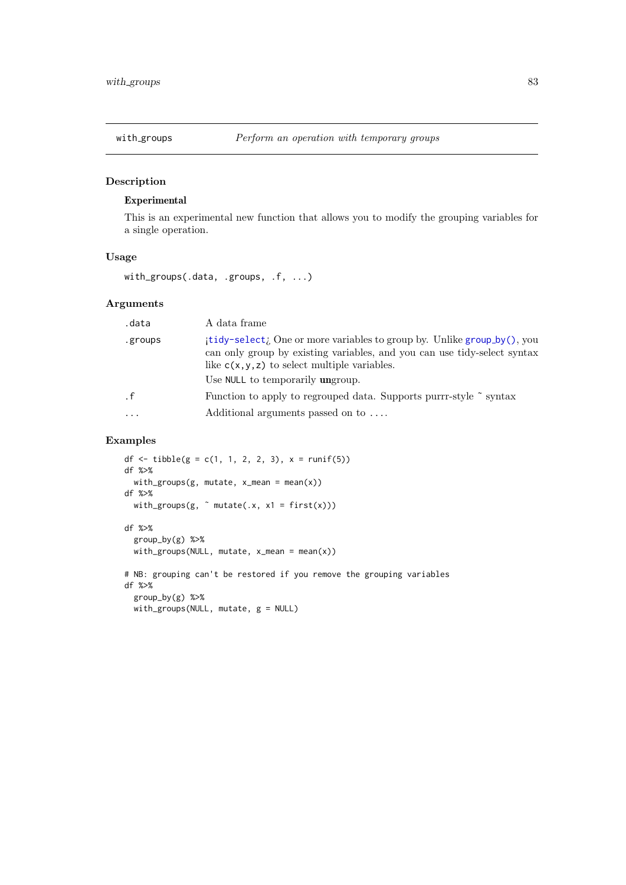## with_groups — *Perform an operation with temporary groups*

### Description

**Experimental**

This is an experimental new function that allows you to modify the grouping variables for a single operation.

### Usage

```
with_groups(.data, .groups, .f, ...)
```

### Arguments

| | |
|---|---|
| `.data` | A data frame |
| `.groups` | ¡`tidy-select`¿ One or more variables to group by. Unlike `group_by()`, you can only group by existing variables, and you can use tidy-select syntax like `c(x,y,z)` to select multiple variables.<br>Use `NULL` to temporarily **un**group. |
| `.f` | Function to apply to regrouped data. Supports purrr-style ~ syntax |
| `...` | Additional arguments passed on to .... |

### Examples

```
df <- tibble(g = c(1, 1, 2, 2, 3), x = runif(5))
df %>%
  with_groups(g, mutate, x_mean = mean(x))
df %>%
  with_groups(g, ~ mutate(.x, x1 = first(x)))

df %>%
  group_by(g) %>%
  with_groups(NULL, mutate, x_mean = mean(x))

# NB: grouping can't be restored if you remove the grouping variables
df %>%
  group_by(g) %>%
  with_groups(NULL, mutate, g = NULL)
```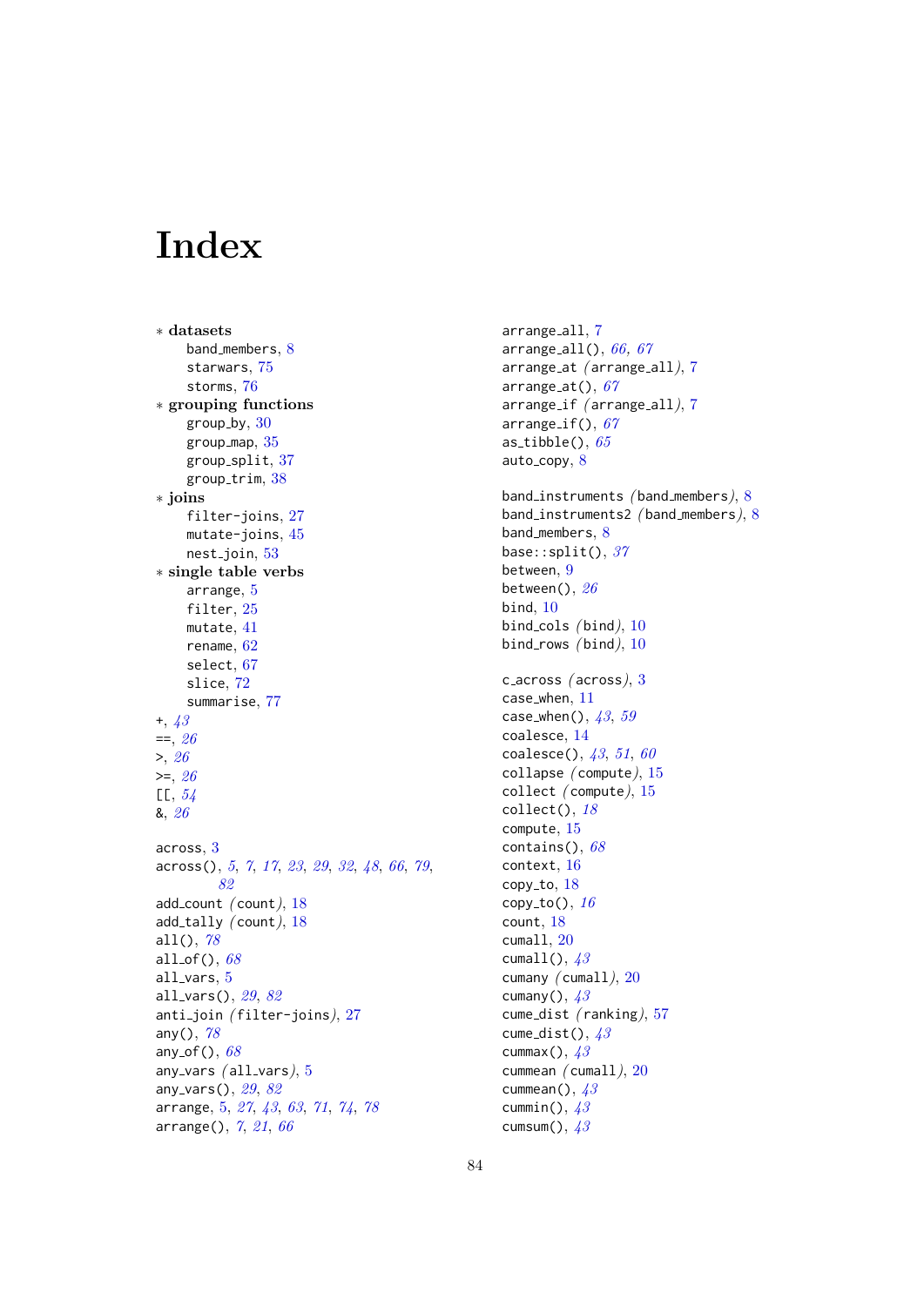# Index

∗ **datasets**
  band_members, 8
  starwars, 75
  storms, 76

∗ **grouping functions**
  group_by, 30
  group_map, 35
  group_split, 37
  group_trim, 38

∗ **joins**
  filter-joins, 27
  mutate-joins, 45
  nest_join, 53

∗ **single table verbs**
  arrange, 5
  filter, 25
  mutate, 41
  rename, 62
  select, 67
  slice, 72
  summarise, 77

+, *43*
==, *26*
>, *26*
>=, *26*
[[, *54*
&, *26*

across, 3
across(), *5*, *7*, *17*, *23*, *29*, *32*, *48*, *66*, *79*, *82*
add_count (count), 18
add_tally (count), 18
all(), *78*
all_of(), *68*
all_vars, 5
all_vars(), *29*, *82*
anti_join (filter-joins), 27
any(), *78*
any_of(), *68*
any_vars (all_vars), 5
any_vars(), *29*, *82*
arrange, 5, *27*, *43*, *63*, *71*, *74*, *78*
arrange(), *7*, *21*, *66*
arrange_all, 7
arrange_all(), *66*, *67*
arrange_at (arrange_all), 7
arrange_at(), *67*
arrange_if (arrange_all), 7
arrange_if(), *67*
as_tibble(), *65*
auto_copy, 8

band_instruments (band_members), 8
band_instruments2 (band_members), 8
band_members, 8
base::split(), *37*
between, 9
between(), *26*
bind, 10
bind_cols (bind), 10
bind_rows (bind), 10

c_across (across), 3
case_when, 11
case_when(), *43*, *59*
coalesce, 14
coalesce(), *43*, *51*, *60*
collapse (compute), 15
collect (compute), 15
collect(), *18*
compute, 15
contains(), *68*
context, 16
copy_to, 18
copy_to(), *16*
count, 18
cumall, 20
cumall(), *43*
cumany (cumall), 20
cumany(), *43*
cume_dist (ranking), 57
cume_dist(), *43*
cummax(), *43*
cummean (cumall), 20
cummean(), *43*
cummin(), *43*
cumsum(), *43*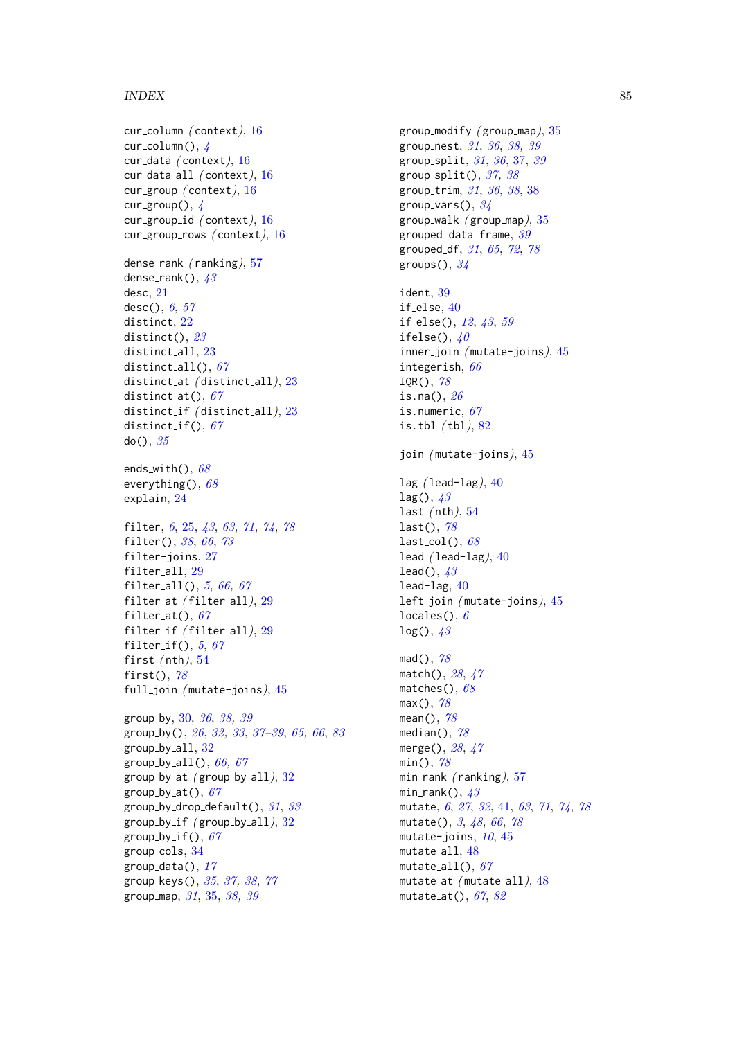cur_column (context), 16
cur_column(), 4
cur_data (context), 16
cur_data_all (context), 16
cur_group (context), 16
cur_group(), 4
cur_group_id (context), 16
cur_group_rows (context), 16

dense_rank (ranking), 57
dense_rank(), 43
desc, 21
desc(), 6, 57
distinct, 22
distinct(), 23
distinct_all, 23
distinct_all(), 67
distinct_at (distinct_all), 23
distinct_at(), 67
distinct_if (distinct_all), 23
distinct_if(), 67
do(), 35

ends_with(), 68
everything(), 68
explain, 24

filter, 6, 25, 43, 63, 71, 74, 78
filter(), 38, 66, 73
filter-joins, 27
filter_all, 29
filter_all(), 5, 66, 67
filter_at (filter_all), 29
filter_at(), 67
filter_if (filter_all), 29
filter_if(), 5, 67
first (nth), 54
first(), 78
full_join (mutate-joins), 45

group_by, 30, 36, 38, 39
group_by(), 26, 32, 33, 37–39, 65, 66, 83
group_by_all, 32
group_by_all(), 66, 67
group_by_at (group_by_all), 32
group_by_at(), 67
group_by_drop_default(), 31, 33
group_by_if (group_by_all), 32
group_by_if(), 67
group_cols, 34
group_data(), 17
group_keys(), 35, 37, 38, 77
group_map, 31, 35, 38, 39
group_modify (group_map), 35
group_nest, 31, 36, 38, 39
group_split, 31, 36, 37, 39
group_split(), 37, 38
group_trim, 31, 36, 38, 38
group_vars(), 34
group_walk (group_map), 35
grouped data frame, 39
grouped_df, 31, 65, 72, 78
groups(), 34

ident, 39
if_else, 40
if_else(), 12, 43, 59
ifelse(), 40
inner_join (mutate-joins), 45
integerish, 66
IQR(), 78
is.na(), 26
is.numeric, 67
is.tbl (tbl), 82

join (mutate-joins), 45

lag (lead-lag), 40
lag(), 43
last (nth), 54
last(), 78
last_col(), 68
lead (lead-lag), 40
lead(), 43
lead-lag, 40
left_join (mutate-joins), 45
locales(), 6
log(), 43

mad(), 78
match(), 28, 47
matches(), 68
max(), 78
mean(), 78
median(), 78
merge(), 28, 47
min(), 78
min_rank (ranking), 57
min_rank(), 43
mutate, 6, 27, 32, 41, 63, 71, 74, 78
mutate(), 3, 48, 66, 78
mutate-joins, 10, 45
mutate_all, 48
mutate_all(), 67
mutate_at (mutate_all), 48
mutate_at(), 67, 82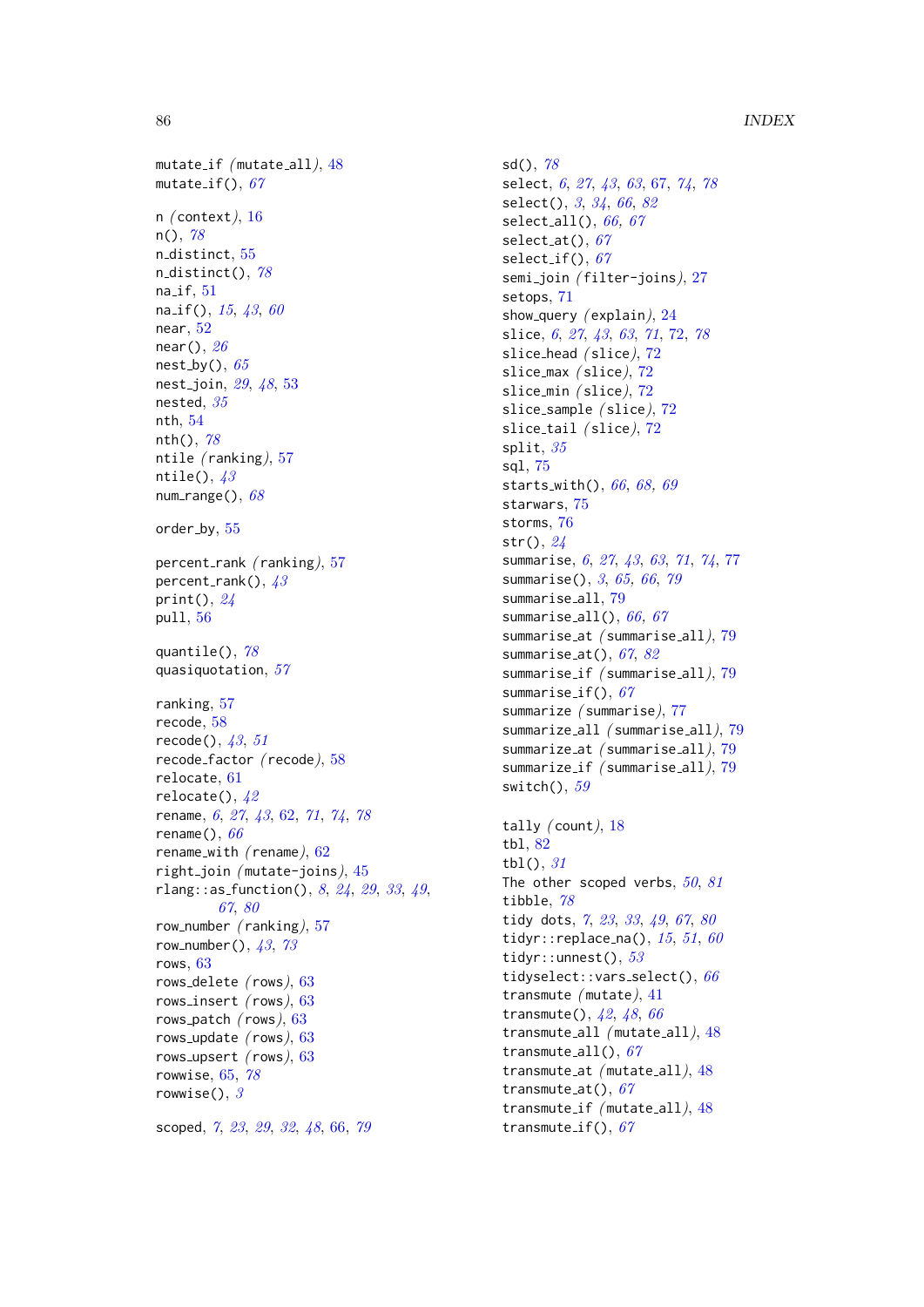mutate_if (mutate_all), 48
mutate_if(), *67*

n (context), 16
n(), *78*
n_distinct, 55
n_distinct(), *78*
na_if, 51
na_if(), *15*, *43*, *60*
near, 52
near(), *26*
nest_by(), *65*
nest_join, *29*, *48*, 53
nested, *35*
nth, 54
nth(), *78*
ntile (ranking), 57
ntile(), *43*
num_range(), *68*

order_by, 55

percent_rank (ranking), 57
percent_rank(), *43*
print(), *24*
pull, 56

quantile(), *78*
quasiquotation, *57*

ranking, 57
recode, 58
recode(), *43*, *51*
recode_factor (recode), 58
relocate, 61
relocate(), *42*
rename, *6*, *27*, *43*, 62, *71*, *74*, *78*
rename(), *66*
rename_with (rename), 62
right_join (mutate-joins), 45
rlang::as_function(), *8*, *24*, *29*, *33*, *49*, *67*, *80*
row_number (ranking), 57
row_number(), *43*, *73*
rows, 63
rows_delete (rows), 63
rows_insert (rows), 63
rows_patch (rows), 63
rows_update (rows), 63
rows_upsert (rows), 63
rowwise, 65, *78*
rowwise(), *3*

scoped, *7*, *23*, *29*, *32*, *48*, 66, *79*
sd(), *78*
select, *6*, *27*, *43*, *63*, 67, *74*, *78*
select(), *3*, *34*, *66*, *82*
select_all(), *66*, *67*
select_at(), *67*
select_if(), *67*
semi_join (filter-joins), 27
setops, 71
show_query (explain), 24
slice, *6*, *27*, *43*, *63*, *71*, 72, *78*
slice_head (slice), 72
slice_max (slice), 72
slice_min (slice), 72
slice_sample (slice), 72
slice_tail (slice), 72
split, *35*
sql, 75
starts_with(), *66*, *68*, *69*
starwars, 75
storms, 76
str(), *24*
summarise, *6*, *27*, *43*, *63*, *71*, *74*, 77
summarise(), *3*, *65*, *66*, *79*
summarise_all, 79
summarise_all(), *66*, *67*
summarise_at (summarise_all), 79
summarise_at(), *67*, *82*
summarise_if (summarise_all), 79
summarise_if(), *67*
summarize (summarise), 77
summarize_all (summarise_all), 79
summarize_at (summarise_all), 79
summarize_if (summarise_all), 79
switch(), *59*

tally (count), 18
tbl, 82
tbl(), *31*
The other scoped verbs, *50*, *81*
tibble, *78*
tidy dots, *7*, *23*, *33*, *49*, *67*, *80*
tidyr::replace_na(), *15*, *51*, *60*
tidyr::unnest(), *53*
tidyselect::vars_select(), *66*
transmute (mutate), 41
transmute(), *42*, *48*, *66*
transmute_all (mutate_all), 48
transmute_all(), *67*
transmute_at (mutate_all), 48
transmute_at(), *67*
transmute_if (mutate_all), 48
transmute_if(), *67*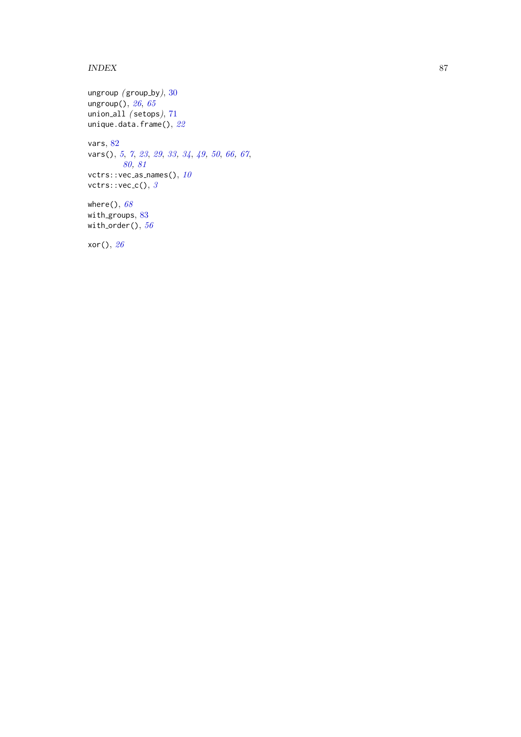ungroup (group_by), 30
ungroup(), *26*, *65*
union_all (setops), 71
unique.data.frame(), *22*

vars, 82
vars(), *5*, *7*, *23*, *29*, *33*, *34*, *49*, *50*, *66*, *67*, *80*, *81*
vctrs::vec_as_names(), *10*
vctrs::vec_c(), *3*

where(), *68*
with_groups, 83
with_order(), *56*

xor(), *26*